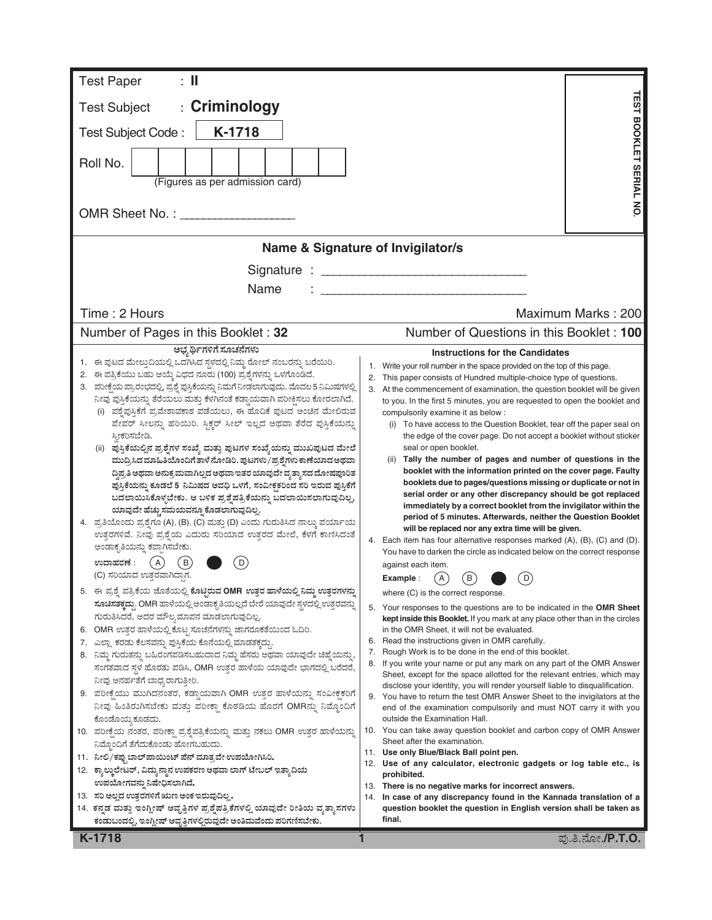Test Paper : **II**

Test Subject : **Criminology**

Test Subject Code : **K-1718**

Roll No. | | | | | | | | |

(Figures as per admission card)

OMR Sheet No. : ___________________

**TEST BOOKLET SERIAL NO.**

## Name & Signature of Invigilator/s

Signature : ______________________________

Name : ______________________________

Time : 2 Hours | Maximum Marks : 200

Number of Pages in this Booklet : 32 | Number of Questions in this Booklet : **100**

### ಅಭ್ಯರ್ಥಿಗಳಿಗೆ ಸೂಚನೆಗಳು

1. ಈ ಪುಟದ ಮೇಲ್ತುದಿಯಲ್ಲಿ ಒದಗಿಸಿದ ಸ್ಥಳದಲ್ಲಿ ನಿಮ್ಮ ರೋಲ್ ನಂಬರನ್ನು ಬರೆಯಿರಿ.
2. ಈ ಪತ್ರಿಕೆಯು ಬಹು ಆಯ್ಕೆ ವಿಧದ ನೂರು (100) ಪ್ರಶ್ನೆಗಳನ್ನು ಒಳಗೊಂಡಿದೆ.
3. ಪರೀಕ್ಷೆಯ ಪ್ರಾರಂಭದಲ್ಲಿ, ಪ್ರಶ್ನೆ ಪುಸ್ತಿಕೆಯನ್ನು ನಿಮಗೆ ನೀಡಲಾಗುವುದು. ಮೊದಲ 5 ನಿಮಿಷಗಳಲ್ಲಿ ನೀವು ಪುಸ್ತಿಕೆಯನ್ನು ತೆರೆಯಲು ಮತ್ತು ಕೆಳಗಿನಂತೆ ಕಡ್ಡಾಯವಾಗಿ ಪರೀಕ್ಷಿಸಲು ಕೋರಲಾಗಿದೆ.
   (i) ಪ್ರಶ್ನೆಪುಸ್ತಿಕೆಗೆ ಪ್ರವೇಶಾವಕಾಶ ಪಡೆಯಲು, ಈ ಹೊದಿಕೆ ಪುಟದ ಅಂಚಿನ ಮೇಲಿರುವ ಪೇಪರ್ ಸೀಲನ್ನು ಹರಿಯಿರಿ. ಸ್ಟಿಕ್ಕರ್ ಸೀಲ್ ಇಲ್ಲದ ಅಥವಾ ತೆರೆದ ಪುಸ್ತಿಕೆಯನ್ನು ಸ್ವೀಕರಿಸಬೇಡಿ.
   (ii) **ಪುಸ್ತಿಕೆಯಲ್ಲಿನ ಪ್ರಶ್ನೆಗಳ ಸಂಖ್ಯೆ ಮತ್ತು ಪುಟಗಳ ಸಂಖ್ಯೆಯನ್ನು ಮುಖಪುಟದ ಮೇಲೆ ಮುದ್ರಿಸಿದ ಮಾಹಿತಿಯೊಂದಿಗೆ ತಾಳೆ ನೋಡಿರಿ. ಪುಟಗಳು/ಪ್ರಶ್ನೆಗಳು ಕಾಣೆಯಾದ ಅಥವಾ ದ್ವಿಪ್ರತಿ ಅಥವಾ ಅನುಕ್ರಮವಾಗಿಲ್ಲದ ಅಥವಾ ಇತರ ಯಾವುದೇ ವ್ಯತ್ಯಾಸದ ದೋಷಪೂರಿತ ಪುಸ್ತಿಕೆಯನ್ನು ಕೂಡಲೆ 5 ನಿಮಿಷದ ಅವಧಿ ಒಳಗೆ, ಸಂವೀಕ್ಷಕರಿಂದ ಸರಿ ಇರುವ ಪುಸ್ತಿಕೆಗೆ ಬದಲಾಯಿಸಿಕೊಳ್ಳಬೇಕು. ಆ ಬಳಿಕ ಪ್ರಶ್ನೆಪತ್ರಿಕೆಯನ್ನು ಬದಲಾಯಿಸಲಾಗುವುದಿಲ್ಲ, ಯಾವುದೇ ಹೆಚ್ಚು ಸಮಯವನ್ನೂ ಕೊಡಲಾಗುವುದಿಲ್ಲ.**
4. ಪ್ರತಿಯೊಂದು ಪ್ರಶ್ನೆಗೂ (A), (B), (C) ಮತ್ತು (D) ಎಂದು ಗುರುತಿಸಿದ ನಾಲ್ಕು ಪರ್ಯಾಯ ಉತ್ತರಗಳಿವೆ. ನೀವು ಪ್ರಶ್ನೆಯ ಎದುರು ಸರಿಯಾದ ಉತ್ತರದ ಮೇಲೆ, ಕೆಳಗೆ ಕಾಣಿಸಿದಂತೆ ಅಂಡಾಕೃತಿಯನ್ನು ಕಪ್ಪಾಗಿಸಬೇಕು.
   **ಉದಾಹರಣೆ :** (A) (B) ● (D)
   (C) ಸರಿಯಾದ ಉತ್ತರವಾಗಿದ್ದಾಗ.
5. **ಈ ಪ್ರಶ್ನೆ ಪತ್ರಿಕೆಯ ಜೊತೆಯಲ್ಲಿ ಕೊಟ್ಟಿರುವ OMR ಉತ್ತರ ಹಾಳೆಯಲ್ಲಿ ನಿಮ್ಮ ಉತ್ತರಗಳನ್ನು ಸೂಚಿಸತಕ್ಕದ್ದು.** OMR ಹಾಳೆಯಲ್ಲಿ ಅಂಡಾಕೃತಿಯಲ್ಲದೆ ಬೇರೆ ಯಾವುದೇ ಸ್ಥಳದಲ್ಲಿ ಉತ್ತರವನ್ನು ಗುರುತಿಸಿದರೆ, ಅದರ ಮೌಲ್ಯಮಾಪನ ಮಾಡಲಾಗುವುದಿಲ್ಲ.
6. OMR ಉತ್ತರ ಹಾಳೆಯಲ್ಲಿ ಕೊಟ್ಟ ಸೂಚನೆಗಳನ್ನು ಜಾಗರೂಕತೆಯಿಂದ ಓದಿರಿ.
7. ಎಲ್ಲಾ ಕರಡು ಕೆಲಸವನ್ನು ಪುಸ್ತಿಕೆಯ ಕೊನೆಯಲ್ಲಿ ಮಾಡತಕ್ಕದ್ದು.
8. ನಿಮ್ಮ ಗುರುತನ್ನು ಬಹಿರಂಗಪಡಿಸಬಹುದಾದ ನಿಮ್ಮ ಹೆಸರು ಅಥವಾ ಯಾವುದೇ ಚಿಹ್ನೆಯನ್ನು, ಸಂಗತವಾದ ಸ್ಥಳ ಹೊರತು ಪಡಿಸಿ, OMR ಉತ್ತರ ಹಾಳೆಯ ಯಾವುದೇ ಭಾಗದಲ್ಲಿ ಬರೆದರೆ, ನೀವು ಅನರ್ಹತೆಗೆ ಬಾಧ್ಯರಾಗುತ್ತೀರಿ.
9. ಪರೀಕ್ಷೆಯು ಮುಗಿದನಂತರ, ಕಡ್ಡಾಯವಾಗಿ OMR ಉತ್ತರ ಹಾಳೆಯನ್ನು ಸಂವೀಕ್ಷಕರಿಗೆ ನೀವು ಹಿಂತಿರುಗಿಸಬೇಕು ಮತ್ತು ಪರೀಕ್ಷಾ ಕೊಠಡಿಯ ಹೊರಗೆ OMRನ್ನು ನಿಮ್ಮೊಂದಿಗೆ ಕೊಂಡೊಯ್ಯಕೂಡದು.
10. ಪರೀಕ್ಷೆಯ ನಂತರ, ಪರೀಕ್ಷಾ ಪ್ರಶ್ನೆಪತ್ರಿಕೆಯನ್ನು ಮತ್ತು ನಕಲು OMR ಉತ್ತರ ಹಾಳೆಯನ್ನು ನಿಮ್ಮೊಂದಿಗೆ ತೆಗೆದುಕೊಂಡು ಹೋಗಬಹುದು.
11. **ನೀಲಿ/ಕಪ್ಪು ಬಾಲ್‌ಪಾಯಿಂಟ್ ಪೆನ್ ಮಾತ್ರವೇ ಉಪಯೋಗಿಸಿರಿ.**
12. **ಕ್ಯಾಲ್ಕುಲೇಟರ್, ವಿದ್ಯುನ್ಮಾನ ಉಪಕರಣ ಅಥವಾ ಲಾಗ್ ಟೇಬಲ್ ಇತ್ಯಾದಿಯ ಉಪಯೋಗವನ್ನು ನಿಷೇಧಿಸಲಾಗಿದೆ.**
13. **ಸರಿ ಅಲ್ಲದ ಉತ್ತರಗಳಿಗೆ ಋಣ ಅಂಕ ಇರುವುದಿಲ್ಲ.**
14. **ಕನ್ನಡ ಮತ್ತು ಇಂಗ್ಲೀಷ್ ಆವೃತ್ತಿಗಳ ಪ್ರಶ್ನೆಪತ್ರಿಕೆಗಳಲ್ಲಿ ಯಾವುದೇ ರೀತಿಯ ವ್ಯತ್ಯಾಸಗಳು ಕಂಡುಬಂದಲ್ಲಿ, ಇಂಗ್ಲೀಷ್ ಆವೃತ್ತಿಗಳಲ್ಲಿರುವುದೇ ಅಂತಿಮವೆಂದು ಪರಿಗಣಿಸಬೇಕು.**

### Instructions for the Candidates

1. Write your roll number in the space provided on the top of this page.
2. This paper consists of Hundred multiple-choice type of questions.
3. At the commencement of examination, the question booklet will be given to you. In the first 5 minutes, you are requested to open the booklet and compulsorily examine it as below :
   (i) To have access to the Question Booklet, tear off the paper seal on the edge of the cover page. Do not accept a booklet without sticker seal or open booklet.
   (ii) **Tally the number of pages and number of questions in the booklet with the information printed on the cover page. Faulty booklets due to pages/questions missing or duplicate or not in serial order or any other discrepancy should be got replaced immediately by a correct booklet from the invigilator within the period of 5 minutes. Afterwards, neither the Question Booklet will be replaced nor any extra time will be given.**
4. Each item has four alternative responses marked (A), (B), (C) and (D). You have to darken the circle as indicated below on the correct response against each item.
   **Example** : (A) (B) ● (D)
   where (C) is the correct response.
5. Your responses to the questions are to be indicated in the **OMR Sheet kept inside this Booklet.** If you mark at any place other than in the circles in the OMR Sheet, it will not be evaluated.
6. Read the instructions given in OMR carefully.
7. Rough Work is to be done in the end of this booklet.
8. If you write your name or put any mark on any part of the OMR Answer Sheet, except for the space allotted for the relevant entries, which may disclose your identity, you will render yourself liable to disqualification.
9. You have to return the test OMR Answer Sheet to the invigilators at the end of the examination compulsorily and must NOT carry it with you outside the Examination Hall.
10. You can take away question booklet and carbon copy of OMR Answer Sheet after the examination.
11. **Use only Blue/Black Ball point pen.**
12. **Use of any calculator, electronic gadgets or log table etc., is prohibited.**
13. **There is no negative marks for incorrect answers.**
14. **In case of any discrepancy found in the Kannada translation of a question booklet the question in English version shall be taken as final.**

**K-1718** ಪು.ತಿ.ನೋ./P.T.O.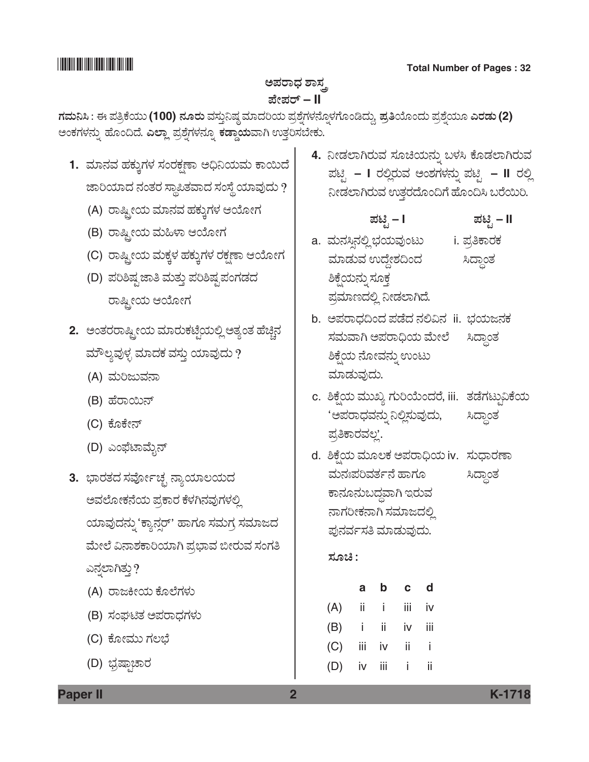# ಅಪರಾಧ ಶಾಸ್ತ್ರ

## ಪೇಪರ್ – II

**ಗಮನಿಸಿ :** ಈ ಪತ್ರಿಕೆಯು **(100) ನೂರು** ವಸ್ತುನಿಷ್ಠ ಮಾದರಿಯ ಪ್ರಶ್ನೆಗಳನ್ನೊಳಗೊಂಡಿದ್ದು **ಪ್ರತಿಯೊಂದು** ಪ್ರಶ್ನೆಯೂ **ಎರಡು (2)** ಅಂಕಗಳನ್ನು ಹೊಂದಿದೆ. **ಎಲ್ಲಾ** ಪ್ರಶ್ನೆಗಳನ್ನೂ **ಕಡ್ಡಾಯವಾಗಿ** ಉತ್ತರಿಸಬೇಕು.

**1.** ಮಾನವ ಹಕ್ಕುಗಳ ಸಂರಕ್ಷಣಾ ಅಧಿನಿಯಮ ಕಾಯಿದೆ ಜಾರಿಯಾದ ನಂತರ ಸ್ಥಾಪಿತವಾದ ಸಂಸ್ಥೆ ಯಾವುದು ?

(A) ರಾಷ್ಟ್ರೀಯ ಮಾನವ ಹಕ್ಕುಗಳ ಆಯೋಗ

(B) ರಾಷ್ಟ್ರೀಯ ಮಹಿಳಾ ಆಯೋಗ

(C) ರಾಷ್ಟ್ರೀಯ ಮಕ್ಕಳ ಹಕ್ಕುಗಳ ರಕ್ಷಣಾ ಆಯೋಗ

(D) ಪರಿಶಿಷ್ಟ ಜಾತಿ ಮತ್ತು ಪರಿಶಿಷ್ಟ ಪಂಗಡದ ರಾಷ್ಟ್ರೀಯ ಆಯೋಗ

**2.** ಅಂತರರಾಷ್ಟ್ರೀಯ ಮಾರುಕಟ್ಟೆಯಲ್ಲಿ ಅತ್ಯಂತ ಹೆಚ್ಚಿನ ಮೌಲ್ಯವುಳ್ಳ ಮಾದಕ ವಸ್ತು ಯಾವುದು ?

(A) ಮರಿಜುವನಾ

(B) ಹೆರಾಯಿನ್

(C) ಕೊಕೇನ್

(D) ಎಂಫೆಟಾಮೈನ್

**3.** ಭಾರತದ ಸರ್ವೋಚ್ಚ ನ್ಯಾಯಾಲಯದ ಅವಲೋಕನೆಯ ಪ್ರಕಾರ ಕೆಳಗಿನವುಗಳಲ್ಲಿ ಯಾವುದನ್ನು 'ಕ್ಯಾನ್ಸರ್' ಹಾಗೂ ಸಮಗ್ರ ಸಮಾಜದ ಮೇಲೆ ವಿನಾಶಕಾರಿಯಾಗಿ ಪ್ರಭಾವ ಬೀರುವ ಸಂಗತಿ ಎನ್ನಲಾಗಿತ್ತು ?

(A) ರಾಜಕೀಯ ಕೊಲೆಗಳು

(B) ಸಂಘಟಿತ ಅಪರಾಧಗಳು

(C) ಕೋಮು ಗಲಭೆ

(D) ಭ್ರಷ್ಟಾಚಾರ

**4.** ನೀಡಲಾಗಿರುವ ಸೂಚಿಯನ್ನು ಬಳಸಿ ಕೊಡಲಾಗಿರುವ ಪಟ್ಟಿ – I ರಲ್ಲಿರುವ ಅಂಶಗಳನ್ನು ಪಟ್ಟಿ – II ರಲ್ಲಿ ನೀಡಲಾಗಿರುವ ಉತ್ತರದೊಂದಿಗೆ ಹೊಂದಿಸಿ ಬರೆಯಿರಿ.

| ಪಟ್ಟಿ – I | ಪಟ್ಟಿ – II |
|---|---|
| a. ಮನಸ್ಸಿನಲ್ಲಿ ಭಯವುಂಟು ಮಾಡುವ ಉದ್ದೇಶದಿಂದ ಶಿಕ್ಷೆಯನ್ನು ಸೂಕ್ತ ಪ್ರಮಾಣದಲ್ಲಿ ನೀಡಲಾಗಿದೆ. | i. ಪ್ರತಿಕಾರಕ ಸಿದ್ಧಾಂತ |
| b. ಅಪರಾಧದಿಂದ ಪಡೆದ ನಲಿವಿನ ಸಮವಾಗಿ ಅಪರಾಧಿಯ ಮೇಲೆ ಶಿಕ್ಷೆಯ ನೋವನ್ನು ಉಂಟು ಮಾಡುವುದು. | ii. ಭಯಜನಕ ಸಿದ್ಧಾಂತ |
| c. ಶಿಕ್ಷೆಯ ಮುಖ್ಯ ಗುರಿಯೆಂದರೆ, 'ಅಪರಾಧವನ್ನು ನಿಲ್ಲಿಸುವುದು, ಪ್ರತಿಕಾರವಲ್ಲ'. | iii. ತಡೆಗಟ್ಟುವಿಕೆಯ ಸಿದ್ಧಾಂತ |
| d. ಶಿಕ್ಷೆಯ ಮೂಲಕ ಅಪರಾಧಿಯ ಮನಃಪರಿವರ್ತನೆ ಹಾಗೂ ಕಾನೂನುಬದ್ಧವಾಗಿ ಇರುವ ನಾಗರೀಕನಾಗಿ ಸಮಾಜದಲ್ಲಿ ಪುನರ್ವಸತಿ ಮಾಡುವುದು. | iv. ಸುಧಾರಣಾ ಸಿದ್ಧಾಂತ |

**ಸೂಚಿ :**

| | a | b | c | d |
|---|---|---|---|---|
| (A) | ii | i | iii | iv |
| (B) | i | ii | iv | iii |
| (C) | iii | iv | ii | i |
| (D) | iv | iii | i | ii |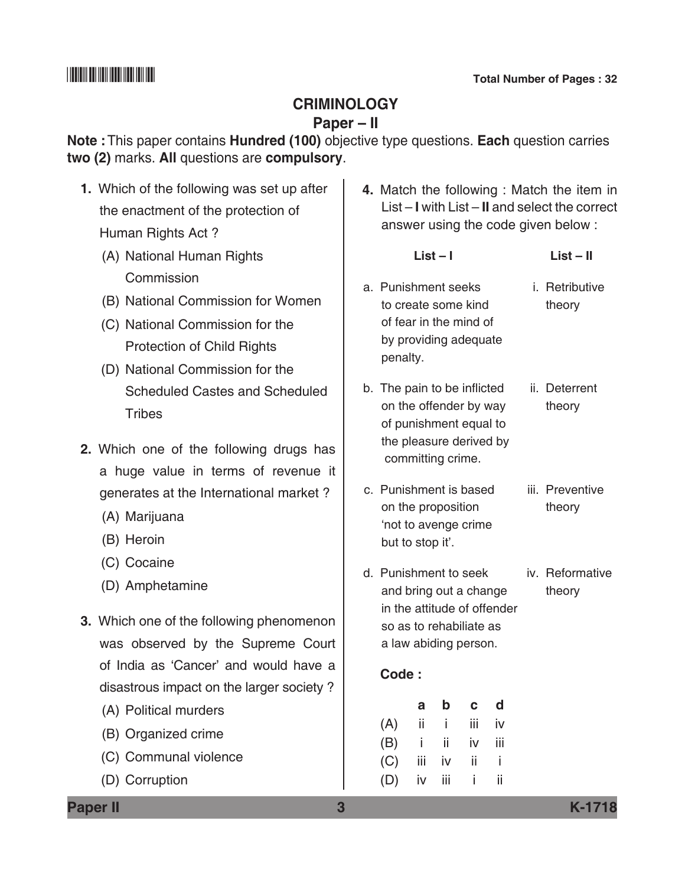# CRIMINOLOGY

## Paper – II

**Note :** This paper contains **Hundred (100)** objective type questions. **Each** question carries **two (2)** marks. **All** questions are **compulsory**.

**1.** Which of the following was set up after the enactment of the protection of Human Rights Act ?

(A) National Human Rights Commission

(B) National Commission for Women

(C) National Commission for the Protection of Child Rights

(D) National Commission for the Scheduled Castes and Scheduled Tribes

**2.** Which one of the following drugs has a huge value in terms of revenue it generates at the International market ?

(A) Marijuana

(B) Heroin

(C) Cocaine

(D) Amphetamine

**3.** Which one of the following phenomenon was observed by the Supreme Court of India as 'Cancer' and would have a disastrous impact on the larger society ?

(A) Political murders

(B) Organized crime

(C) Communal violence

(D) Corruption

**4.** Match the following : Match the item in List – **I** with List – **II** and select the correct answer using the code given below :

| List – I | List – II |
|---|---|
| a. Punishment seeks to create some kind of fear in the mind of by providing adequate penalty. | i. Retributive theory |
| b. The pain to be inflicted on the offender by way of punishment equal to the pleasure derived by committing crime. | ii. Deterrent theory |
| c. Punishment is based on the proposition 'not to avenge crime but to stop it'. | iii. Preventive theory |
| d. Punishment to seek and bring out a change in the attitude of offender so as to rehabiliate as a law abiding person. | iv. Reformative theory |

**Code :**

| | a | b | c | d |
|---|---|---|---|---|
| (A) | ii | i | iii | iv |
| (B) | i | ii | iv | iii |
| (C) | iii | iv | ii | i |
| (D) | iv | iii | i | ii |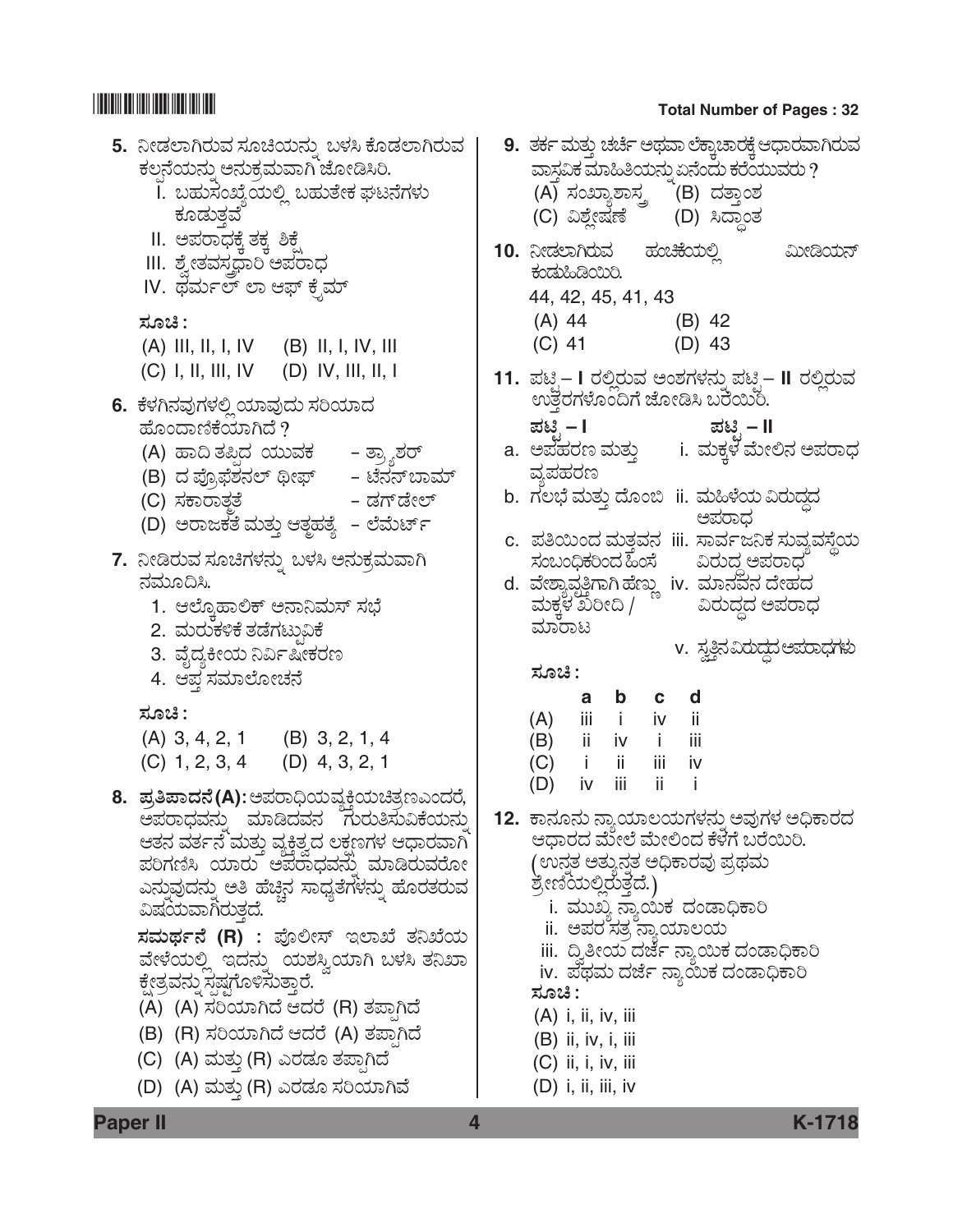**5.** ನೀಡಲಾಗಿರುವ ಸೂಚಿಯನ್ನು ಬಳಸಿ ಕೊಡಲಾಗಿರುವ ಕಲ್ಪನೆಯನ್ನು ಅನುಕ್ರಮವಾಗಿ ಜೋಡಿಸಿರಿ.

I. ಬಹುಸಂಖ್ಯೆಯಲ್ಲಿ ಬಹುತೇಕ ಘಟನೆಗಳು ಕೂಡುತ್ತವೆ
II. ಅಪರಾಧಕ್ಕೆ ತಕ್ಕ ಶಿಕ್ಷೆ
III. ಶ್ವೇತವಸ್ತ್ರಧಾರಿ ಅಪರಾಧ
IV. ಥರ್ಮಲ್ ಲಾ ಆಫ್ ಕ್ರೈಮ್

**ಸೂಚಿ :**

(A) III, II, I, IV (B) II, I, IV, III
(C) I, II, III, IV (D) IV, III, II, I

**6.** ಕೆಳಗಿನವುಗಳಲ್ಲಿ ಯಾವುದು ಸರಿಯಾದ ಹೊಂದಾಣಿಕೆಯಾಗಿದೆ ?

(A) ಹಾದಿ ತಪ್ಪಿದ ಯುವಕ – ತ್ರ್ಯಾಶರ್
(B) ದ ಪ್ರೊಫೆಶನಲ್ ಥೀಫ್ – ಟೆನನ್‌ಬಾಮ್
(C) ಸಕಾರಾತ್ಮತೆ – ಡಗ್‌ಡೇಲ್
(D) ಅರಾಜಕತೆ ಮತ್ತು ಆತ್ಮಹತ್ಯೆ – ಲೆಮರ್ಟ್

**7.** ನೀಡಿರುವ ಸೂಚಿಗಳನ್ನು ಬಳಸಿ ಅನುಕ್ರಮವಾಗಿ ನಮೂದಿಸಿ.

1. ಆಲ್ಕೊಹಾಲಿಕ್ ಅನಾನಿಮಸ್ ಸಭೆ
2. ಮರುಕಳಿಕೆ ತಡೆಗಟ್ಟುವಿಕೆ
3. ವೈದ್ಯಕೀಯ ನಿರ್ವಿಷೀಕರಣ
4. ಆಪ್ತ ಸಮಾಲೋಚನೆ

**ಸೂಚಿ :**

(A) 3, 4, 2, 1 (B) 3, 2, 1, 4
(C) 1, 2, 3, 4 (D) 4, 3, 2, 1

**8.** **ಪ್ರತಿಪಾದನೆ (A):** ಅಪರಾಧಿಯವ್ಯಕ್ತಿಯಚಿತ್ರಣಎಂದರೆ, ಅಪರಾಧವನ್ನು ಮಾಡಿದವನ ಗುರುತಿಸುವಿಕೆಯನ್ನು ಆತನ ವರ್ತನೆ ಮತ್ತು ವ್ಯಕ್ತಿತ್ವದ ಲಕ್ಷಣಗಳ ಆಧಾರವಾಗಿ ಪರಿಗಣಿಸಿ ಯಾರು ಅಪರಾಧವನ್ನು ಮಾಡಿರುವರೋ ಎನ್ನುವುದನ್ನು ಅತಿ ಹೆಚ್ಚಿನ ಸಾಧ್ಯತೆಗಳನ್ನು ಹೊರತರುವ ವಿಷಯವಾಗಿರುತ್ತದೆ.

**ಸಮರ್ಥನೆ (R) :** ಪೊಲೀಸ್ ಇಲಾಖೆ ತನಿಖೆಯ ವೇಳೆಯಲ್ಲಿ ಇದನ್ನು ಯಶಸ್ವಿಯಾಗಿ ಬಳಸಿ ತನಿಖಾ ಕ್ಷೇತ್ರವನ್ನು ಸ್ಪಷ್ಟಗೊಳಿಸುತ್ತಾರೆ.

(A) (A) ಸರಿಯಾಗಿದೆ ಆದರೆ (R) ತಪ್ಪಾಗಿದೆ
(B) (R) ಸರಿಯಾಗಿದೆ ಆದರೆ (A) ತಪ್ಪಾಗಿದೆ
(C) (A) ಮತ್ತು (R) ಎರಡೂ ತಪ್ಪಾಗಿದೆ
(D) (A) ಮತ್ತು (R) ಎರಡೂ ಸರಿಯಾಗಿವೆ

**9.** ತರ್ಕ ಮತ್ತು ಚರ್ಚೆ ಅಥವಾ ಲೆಕ್ಕಾಚಾರಕ್ಕೆ ಆಧಾರವಾಗಿರುವ ವಾಸ್ತವಿಕ ಮಾಹಿತಿಯನ್ನು ಏನೆಂದು ಕರೆಯುವರು ?

(A) ಸಂಖ್ಯಾಶಾಸ್ತ್ರ (B) ದತ್ತಾಂಶ
(C) ವಿಶ್ಲೇಷಣೆ (D) ಸಿದ್ಧಾಂತ

**10.** ನೀಡಲಾಗಿರುವ ಹಂಚಿಕೆಯಲ್ಲಿ ಮೀಡಿಯನ್ ಕಂಡುಹಿಡಿಯಿರಿ.

44, 42, 45, 41, 43

(A) 44 (B) 42
(C) 41 (D) 43

**11.** ಪಟ್ಟಿ – I ರಲ್ಲಿರುವ ಅಂಶಗಳನ್ನು ಪಟ್ಟಿ – II ರಲ್ಲಿರುವ ಉತ್ತರಗಳೊಂದಿಗೆ ಜೋಡಿಸಿ ಬರೆಯಿರಿ.

| ಪಟ್ಟಿ – I | ಪಟ್ಟಿ – II |
|---|---|
| a. ಅಪಹರಣ ಮತ್ತು ವ್ಯಪಹರಣ | i. ಮಕ್ಕಳ ಮೇಲಿನ ಅಪರಾಧ |
| b. ಗಲಭೆ ಮತ್ತು ದೊಂಬಿ | ii. ಮಹಿಳೆಯ ವಿರುದ್ಧದ ಅಪರಾಧ |
| c. ಪತಿಯಿಂದ ಮತ್ತವನ ಸಂಬಂಧಿಕರಿಂದ ಹಿಂಸೆ | iii. ಸಾರ್ವಜನಿಕ ಸುವ್ಯವಸ್ಥೆಯ ವಿರುದ್ಧ ಅಪರಾಧ |
| d. ವೇಶ್ಯಾವೃತ್ತಿಗಾಗಿ ಹೆಣ್ಣು ಮಕ್ಕಳ ಖರೀದಿ / ಮಾರಾಟ | iv. ಮಾನವನ ದೇಹದ ವಿರುದ್ಧದ ಅಪರಾಧ |
| | v. ಸ್ವತ್ತಿನ ವಿರುದ್ಧದ ಅಪರಾಧಗಳು |

**ಸೂಚಿ :**

| | a | b | c | d |
|---|---|---|---|---|
| (A) | iii | i | iv | ii |
| (B) | ii | iv | i | iii |
| (C) | i | ii | iii | iv |
| (D) | iv | iii | ii | i |

**12.** ಕಾನೂನು ನ್ಯಾಯಾಲಯಗಳನ್ನು ಅವುಗಳ ಅಧಿಕಾರದ ಆಧಾರದ ಮೇಲೆ ಮೇಲಿಂದ ಕೆಳಗೆ ಬರೆಯಿರಿ. (ಉನ್ನತ ಅತ್ಯುನ್ನತ ಅಧಿಕಾರವು ಪ್ರಥಮ ಶ್ರೇಣಿಯಲ್ಲಿರುತ್ತದೆ.)

i. ಮುಖ್ಯ ನ್ಯಾಯಿಕ ದಂಡಾಧಿಕಾರಿ
ii. ಅಪರ ಸತ್ರ ನ್ಯಾಯಾಲಯ
iii. ದ್ವಿತೀಯ ದರ್ಜೆ ನ್ಯಾಯಿಕ ದಂಡಾಧಿಕಾರಿ
iv. ಪ್ರಥಮ ದರ್ಜೆ ನ್ಯಾಯಿಕ ದಂಡಾಧಿಕಾರಿ

**ಸೂಚಿ :**

(A) i, ii, iv, iii
(B) ii, iv, i, iii
(C) ii, i, iv, iii
(D) i, ii, iii, iv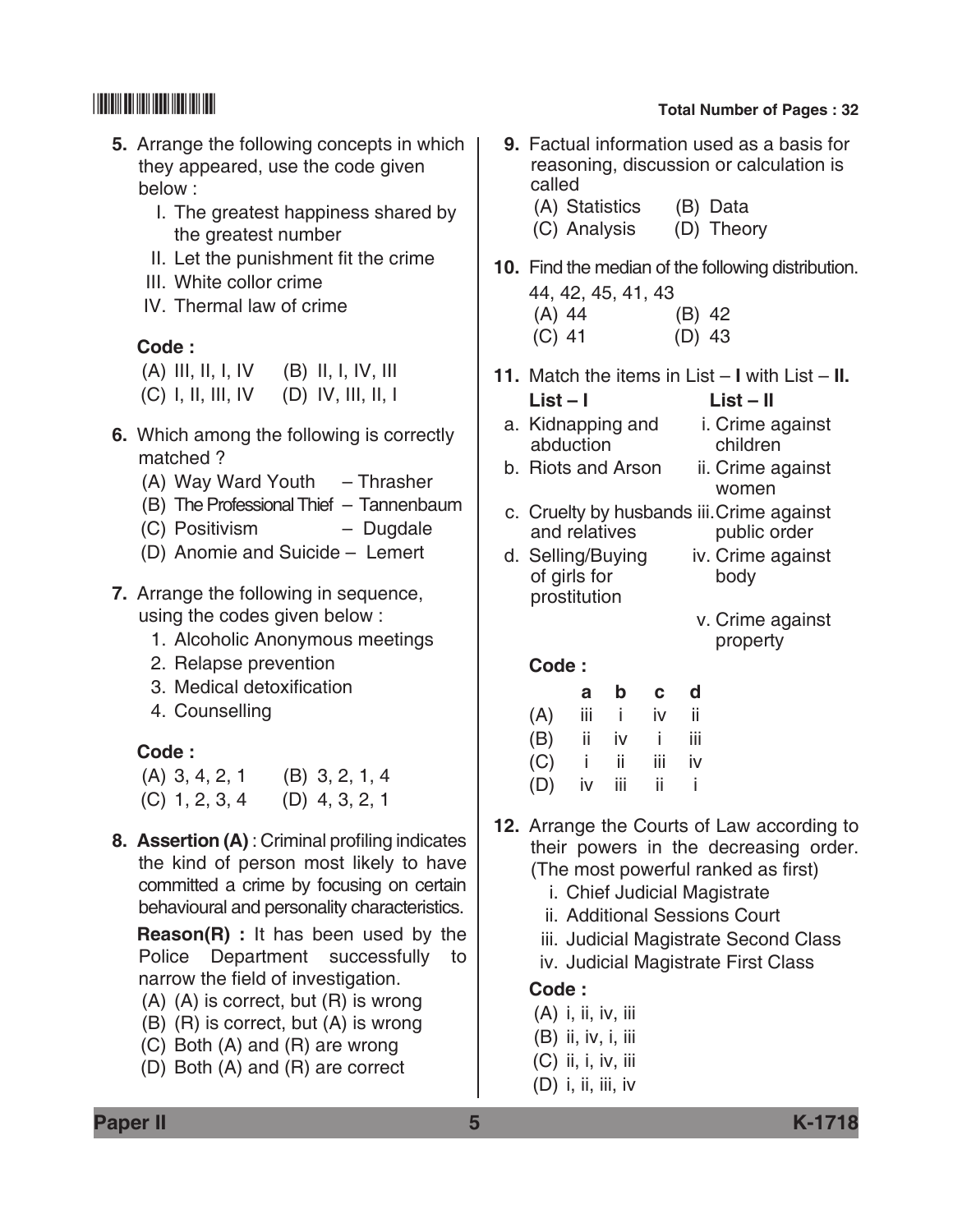**5.** Arrange the following concepts in which they appeared, use the code given below :

I. The greatest happiness shared by the greatest number
II. Let the punishment fit the crime
III. White collor crime
IV. Thermal law of crime

**Code :**

(A) III, II, I, IV (B) II, I, IV, III
(C) I, II, III, IV (D) IV, III, II, I

**6.** Which among the following is correctly matched ?

(A) Way Ward Youth – Thrasher
(B) The Professional Thief – Tannenbaum
(C) Positivism – Dugdale
(D) Anomie and Suicide – Lemert

**7.** Arrange the following in sequence, using the codes given below :

1. Alcoholic Anonymous meetings
2. Relapse prevention
3. Medical detoxification
4. Counselling

**Code :**

(A) 3, 4, 2, 1 (B) 3, 2, 1, 4
(C) 1, 2, 3, 4 (D) 4, 3, 2, 1

**8. Assertion (A)** : Criminal profiling indicates the kind of person most likely to have committed a crime by focusing on certain behavioural and personality characteristics.

**Reason(R) :** It has been used by the Police Department successfully to narrow the field of investigation.

(A) (A) is correct, but (R) is wrong
(B) (R) is correct, but (A) is wrong
(C) Both (A) and (R) are wrong
(D) Both (A) and (R) are correct

**9.** Factual information used as a basis for reasoning, discussion or calculation is called

(A) Statistics (B) Data
(C) Analysis (D) Theory

**10.** Find the median of the following distribution.

44, 42, 45, 41, 43

(A) 44 (B) 42
(C) 41 (D) 43

**11.** Match the items in List – **I** with List – **II.**

| List – I | List – II |
|---|---|
| a. Kidnapping and abduction | i. Crime against children |
| b. Riots and Arson | ii. Crime against women |
| c. Cruelty by husbands and relatives | iii. Crime against public order |
| d. Selling/Buying of girls for prostitution | iv. Crime against body |
| | v. Crime against property |

**Code :**

| | a | b | c | d |
|---|---|---|---|---|
| (A) | iii | i | iv | ii |
| (B) | ii | iv | i | iii |
| (C) | i | ii | iii | iv |
| (D) | iv | iii | ii | i |

**12.** Arrange the Courts of Law according to their powers in the decreasing order. (The most powerful ranked as first)

i. Chief Judicial Magistrate
ii. Additional Sessions Court
iii. Judicial Magistrate Second Class
iv. Judicial Magistrate First Class

**Code :**

(A) i, ii, iv, iii
(B) ii, iv, i, iii
(C) ii, i, iv, iii
(D) i, ii, iii, iv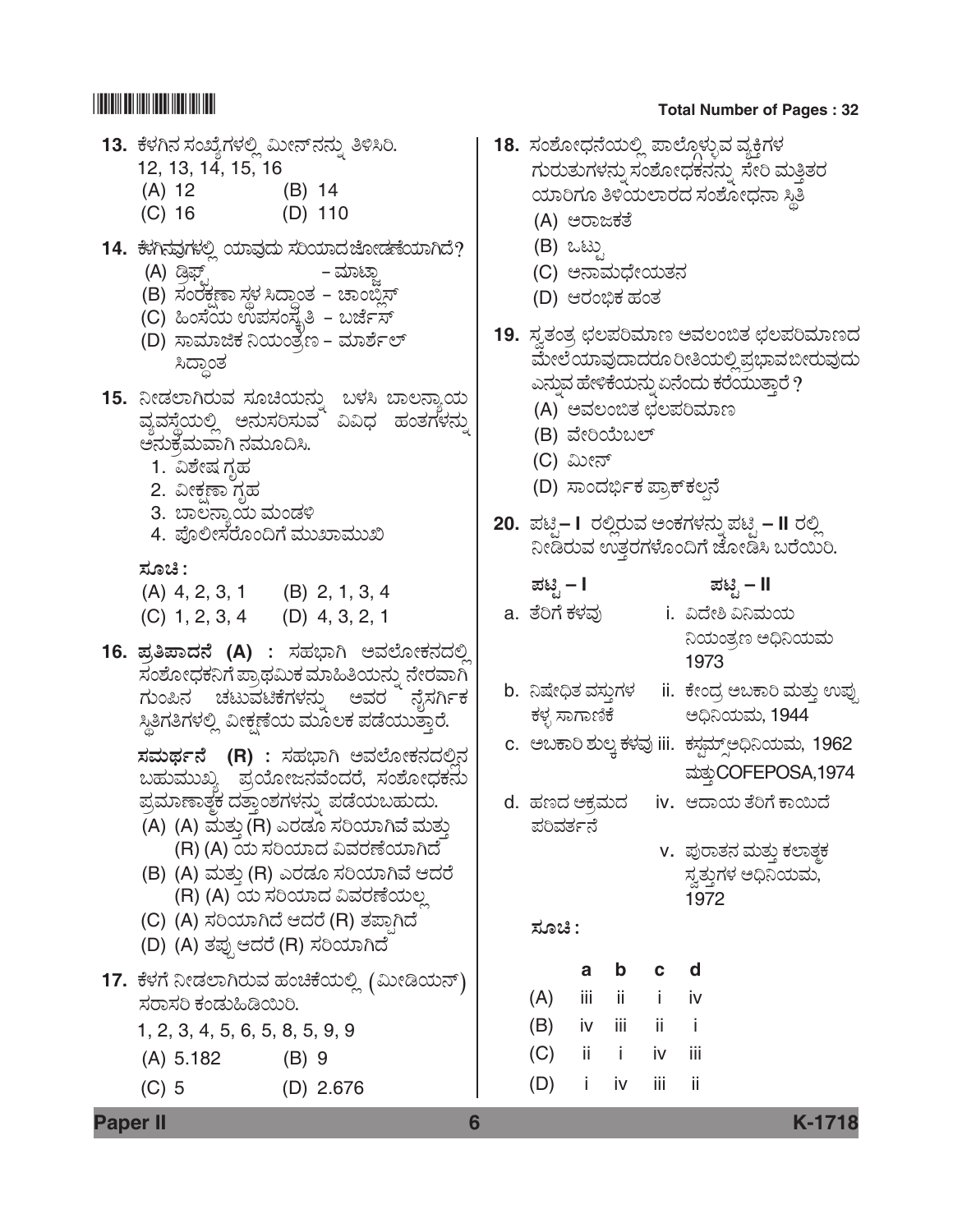**13.** ಕೆಳಗಿನ ಸಂಖ್ಯೆಗಳಲ್ಲಿ ಮೀನ್‌ನನ್ನು ತಿಳಿಸಿರಿ.

12, 13, 14, 15, 16

(A) 12 (B) 14

(C) 16 (D) 110

**14.** ಕೆಳಗಿನವುಗಳಲ್ಲಿ ಯಾವುದು ಸರಿಯಾದ ಜೋಡಣೆಯಾಗಿದೆ?

(A) ಡ್ರಿಫ್ಟ್ – ಮಾಟ್ಜಾ

(B) ಸಂರಕ್ಷಣಾ ಸ್ಥಳ ಸಿದ್ಧಾಂತ – ಚಾಂಬ್ಲಿಸ್

(C) ಹಿಂಸೆಯ ಉಪಸಂಸ್ಕೃತಿ – ಬರ್ಜೆಸ್

(D) ಸಾಮಾಜಿಕ ನಿಯಂತ್ರಣ – ಮಾರ್ಶಲ್ ಸಿದ್ಧಾಂತ

**15.** ನೀಡಲಾಗಿರುವ ಸೂಚಿಯನ್ನು ಬಳಸಿ ಬಾಲನ್ಯಾಯ ವ್ಯವಸ್ಥೆಯಲ್ಲಿ ಅನುಸರಿಸುವ ವಿವಿಧ ಹಂತಗಳನ್ನು ಅನುಕ್ರಮವಾಗಿ ನಮೂದಿಸಿ.

1. ವಿಶೇಷ ಗೃಹ
2. ವೀಕ್ಷಣಾ ಗೃಹ
3. ಬಾಲನ್ಯಾಯ ಮಂಡಳಿ
4. ಪೊಲೀಸರೊಂದಿಗೆ ಮುಖಾಮುಖಿ

**ಸೂಚಿ :**

(A) 4, 2, 3, 1 (B) 2, 1, 3, 4

(C) 1, 2, 3, 4 (D) 4, 3, 2, 1

**16. ಪ್ರತಿಪಾದನೆ (A) :** ಸಹಭಾಗಿ ಅವಲೋಕನದಲ್ಲಿ ಸಂಶೋಧಕನಿಗೆ ಪ್ರಾಥಮಿಕ ಮಾಹಿತಿಯನ್ನು ನೇರವಾಗಿ ಗುಂಪಿನ ಚಟುವಟಿಕೆಗಳನ್ನು ಅವರ ನೈಸರ್ಗಿಕ ಸ್ಥಿತಿಗತಿಗಳಲ್ಲಿ ವೀಕ್ಷಣೆಯ ಮೂಲಕ ಪಡೆಯುತ್ತಾರೆ.

**ಸಮರ್ಥನೆ (R) :** ಸಹಭಾಗಿ ಅವಲೋಕನದಲ್ಲಿನ ಬಹುಮುಖ್ಯ ಪ್ರಯೋಜನವೆಂದರೆ, ಸಂಶೋಧಕನು ಪ್ರಮಾಣಾತ್ಮಕ ದತ್ತಾಂಶಗಳನ್ನು ಪಡೆಯಬಹುದು.

(A) (A) ಮತ್ತು (R) ಎರಡೂ ಸರಿಯಾಗಿವೆ ಮತ್ತು (R) (A) ಯ ಸರಿಯಾದ ವಿವರಣೆಯಾಗಿದೆ

(B) (A) ಮತ್ತು (R) ಎರಡೂ ಸರಿಯಾಗಿವೆ ಆದರೆ (R) (A) ಯ ಸರಿಯಾದ ವಿವರಣೆಯಲ್ಲ

(C) (A) ಸರಿಯಾಗಿದೆ ಆದರೆ (R) ತಪ್ಪಾಗಿದೆ

(D) (A) ತಪ್ಪು ಆದರೆ (R) ಸರಿಯಾಗಿದೆ

**17.** ಕೆಳಗೆ ನೀಡಲಾಗಿರುವ ಹಂಚಿಕೆಯಲ್ಲಿ (ಮೀಡಿಯನ್) ಸರಾಸರಿ ಕಂಡುಹಿಡಿಯಿರಿ.

1, 2, 3, 4, 5, 6, 5, 8, 5, 9, 9

(A) 5.182 (B) 9

(C) 5 (D) 2.676

**18.** ಸಂಶೋಧನೆಯಲ್ಲಿ ಪಾಲ್ಗೊಳ್ಳುವ ವ್ಯಕ್ತಿಗಳ ಗುರುತುಗಳನ್ನು ಸಂಶೋಧಕನನ್ನು ಸೇರಿ ಮತ್ತಿತರ ಯಾರಿಗೂ ತಿಳಿಯಲಾರದ ಸಂಶೋಧನಾ ಸ್ಥಿತಿ

(A) ಅರಾಜಕತೆ

(B) ಒಟ್ಟು

(C) ಅನಾಮಧೇಯತನ

(D) ಆರಂಭಿಕ ಹಂತ

**19.** ಸ್ವತಂತ್ರ ಛಲಪರಿಮಾಣ ಅವಲಂಬಿತ ಛಲಪರಿಮಾಣದ ಮೇಲೆಯಾವುದಾದರೂ ರೀತಿಯಲ್ಲಿ ಪ್ರಭಾವ ಬೀರುವುದು ಎನ್ನುವ ಹೇಳಿಕೆಯನ್ನು ಏನೆಂದು ಕರೆಯುತ್ತಾರೆ ?

(A) ಅವಲಂಬಿತ ಛಲಪರಿಮಾಣ

(B) ವೇರಿಯೆಬಲ್

(C) ಮೀನ್

(D) ಸಾಂದರ್ಭಿಕ ಪ್ರಾಕ್‌ಕಲ್ಪನೆ

**20.** ಪಟ್ಟಿ – I ರಲ್ಲಿರುವ ಅಂಕಗಳನ್ನು ಪಟ್ಟಿ – II ರಲ್ಲಿ ನೀಡಿರುವ ಉತ್ತರಗಳೊಂದಿಗೆ ಜೋಡಿಸಿ ಬರೆಯಿರಿ.

| ಪಟ್ಟಿ – I | ಪಟ್ಟಿ – II |
|---|---|
| a. ತೆರಿಗೆ ಕಳವು | i. ವಿದೇಶಿ ವಿನಿಮಯ ನಿಯಂತ್ರಣ ಅಧಿನಿಯಮ 1973 |
| b. ನಿಷೇಧಿತ ವಸ್ತುಗಳ ಕಳ್ಳ ಸಾಗಾಣಿಕೆ | ii. ಕೇಂದ್ರ ಅಬಕಾರಿ ಮತ್ತು ಉಪ್ಪು ಅಧಿನಿಯಮ, 1944 |
| c. ಅಬಕಾರಿ ಶುಲ್ಕ ಕಳವು | iii. ಕಸ್ಟಮ್ಸ್ ಅಧಿನಿಯಮ, 1962 ಮತ್ತು COFEPOSA, 1974 |
| d. ಹಣದ ಅಕ್ರಮದ ಪರಿವರ್ತನೆ | iv. ಆದಾಯ ತೆರಿಗೆ ಕಾಯಿದೆ |
| | v. ಪುರಾತನ ಮತ್ತು ಕಲಾತ್ಮಕ ಸ್ವತ್ತುಗಳ ಅಧಿನಿಯಮ, 1972 |

**ಸೂಚಿ :**

| | a | b | c | d |
|---|---|---|---|---|
| (A) | iii | ii | i | iv |
| (B) | iv | iii | ii | i |
| (C) | ii | i | iv | iii |
| (D) | i | iv | iii | ii |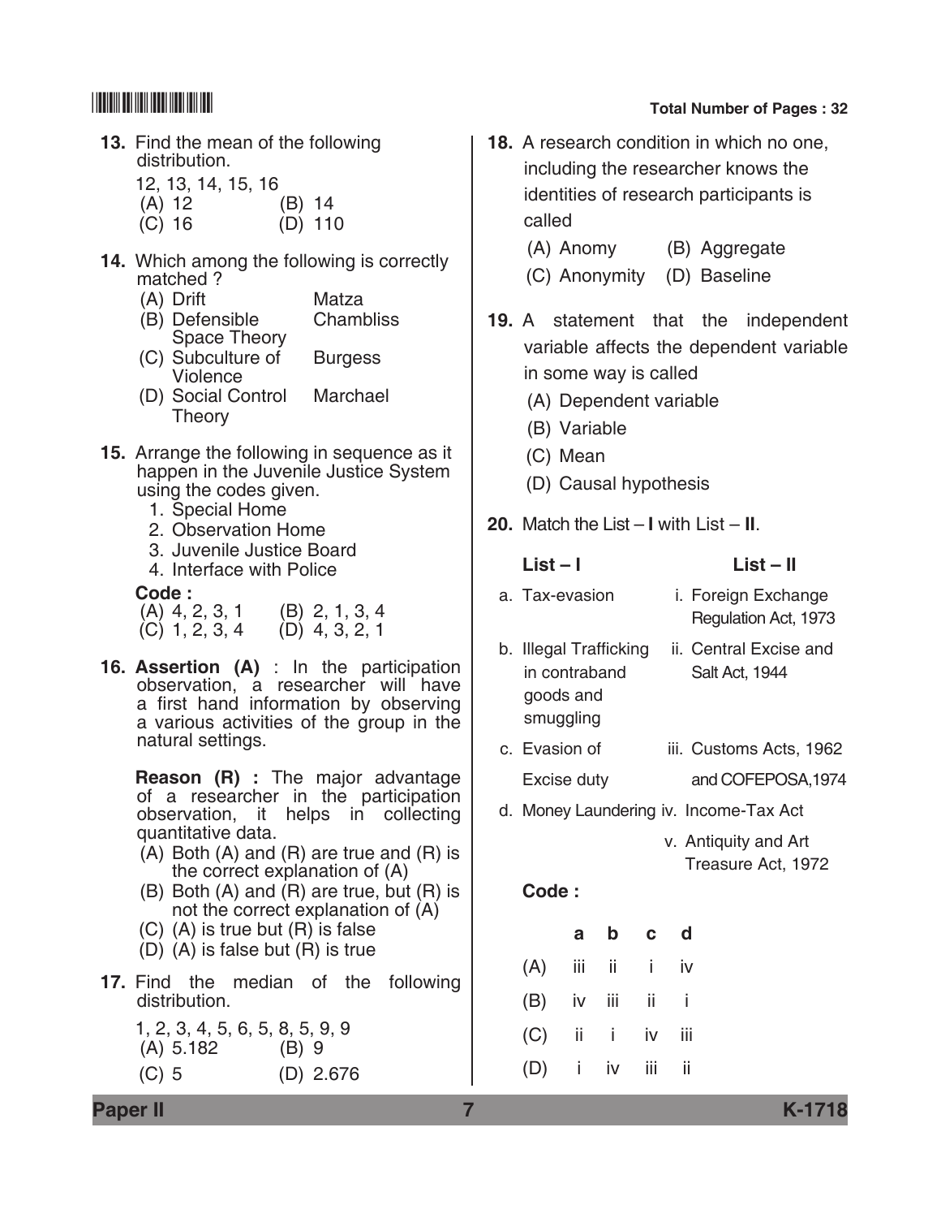**13.** Find the mean of the following distribution.

12, 13, 14, 15, 16

(A) 12 (B) 14

(C) 16 (D) 110

**14.** Which among the following is correctly matched ?

(A) Drift — Matza

(B) Defensible Space Theory — Chambliss

(C) Subculture of Violence — Burgess

(D) Social Control Theory — Marchael

**15.** Arrange the following in sequence as it happen in the Juvenile Justice System using the codes given.

1. Special Home
2. Observation Home
3. Juvenile Justice Board
4. Interface with Police

**Code :**

(A) 4, 2, 3, 1 (B) 2, 1, 3, 4

(C) 1, 2, 3, 4 (D) 4, 3, 2, 1

**16. Assertion (A)** : In the participation observation, a researcher will have a first hand information by observing a various activities of the group in the natural settings.

**Reason (R) :** The major advantage of a researcher in the participation observation, it helps in collecting quantitative data.

(A) Both (A) and (R) are true and (R) is the correct explanation of (A)

(B) Both (A) and (R) are true, but (R) is not the correct explanation of (A)

(C) (A) is true but (R) is false

(D) (A) is false but (R) is true

**17.** Find the median of the following distribution.

1, 2, 3, 4, 5, 6, 5, 8, 5, 9, 9

(A) 5.182 (B) 9

(C) 5 (D) 2.676

**18.** A research condition in which no one, including the researcher knows the identities of research participants is called

(A) Anomy (B) Aggregate

(C) Anonymity (D) Baseline

**19.** A statement that the independent variable affects the dependent variable in some way is called

(A) Dependent variable

(B) Variable

(C) Mean

(D) Causal hypothesis

**20.** Match the List – **I** with List – **II**.

| **List – I** | **List – II** |
|---|---|
| a. Tax-evasion | i. Foreign Exchange Regulation Act, 1973 |
| b. Illegal Trafficking in contraband goods and smuggling | ii. Central Excise and Salt Act, 1944 |
| c. Evasion of Excise duty | iii. Customs Acts, 1962 and COFEPOSA,1974 |
| d. Money Laundering | iv. Income-Tax Act |
| | v. Antiquity and Art Treasure Act, 1972 |

**Code :**

| | **a** | **b** | **c** | **d** |
|---|---|---|---|---|
| (A) | iii | ii | i | iv |
| (B) | iv | iii | ii | i |
| (C) | ii | i | iv | iii |
| (D) | i | iv | iii | ii |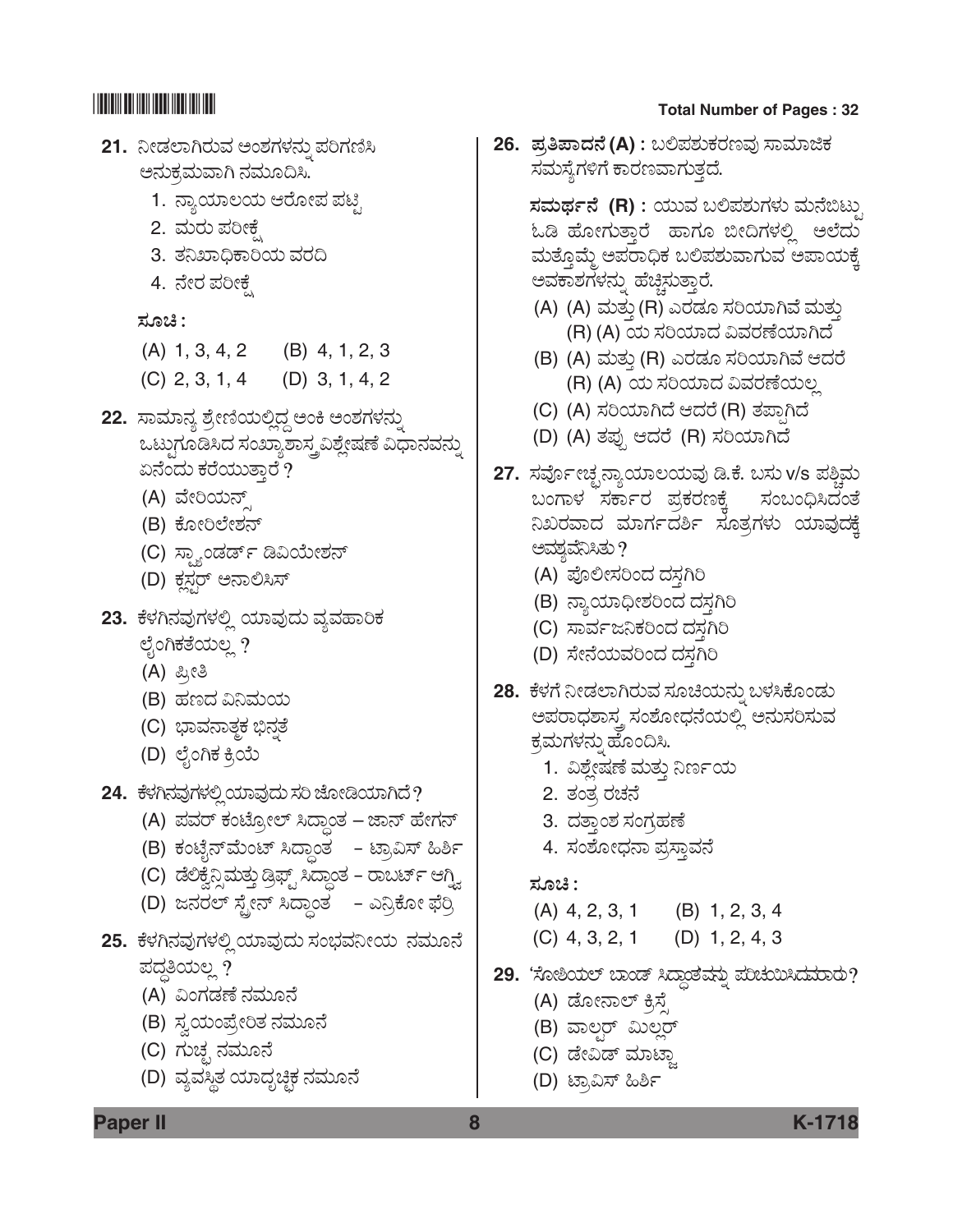**21.** ನೀಡಲಾಗಿರುವ ಅಂಶಗಳನ್ನು ಪರಿಗಣಿಸಿ ಅನುಕ್ರಮವಾಗಿ ನಮೂದಿಸಿ.

1. ನ್ಯಾಯಾಲಯ ಆರೋಪ ಪಟ್ಟಿ
2. ಮರು ಪರೀಕ್ಷೆ
3. ತನಿಖಾಧಿಕಾರಿಯ ವರದಿ
4. ನೇರ ಪರೀಕ್ಷೆ

**ಸೂಚಿ :**

(A) 1, 3, 4, 2 (B) 4, 1, 2, 3

(C) 2, 3, 1, 4 (D) 3, 1, 4, 2

**22.** ಸಾಮಾನ್ಯ ಶ್ರೇಣಿಯಲ್ಲಿದ್ದ ಅಂಕಿ ಅಂಶಗಳನ್ನು ಒಟ್ಟುಗೂಡಿಸಿದ ಸಂಖ್ಯಾಶಾಸ್ತ್ರ ವಿಶ್ಲೇಷಣೆ ವಿಧಾನವನ್ನು ಏನೆಂದು ಕರೆಯುತ್ತಾರೆ ?

(A) ವೇರಿಯನ್ಸ್

(B) ಕೋರಿಲೇಶನ್

(C) ಸ್ಟ್ಯಾಂಡರ್ಡ್ ಡಿವಿಯೇಶನ್

(D) ಕ್ಲಸ್ಟರ್ ಅನಾಲಿಸಿಸ್

**23.** ಕೆಳಗಿನವುಗಳಲ್ಲಿ ಯಾವುದು ವ್ಯವಹಾರಿಕ ಲೈಂಗಿಕತೆಯಲ್ಲ ?

(A) ಪ್ರೀತಿ

(B) ಹಣದ ವಿನಿಮಯ

(C) ಭಾವನಾತ್ಮಕ ಭಿನ್ನತೆ

(D) ಲೈಂಗಿಕ ಕ್ರಿಯೆ

**24.** ಕೆಳಗಿನವುಗಳಲ್ಲಿಯಾವುದು ಸರಿ ಜೋಡಿಯಾಗಿದೆ ?

(A) ಪವರ್ ಕಂಟ್ರೋಲ್ ಸಿದ್ಧಾಂತ – ಜಾನ್ ಹೇಗನ್

(B) ಕಂಟೈನ್‌ಮೆಂಟ್ ಸಿದ್ಧಾಂತ – ಟ್ರಾವಿಸ್ ಹಿರ್ಶಿ

(C) ಡೆಲಿಕ್ವೆನ್ಸಿ ಮತ್ತು ಡ್ರಿಫ್ಟ್ ಸಿದ್ಧಾಂತ – ರಾಬರ್ಟ್ ಆಗ್ನ್ಯೂ

(D) ಜನರಲ್ ಸ್ಟ್ರೇನ್ ಸಿದ್ಧಾಂತ – ಎನ್ರಿಕೋ ಫೆರ್ರಿ

**25.** ಕೆಳಗಿನವುಗಳಲ್ಲಿಯಾವುದು ಸಂಭವನೀಯ ನಮೂನೆ ಪದ್ಧತಿಯಲ್ಲ ?

(A) ವಿಂಗಡಣೆ ನಮೂನೆ

(B) ಸ್ವಯಂಪ್ರೇರಿತ ನಮೂನೆ

(C) ಗುಚ್ಛ ನಮೂನೆ

(D) ವ್ಯವಸ್ಥಿತ ಯಾದೃಚ್ಛಿಕ ನಮೂನೆ

**26.** **ಪ್ರತಿಪಾದನೆ (A) :** ಬಲಿಪಶುಕರಣವು ಸಾಮಾಜಿಕ ಸಮಸ್ಯೆಗಳಿಗೆ ಕಾರಣವಾಗುತ್ತದೆ.

**ಸಮರ್ಥನೆ (R) :** ಯುವ ಬಲಿಪಶುಗಳು ಮನೆಬಿಟ್ಟು ಓಡಿ ಹೋಗುತ್ತಾರೆ ಹಾಗೂ ಬೀದಿಗಳಲ್ಲಿ ಅಲೆದು ಮತ್ತೊಮ್ಮೆ ಅಪರಾಧಿಕ ಬಲಿಪಶುವಾಗುವ ಅಪಾಯಕ್ಕೆ ಅವಕಾಶಗಳನ್ನು ಹೆಚ್ಚಿಸುತ್ತಾರೆ.

(A) (A) ಮತ್ತು (R) ಎರಡೂ ಸರಿಯಾಗಿವೆ ಮತ್ತು (R) (A) ಯ ಸರಿಯಾದ ವಿವರಣೆಯಾಗಿದೆ

(B) (A) ಮತ್ತು (R) ಎರಡೂ ಸರಿಯಾಗಿವೆ ಆದರೆ (R) (A) ಯ ಸರಿಯಾದ ವಿವರಣೆಯಲ್ಲ

(C) (A) ಸರಿಯಾಗಿದೆ ಆದರೆ (R) ತಪ್ಪಾಗಿದೆ

(D) (A) ತಪ್ಪು ಆದರೆ (R) ಸರಿಯಾಗಿದೆ

**27.** ಸರ್ವೋಚ್ಚ ನ್ಯಾಯಾಲಯವು ಡಿ.ಕೆ. ಬಸು v/s ಪಶ್ಚಿಮ ಬಂಗಾಳ ಸರ್ಕಾರ ಪ್ರಕರಣಕ್ಕೆ ಸಂಬಂಧಿಸಿದಂತೆ ನಿಖರವಾದ ಮಾರ್ಗದರ್ಶಿ ಸೂತ್ರಗಳು ಯಾವುದಕ್ಕೆ ಅವಶ್ಯವೆನಿಸಿತು ?

(A) ಪೊಲೀಸರಿಂದ ದಸ್ತಗಿರಿ

(B) ನ್ಯಾಯಾಧೀಶರಿಂದ ದಸ್ತಗಿರಿ

(C) ಸಾರ್ವಜನಿಕರಿಂದ ದಸ್ತಗಿರಿ

(D) ಸೇನೆಯವರಿಂದ ದಸ್ತಗಿರಿ

**28.** ಕೆಳಗೆ ನೀಡಲಾಗಿರುವ ಸೂಚಿಯನ್ನು ಬಳಸಿಕೊಂಡು ಅಪರಾಧಶಾಸ್ತ್ರ ಸಂಶೋಧನೆಯಲ್ಲಿ ಅನುಸರಿಸುವ ಕ್ರಮಗಳನ್ನು ಹೊಂದಿಸಿ.

1. ವಿಶ್ಲೇಷಣೆ ಮತ್ತು ನಿರ್ಣಯ
2. ತಂತ್ರ ರಚನೆ
3. ದತ್ತಾಂಶ ಸಂಗ್ರಹಣೆ
4. ಸಂಶೋಧನಾ ಪ್ರಸ್ತಾವನೆ

**ಸೂಚಿ :**

(A) 4, 2, 3, 1 (B) 1, 2, 3, 4

(C) 4, 3, 2, 1 (D) 1, 2, 4, 3

**29.** 'ಸೋಶಿಯಲ್ ಬಾಂಡ್' ಸಿದ್ಧಾಂತವನ್ನು ಪರಿಚಯಿಸಿದವರಾರು ?

(A) ಡೋನಾಲ್ ಕ್ರಿಸ್ಸೆ

(B) ವಾಲ್ಟರ್ ಮಿಲ್ಲರ್

(C) ಡೇವಿಡ್ ಮಾಟ್ಜಾ

(D) ಟ್ರಾವಿಸ್ ಹಿರ್ಶಿ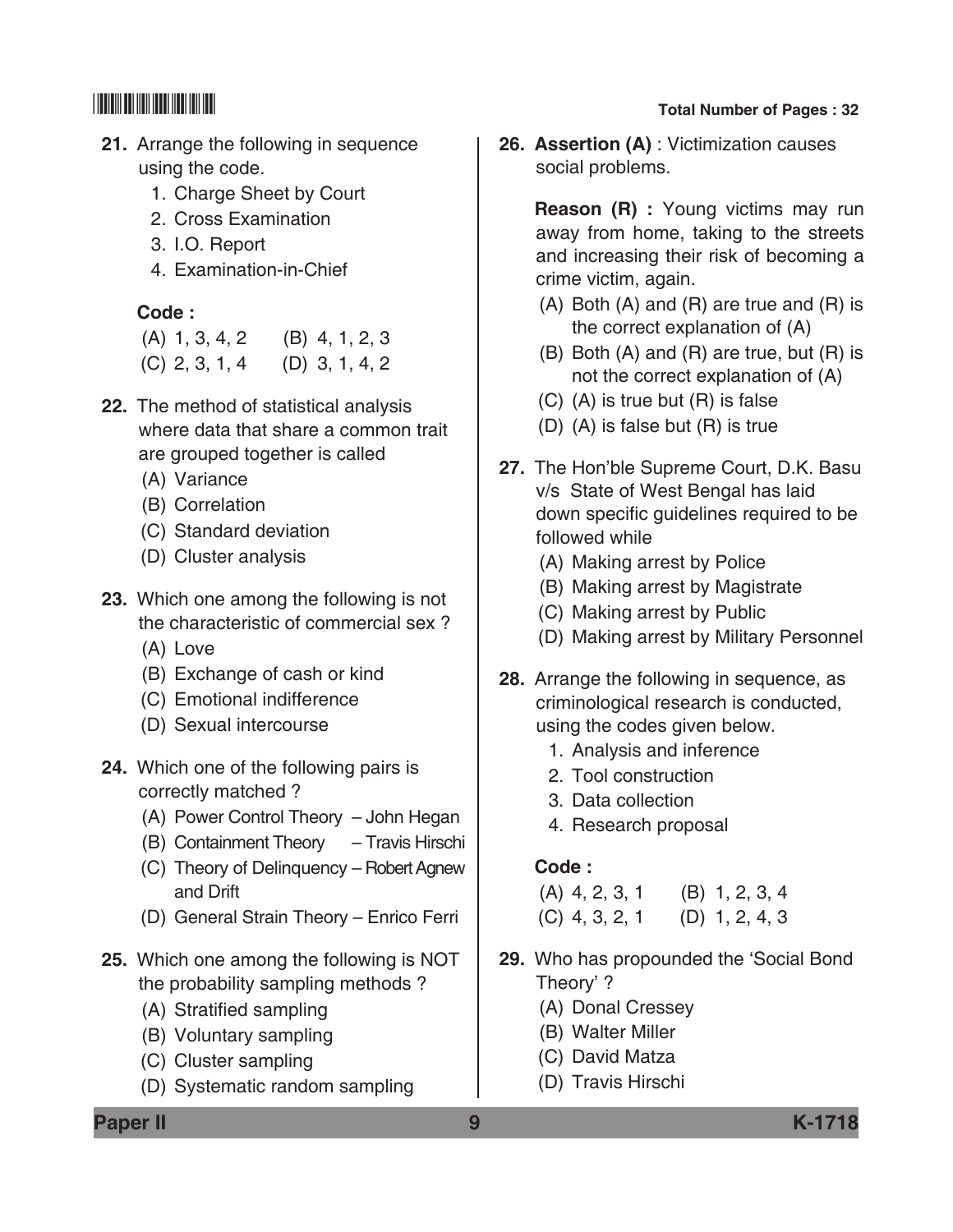**21.** Arrange the following in sequence using the code.

1. Charge Sheet by Court
2. Cross Examination
3. I.O. Report
4. Examination-in-Chief

**Code :**

(A) 1, 3, 4, 2 (B) 4, 1, 2, 3
(C) 2, 3, 1, 4 (D) 3, 1, 4, 2

**22.** The method of statistical analysis where data that share a common trait are grouped together is called

(A) Variance
(B) Correlation
(C) Standard deviation
(D) Cluster analysis

**23.** Which one among the following is not the characteristic of commercial sex ?

(A) Love
(B) Exchange of cash or kind
(C) Emotional indifference
(D) Sexual intercourse

**24.** Which one of the following pairs is correctly matched ?

(A) Power Control Theory – John Hegan
(B) Containment Theory – Travis Hirschi
(C) Theory of Delinquency and Drift – Robert Agnew
(D) General Strain Theory – Enrico Ferri

**25.** Which one among the following is NOT the probability sampling methods ?

(A) Stratified sampling
(B) Voluntary sampling
(C) Cluster sampling
(D) Systematic random sampling

**26. Assertion (A)** : Victimization causes social problems.

**Reason (R) :** Young victims may run away from home, taking to the streets and increasing their risk of becoming a crime victim, again.

(A) Both (A) and (R) are true and (R) is the correct explanation of (A)
(B) Both (A) and (R) are true, but (R) is not the correct explanation of (A)
(C) (A) is true but (R) is false
(D) (A) is false but (R) is true

**27.** The Hon'ble Supreme Court, D.K. Basu v/s State of West Bengal has laid down specific guidelines required to be followed while

(A) Making arrest by Police
(B) Making arrest by Magistrate
(C) Making arrest by Public
(D) Making arrest by Military Personnel

**28.** Arrange the following in sequence, as criminological research is conducted, using the codes given below.

1. Analysis and inference
2. Tool construction
3. Data collection
4. Research proposal

**Code :**

(A) 4, 2, 3, 1 (B) 1, 2, 3, 4
(C) 4, 3, 2, 1 (D) 1, 2, 4, 3

**29.** Who has propounded the 'Social Bond Theory' ?

(A) Donal Cressey
(B) Walter Miller
(C) David Matza
(D) Travis Hirschi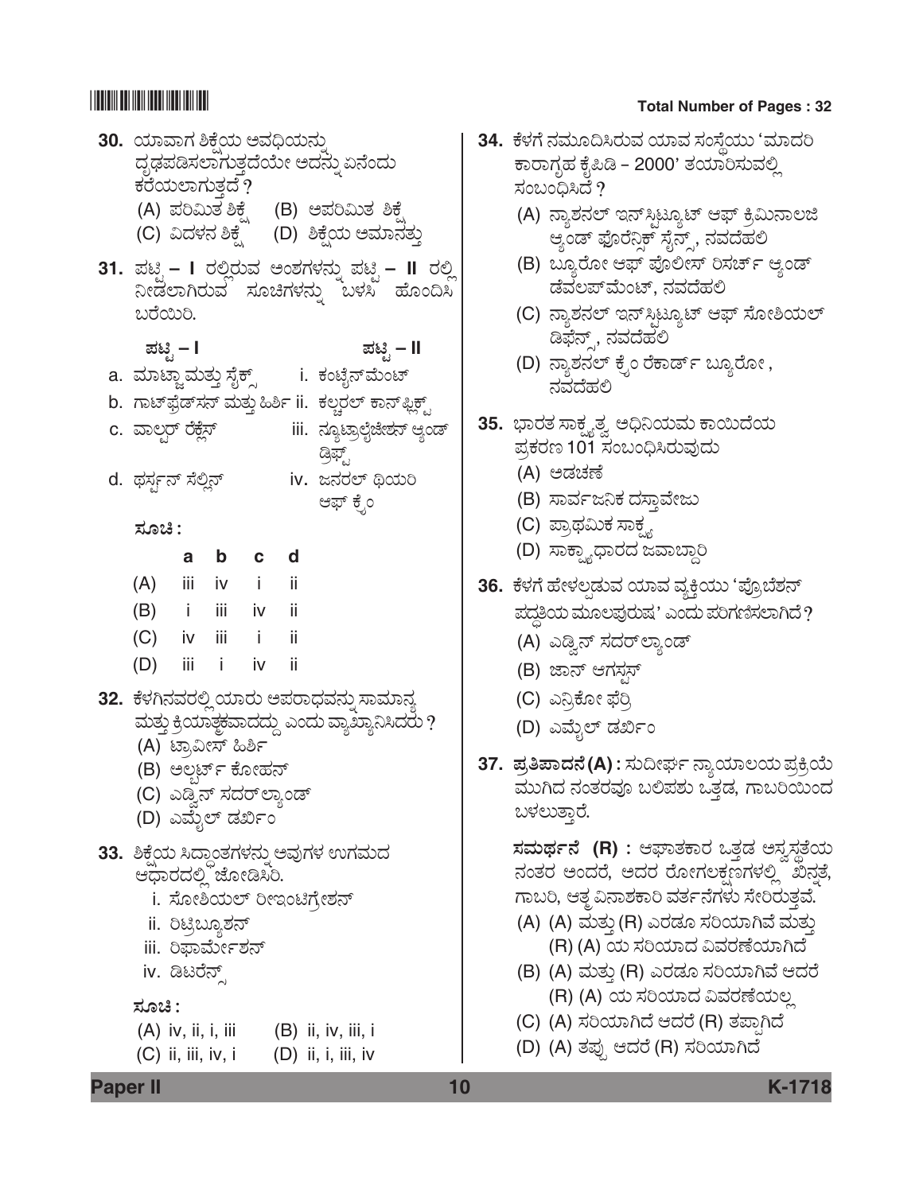**30.** ಯಾವಾಗ ಶಿಕ್ಷೆಯ ಅವಧಿಯನ್ನು ದೃಢಪಡಿಸಲಾಗುತ್ತದೆಯೋ ಅದನ್ನು ಏನೆಂದು ಕರೆಯಲಾಗುತ್ತದೆ ?

(A) ಪರಿಮಿತ ಶಿಕ್ಷೆ (B) ಅಪರಿಮಿತ ಶಿಕ್ಷೆ
(C) ವಿದಳನ ಶಿಕ್ಷೆ (D) ಶಿಕ್ಷೆಯ ಅಮಾನತ್ತು

**31.** ಪಟ್ಟಿ – I ರಲ್ಲಿರುವ ಅಂಶಗಳನ್ನು ಪಟ್ಟಿ – II ರಲ್ಲಿ ನೀಡಲಾಗಿರುವ ಸೂಚಿಗಳನ್ನು ಬಳಸಿ ಹೊಂದಿಸಿ ಬರೆಯಿರಿ.

| ಪಟ್ಟಿ – I | ಪಟ್ಟಿ – II |
|---|---|
| a. ಮಾಟ್ಜಾ ಮತ್ತು ಸೈಕ್ಸ್ | i. ಕಂಟೈನ್‌ಮೆಂಟ್ |
| b. ಗಾಟ್‌ಫ್ರೆಡ್‌ಸನ್ ಮತ್ತು ಹಿರ್ಷಿ | ii. ಕಲ್ಚರಲ್ ಕಾನ್‌ಫ್ಲಿಕ್ಟ್ |
| c. ವಾಲ್ಟರ್ ರೆಕ್ಲೆಸ್ | iii. ನ್ಯೂಟ್ರಾಲೈಜೇಶನ್ ಆ್ಯಂಡ್ ಡ್ರಿಫ್ಟ್ |
| d. ಥರ್ಸ್ಟನ್ ಸೆಲ್ಲಿನ್ | iv. ಜನರಲ್ ಥಿಯರಿ ಆಫ್ ಕ್ರೈಂ |

**ಸೂಚಿ :**

| | a | b | c | d |
|---|---|---|---|---|
| (A) | iii | iv | i | ii |
| (B) | i | iii | iv | ii |
| (C) | iv | iii | i | ii |
| (D) | iii | i | iv | ii |

**32.** ಕೆಳಗಿನವರಲ್ಲಿ ಯಾರು ಅಪರಾಧವನ್ನು ಸಾಮಾನ್ಯ ಮತ್ತು ಕ್ರಿಯಾತ್ಮಕವಾದದ್ದು ಎಂದು ವ್ಯಾಖ್ಯಾನಿಸಿದರು ?

(A) ಟ್ರಾವೀಸ್ ಹಿರ್ಷಿ
(B) ಆಲ್ಬರ್ಟ್ ಕೋಹನ್
(C) ಎಡ್ವಿನ್ ಸದರ್‌ಲ್ಯಾಂಡ್
(D) ಎಮೈಲ್ ಡರ್ಖಿಂ

**33.** ಶಿಕ್ಷೆಯ ಸಿದ್ಧಾಂತಗಳನ್ನು ಅವುಗಳ ಉಗಮದ ಆಧಾರದಲ್ಲಿ ಜೋಡಿಸಿರಿ.

i. ಸೋಶಿಯಲ್ ರೀಇಂಟಿಗ್ರೇಶನ್
ii. ರಿಟ್ರಿಬ್ಯೂಶನ್
iii. ರಿಫಾರ್ಮೇಶನ್
iv. ಡಿಟರೆನ್ಸ್

**ಸೂಚಿ :**

(A) iv, ii, i, iii (B) ii, iv, iii, i
(C) ii, iii, iv, i (D) ii, i, iii, iv

**34.** ಕೆಳಗೆ ನಮೂದಿಸಿರುವ ಯಾವ ಸಂಸ್ಥೆಯು 'ಮಾದರಿ ಕಾರಾಗೃಹ ಕೈಪಿಡಿ – 2000' ತಯಾರಿಸುವಲ್ಲಿ ಸಂಬಂಧಿಸಿದೆ ?

(A) ನ್ಯಾಶನಲ್ ಇನ್‌ಸ್ಟಿಟ್ಯೂಟ್ ಆಫ್ ಕ್ರಿಮಿನಾಲಜಿ ಆ್ಯಂಡ್ ಫೊರೆನ್ಸಿಕ್ ಸೈನ್ಸ್, ನವದೆಹಲಿ
(B) ಬ್ಯೂರೋ ಆಫ್ ಪೊಲೀಸ್ ರಿಸರ್ಚ್ ಆ್ಯಂಡ್ ಡೆವಲಪ್‌ಮೆಂಟ್, ನವದೆಹಲಿ
(C) ನ್ಯಾಶನಲ್ ಇನ್‌ಸ್ಟಿಟ್ಯೂಟ್ ಆಫ್ ಸೋಶಿಯಲ್ ಡಿಫೆನ್ಸ್, ನವದೆಹಲಿ
(D) ನ್ಯಾಶನಲ್ ಕ್ರೈಂ ರೆಕಾರ್ಡ್ ಬ್ಯೂರೋ, ನವದೆಹಲಿ

**35.** ಭಾರತ ಸಾಕ್ಷ್ಯತ್ವ ಅಧಿನಿಯಮ ಕಾಯಿದೆಯ ಪ್ರಕರಣ 101 ಸಂಬಂಧಿಸಿರುವುದು

(A) ಅಡಚಣೆ
(B) ಸಾರ್ವಜನಿಕ ದಸ್ತಾವೇಜು
(C) ಪ್ರಾಥಮಿಕ ಸಾಕ್ಷ್ಯ
(D) ಸಾಕ್ಷ್ಯಾಧಾರದ ಜವಾಬ್ದಾರಿ

**36.** ಕೆಳಗೆ ಹೇಳಲ್ಪಡುವ ಯಾವ ವ್ಯಕ್ತಿಯು 'ಪ್ರೊಬೆಶನ್ ಪದ್ಧತಿಯ ಮೂಲಪುರುಷ' ಎಂದು ಪರಿಗಣಿಸಲಾಗಿದೆ ?

(A) ಎಡ್ವಿನ್ ಸದರ್‌ಲ್ಯಾಂಡ್
(B) ಜಾನ್ ಆಗಸ್ಟಸ್
(C) ಎನ್ರಿಕೋ ಫೆರ್ರಿ
(D) ಎಮೈಲ್ ಡರ್ಖಿಂ

**37.** **ಪ್ರತಿಪಾದನೆ (A) :** ಸುದೀರ್ಘ ನ್ಯಾಯಾಲಯ ಪ್ರಕ್ರಿಯೆ ಮುಗಿದ ನಂತರವೂ ಬಲಿಪಶು ಒತ್ತಡ, ಗಾಬರಿಯಿಂದ ಬಳಲುತ್ತಾರೆ.

**ಸಮರ್ಥನೆ (R) :** ಆಘಾತಕಾರ ಒತ್ತಡ ಅಸ್ವಸ್ಥತೆಯ ನಂತರ ಅಂದರೆ, ಅದರ ರೋಗಲಕ್ಷಣಗಳಲ್ಲಿ ಖಿನ್ನತೆ, ಗಾಬರಿ, ಆತ್ಮ ವಿನಾಶಕಾರಿ ವರ್ತನೆಗಳು ಸೇರಿರುತ್ತವೆ.

(A) (A) ಮತ್ತು (R) ಎರಡೂ ಸರಿಯಾಗಿವೆ ಮತ್ತು (R) (A) ಯ ಸರಿಯಾದ ವಿವರಣೆಯಾಗಿದೆ
(B) (A) ಮತ್ತು (R) ಎರಡೂ ಸರಿಯಾಗಿವೆ ಆದರೆ (R) (A) ಯ ಸರಿಯಾದ ವಿವರಣೆಯಲ್ಲ
(C) (A) ಸರಿಯಾಗಿದೆ ಆದರೆ (R) ತಪ್ಪಾಗಿದೆ
(D) (A) ತಪ್ಪು ಆದರೆ (R) ಸರಿಯಾಗಿದೆ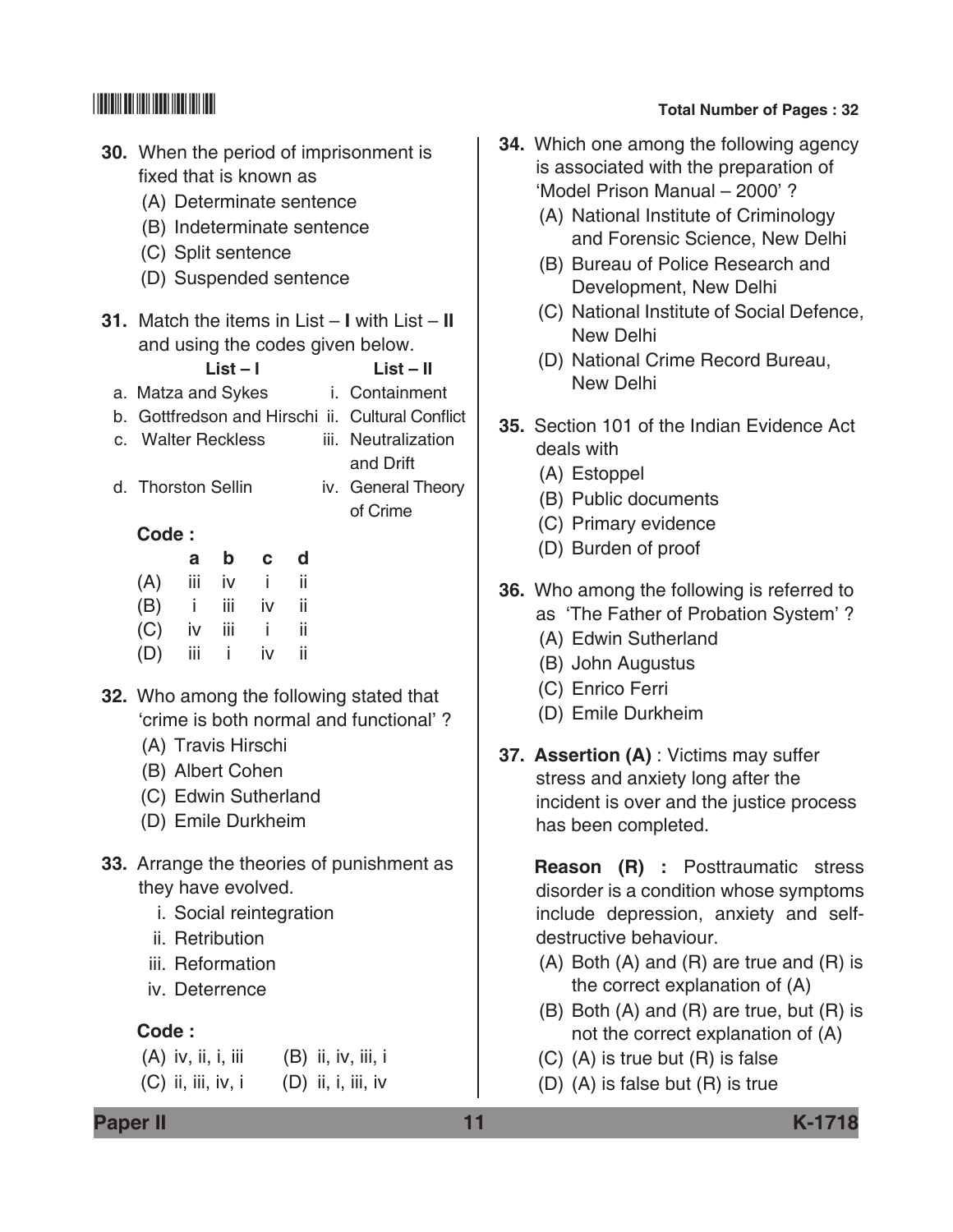30. When the period of imprisonment is fixed that is known as

(A) Determinate sentence
(B) Indeterminate sentence
(C) Split sentence
(D) Suspended sentence

31. Match the items in List – **I** with List – **II** and using the codes given below.

| List – I | List – II |
|---|---|
| a. Matza and Sykes | i. Containment |
| b. Gottfredson and Hirschi | ii. Cultural Conflict |
| c. Walter Reckless | iii. Neutralization and Drift |
| d. Thorston Sellin | iv. General Theory of Crime |

**Code :**

| | a | b | c | d |
|---|---|---|---|---|
| (A) | iii | iv | i | ii |
| (B) | i | iii | iv | ii |
| (C) | iv | iii | i | ii |
| (D) | iii | i | iv | ii |

32. Who among the following stated that 'crime is both normal and functional' ?

(A) Travis Hirschi
(B) Albert Cohen
(C) Edwin Sutherland
(D) Emile Durkheim

33. Arrange the theories of punishment as they have evolved.

i. Social reintegration
ii. Retribution
iii. Reformation
iv. Deterrence

**Code :**

(A) iv, ii, i, iii (B) ii, iv, iii, i
(C) ii, iii, iv, i (D) ii, i, iii, iv

34. Which one among the following agency is associated with the preparation of 'Model Prison Manual – 2000' ?

(A) National Institute of Criminology and Forensic Science, New Delhi
(B) Bureau of Police Research and Development, New Delhi
(C) National Institute of Social Defence, New Delhi
(D) National Crime Record Bureau, New Delhi

35. Section 101 of the Indian Evidence Act deals with

(A) Estoppel
(B) Public documents
(C) Primary evidence
(D) Burden of proof

36. Who among the following is referred to as 'The Father of Probation System' ?

(A) Edwin Sutherland
(B) John Augustus
(C) Enrico Ferri
(D) Emile Durkheim

37. **Assertion (A)** : Victims may suffer stress and anxiety long after the incident is over and the justice process has been completed.

**Reason (R) :** Posttraumatic stress disorder is a condition whose symptoms include depression, anxiety and self-destructive behaviour.

(A) Both (A) and (R) are true and (R) is the correct explanation of (A)
(B) Both (A) and (R) are true, but (R) is not the correct explanation of (A)
(C) (A) is true but (R) is false
(D) (A) is false but (R) is true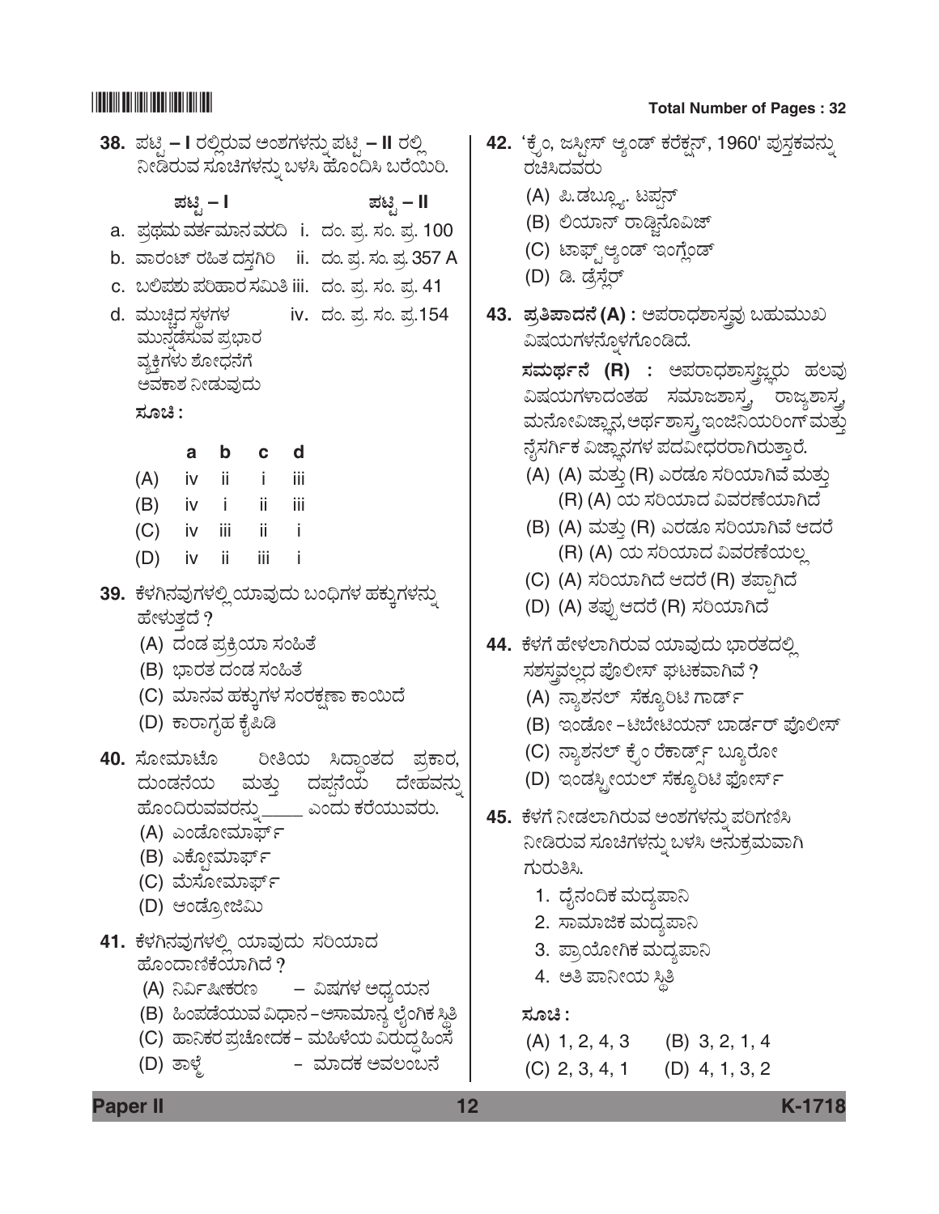38. ಪಟ್ಟಿ – I ರಲ್ಲಿರುವ ಅಂಶಗಳನ್ನು ಪಟ್ಟಿ – II ರಲ್ಲಿ ನೀಡಿರುವ ಸೂಚಿಗಳನ್ನು ಬಳಸಿ ಹೊಂದಿಸಿ ಬರೆಯಿರಿ.

| ಪಟ್ಟಿ – I | ಪಟ್ಟಿ – II |
|---|---|
| a. ಪ್ರಥಮ ವರ್ತಮಾನ ವರದಿ | i. ದಂ. ಪ್ರ. ಸಂ. ಪ್ರ. 100 |
| b. ವಾರಂಟ್ ರಹಿತ ದಸ್ತಗಿರಿ | ii. ದಂ. ಪ್ರ. ಸಂ. ಪ್ರ. 357 A |
| c. ಬಲಿಪಶು ಪರಿಹಾರ ಸಮಿತಿ | iii. ದಂ. ಪ್ರ. ಸಂ. ಪ್ರ. 41 |
| d. ಮುಚ್ಚಿದ ಸ್ಥಳಗಳ ಮುನ್ನಡೆಸುವ ಪ್ರಭಾರ ವ್ಯಕ್ತಿಗಳು ಶೋಧನೆಗೆ ಅವಕಾಶ ನೀಡುವುದು | iv. ದಂ. ಪ್ರ. ಸಂ. ಪ್ರ.154 |

ಸೂಚಿ :

| | a | b | c | d |
|---|---|---|---|---|
| (A) | iv | ii | i | iii |
| (B) | iv | i | ii | iii |
| (C) | iv | iii | ii | i |
| (D) | iv | ii | iii | i |

39. ಕೆಳಗಿನವುಗಳಲ್ಲಿ ಯಾವುದು ಬಂಧಿಗಳ ಹಕ್ಕುಗಳನ್ನು ಹೇಳುತ್ತದೆ ?
   (A) ದಂಡ ಪ್ರಕ್ರಿಯಾ ಸಂಹಿತೆ
   (B) ಭಾರತ ದಂಡ ಸಂಹಿತೆ
   (C) ಮಾನವ ಹಕ್ಕುಗಳ ಸಂರಕ್ಷಣಾ ಕಾಯಿದೆ
   (D) ಕಾರಾಗೃಹ ಕೈಪಿಡಿ

40. ಸೋಮಾಟೊ ರೀತಿಯ ಸಿದ್ಧಾಂತದ ಪ್ರಕಾರ, ದುಂಡನೆಯ ಮತ್ತು ದಪ್ಪನೆಯ ದೇಹವನ್ನು ಹೊಂದಿರುವವರನ್ನು_____ ಎಂದು ಕರೆಯುವರು.
   (A) ಎಂಡೋಮಾರ್ಫ್
   (B) ಎಕ್ಟೋಮಾರ್ಫ್
   (C) ಮೆಸೋಮಾರ್ಫ್
   (D) ಆಂಡ್ರೋಜಿಮಿ

41. ಕೆಳಗಿನವುಗಳಲ್ಲಿ ಯಾವುದು ಸರಿಯಾದ ಹೊಂದಾಣಿಕೆಯಾಗಿದೆ ?
   (A) ನಿರ್ವಿಷೀಕರಣ – ವಿಷಗಳ ಅಧ್ಯಯನ
   (B) ಹಿಂಪಡೆಯುವ ವಿಧಾನ – ಅಸಾಮಾನ್ಯ ಲೈಂಗಿಕ ಸ್ಥಿತಿ
   (C) ಹಾನಿಕರ ಪ್ರಚೋದಕ – ಮಹಿಳೆಯ ವಿರುದ್ಧ ಹಿಂಸೆ
   (D) ತಾಳ್ಮೆ – ಮಾದಕ ಅವಲಂಬನೆ

42. 'ಕ್ರೈಂ, ಜಸ್ಟೀಸ್ ಆ್ಯಂಡ್ ಕರೆಕ್ಷನ್, 1960' ಪುಸ್ತಕವನ್ನು ರಚಿಸಿದವರು
   (A) ಪಿ.ಡಬ್ಲ್ಯೂ. ಟಪ್ಪನ್
   (B) ಲಿಯಾನ್ ರಾಡ್ಜಿನೊವಿಜ್
   (C) ಟಾಫ್ಟ್ ಆ್ಯಂಡ್ ಇಂಗ್ಲೆಂಡ್
   (D) ಡಿ. ಡ್ರೆಸ್ಲರ್

43. **ಪ್ರತಿಪಾದನೆ (A) :** ಅಪರಾಧಶಾಸ್ತ್ರವು ಬಹುಮುಖ ವಿಷಯಗಳನ್ನೊಳಗೊಂಡಿದೆ.

   **ಸಮರ್ಥನೆ (R) :** ಅಪರಾಧಶಾಸ್ತ್ರಜ್ಞರು ಹಲವು ವಿಷಯಗಳಾದಂತಹ ಸಮಾಜಶಾಸ್ತ್ರ, ರಾಜ್ಯಶಾಸ್ತ್ರ, ಮನೋವಿಜ್ಞಾನ, ಅರ್ಥಶಾಸ್ತ್ರ, ಇಂಜಿನಿಯರಿಂಗ್ ಮತ್ತು ನೈಸರ್ಗಿಕ ವಿಜ್ಞಾನಗಳ ಪದವೀಧರರಾಗಿರುತ್ತಾರೆ.
   (A) (A) ಮತ್ತು (R) ಎರಡೂ ಸರಿಯಾಗಿವೆ ಮತ್ತು (R) (A) ಯ ಸರಿಯಾದ ವಿವರಣೆಯಾಗಿದೆ
   (B) (A) ಮತ್ತು (R) ಎರಡೂ ಸರಿಯಾಗಿವೆ ಆದರೆ (R) (A) ಯ ಸರಿಯಾದ ವಿವರಣೆಯಲ್ಲ
   (C) (A) ಸರಿಯಾಗಿದೆ ಆದರೆ (R) ತಪ್ಪಾಗಿದೆ
   (D) (A) ತಪ್ಪು ಆದರೆ (R) ಸರಿಯಾಗಿದೆ

44. ಕೆಳಗೆ ಹೇಳಲಾಗಿರುವ ಯಾವುದು ಭಾರತದಲ್ಲಿ ಸಶಸ್ತ್ರವಲ್ಲದ ಪೊಲೀಸ್ ಘಟಕವಾಗಿವೆ ?
   (A) ನ್ಯಾಶನಲ್ ಸೆಕ್ಯೂರಿಟಿ ಗಾರ್ಡ್
   (B) ಇಂಡೋ – ಟಿಬೇಟಿಯನ್ ಬಾರ್ಡರ್ ಪೊಲೀಸ್
   (C) ನ್ಯಾಶನಲ್ ಕ್ರೈಂ ರೆಕಾರ್ಡ್ಸ್ ಬ್ಯೂರೋ
   (D) ಇಂಡಸ್ಟ್ರೀಯಲ್ ಸೆಕ್ಯೂರಿಟಿ ಫೋರ್ಸ್

45. ಕೆಳಗೆ ನೀಡಲಾಗಿರುವ ಅಂಶಗಳನ್ನು ಪರಿಗಣಿಸಿ ನೀಡಿರುವ ಸೂಚಿಗಳನ್ನು ಬಳಸಿ ಅನುಕ್ರಮವಾಗಿ ಗುರುತಿಸಿ.
   1. ದೈನಂದಿಕ ಮದ್ಯಪಾನಿ
   2. ಸಾಮಾಜಿಕ ಮದ್ಯಪಾನಿ
   3. ಪ್ರಾಯೋಗಿಕ ಮದ್ಯಪಾನಿ
   4. ಅತಿ ಪಾನೀಯ ಸ್ಥಿತಿ

   ಸೂಚಿ :
   (A) 1, 2, 4, 3 (B) 3, 2, 1, 4
   (C) 2, 3, 4, 1 (D) 4, 1, 3, 2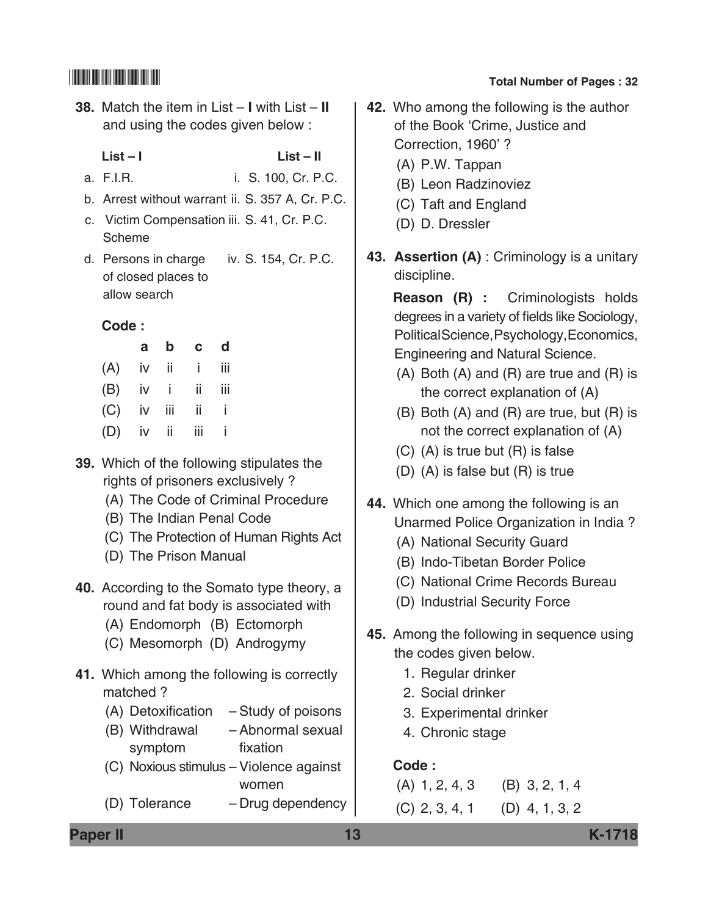**38.** Match the item in List – **I** with List – **II** and using the codes given below :

| List – I | List – II |
|---|---|
| a. F.I.R. | i. S. 100, Cr. P.C. |
| b. Arrest without warrant | ii. S. 357 A, Cr. P.C. |
| c. Victim Compensation Scheme | iii. S. 41, Cr. P.C. |
| d. Persons in charge of closed places to allow search | iv. S. 154, Cr. P.C. |

**Code :**

| | a | b | c | d |
|---|---|---|---|---|
| (A) | iv | ii | i | iii |
| (B) | iv | i | ii | iii |
| (C) | iv | iii | ii | i |
| (D) | iv | ii | iii | i |

**39.** Which of the following stipulates the rights of prisoners exclusively ?

(A) The Code of Criminal Procedure
(B) The Indian Penal Code
(C) The Protection of Human Rights Act
(D) The Prison Manual

**40.** According to the Somato type theory, a round and fat body is associated with

(A) Endomorph (B) Ectomorph
(C) Mesomorph (D) Androgymy

**41.** Which among the following is correctly matched ?

(A) Detoxification – Study of poisons
(B) Withdrawal symptom – Abnormal sexual fixation
(C) Noxious stimulus – Violence against women
(D) Tolerance – Drug dependency

**42.** Who among the following is the author of the Book 'Crime, Justice and Correction, 1960' ?

(A) P.W. Tappan
(B) Leon Radzinoviez
(C) Taft and England
(D) D. Dressler

**43. Assertion (A)** : Criminology is a unitary discipline.

**Reason (R) :** Criminologists holds degrees in a variety of fields like Sociology, Political Science, Psychology, Economics, Engineering and Natural Science.

(A) Both (A) and (R) are true and (R) is the correct explanation of (A)
(B) Both (A) and (R) are true, but (R) is not the correct explanation of (A)
(C) (A) is true but (R) is false
(D) (A) is false but (R) is true

**44.** Which one among the following is an Unarmed Police Organization in India ?

(A) National Security Guard
(B) Indo-Tibetan Border Police
(C) National Crime Records Bureau
(D) Industrial Security Force

**45.** Among the following in sequence using the codes given below.

1. Regular drinker
2. Social drinker
3. Experimental drinker
4. Chronic stage

**Code :**

(A) 1, 2, 4, 3 (B) 3, 2, 1, 4
(C) 2, 3, 4, 1 (D) 4, 1, 3, 2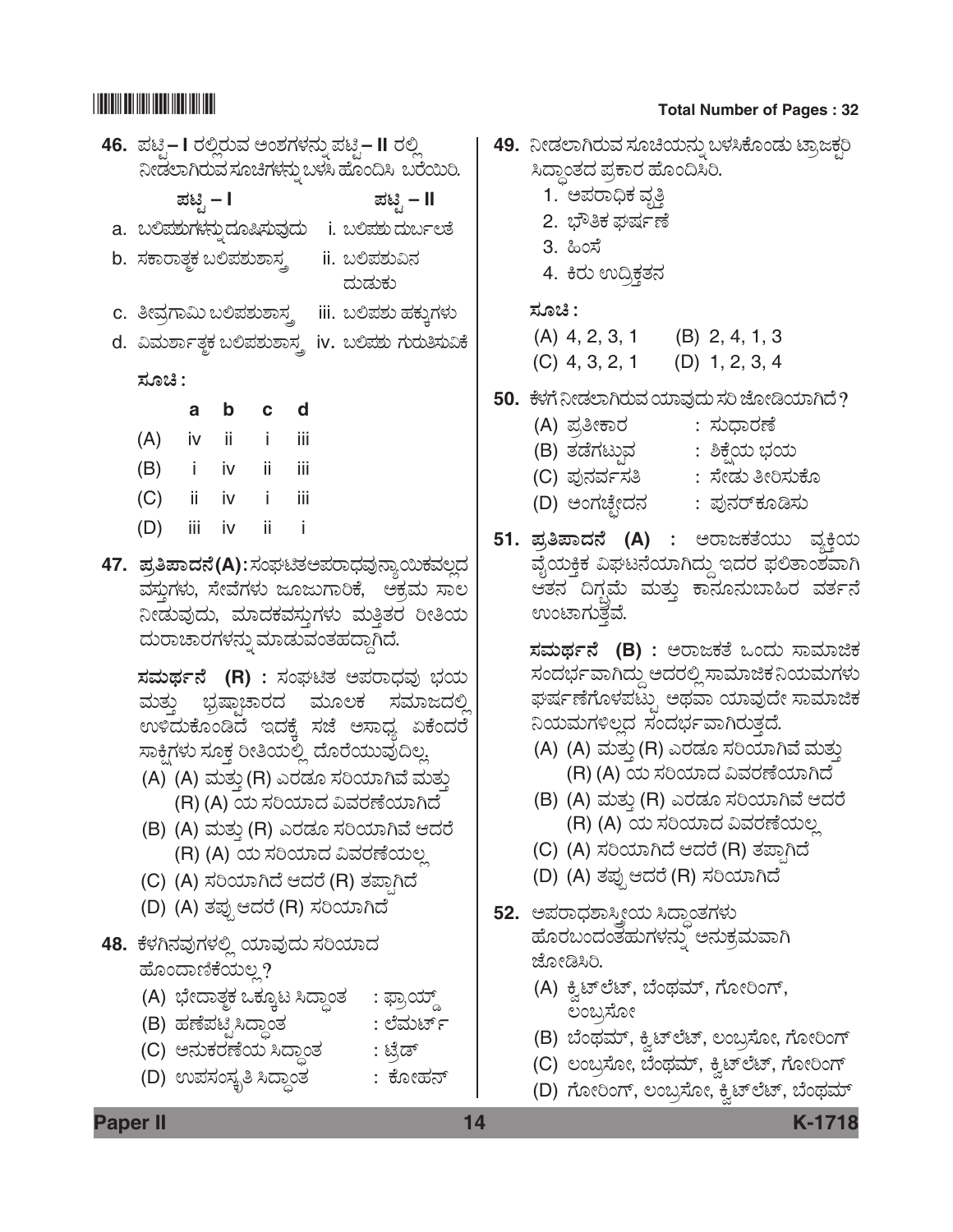46. ಪಟ್ಟಿ – I ರಲ್ಲಿರುವ ಅಂಶಗಳನ್ನು ಪಟ್ಟಿ – II ರಲ್ಲಿ ನೀಡಲಾಗಿರುವ ಸೂಚಿಗಳನ್ನು ಬಳಸಿ ಹೊಂದಿಸಿ ಬರೆಯಿರಿ.

| ಪಟ್ಟಿ – I | ಪಟ್ಟಿ – II |
|---|---|
| a. ಬಲಿಪಶುಗಳನ್ನು ದೂಷಿಸುವುದು | i. ಬಲಿಪಶು ದುರ್ಬಲತೆ |
| b. ಸಕಾರಾತ್ಮಕ ಬಲಿಪಶುಶಾಸ್ತ್ರ | ii. ಬಲಿಪಶುವಿನ ದುಡುಕು |
| c. ತೀವ್ರಗಾಮಿ ಬಲಿಪಶುಶಾಸ್ತ್ರ | iii. ಬಲಿಪಶು ಹಕ್ಕುಗಳು |
| d. ವಿಮರ್ಶಾತ್ಮಕ ಬಲಿಪಶುಶಾಸ್ತ್ರ | iv. ಬಲಿಪಶು ಗುರುತಿಸುವಿಕೆ |

ಸೂಚಿ :

| | a | b | c | d |
|---|---|---|---|---|
| (A) | iv | ii | i | iii |
| (B) | i | iv | ii | iii |
| (C) | ii | iv | i | iii |
| (D) | iii | iv | ii | i |

47. **ಪ್ರತಿಪಾದನೆ (A) :** ಸಂಘಟಿತ ಅಪರಾಧವು ನ್ಯಾಯಿಕವಲ್ಲದ ವಸ್ತುಗಳು, ಸೇವೆಗಳು ಜೂಜುಗಾರಿಕೆ, ಅಕ್ರಮ ಸಾಲ ನೀಡುವುದು, ಮಾದಕವಸ್ತುಗಳು ಮತ್ತಿತರ ರೀತಿಯ ದುರಾಚಾರಗಳನ್ನು ಮಾಡುವಂತಹದ್ದಾಗಿದೆ.

**ಸಮರ್ಥನೆ (R) :** ಸಂಘಟಿತ ಅಪರಾಧವು ಭಯ ಮತ್ತು ಭ್ರಷ್ಟಾಚಾರದ ಮೂಲಕ ಸಮಾಜದಲ್ಲಿ ಉಳಿದುಕೊಂಡಿದೆ ಇದಕ್ಕೆ ಸಜೆ ಅಸಾಧ್ಯ ಏಕೆಂದರೆ ಸಾಕ್ಷಿಗಳು ಸೂಕ್ತ ರೀತಿಯಲ್ಲಿ ದೊರೆಯುವುದಿಲ್ಲ.

(A) (A) ಮತ್ತು (R) ಎರಡೂ ಸರಿಯಾಗಿವೆ ಮತ್ತು (R) (A) ಯ ಸರಿಯಾದ ವಿವರಣೆಯಾಗಿದೆ

(B) (A) ಮತ್ತು (R) ಎರಡೂ ಸರಿಯಾಗಿವೆ ಆದರೆ (R) (A) ಯ ಸರಿಯಾದ ವಿವರಣೆಯಲ್ಲ

(C) (A) ಸರಿಯಾಗಿದೆ ಆದರೆ (R) ತಪ್ಪಾಗಿದೆ

(D) (A) ತಪ್ಪು ಆದರೆ (R) ಸರಿಯಾಗಿದೆ

48. ಕೆಳಗಿನವುಗಳಲ್ಲಿ ಯಾವುದು ಸರಿಯಾದ ಹೊಂದಾಣಿಕೆಯಲ್ಲ?

(A) ಭೇದಾತ್ಮಕ ಒಕ್ಕೂಟ ಸಿದ್ಧಾಂತ : ಫ್ರಾಯ್ಡ್

(B) ಹಣೆಪಟ್ಟಿ ಸಿದ್ಧಾಂತ : ಲೆಮರ್ಟ್

(C) ಅನುಕರಣೆಯ ಸಿದ್ಧಾಂತ : ಟ್ರೆಡ್

(D) ಉಪಸಂಸ್ಕೃತಿ ಸಿದ್ಧಾಂತ : ಕೋಹನ್

49. ನೀಡಲಾಗಿರುವ ಸೂಚಿಯನ್ನು ಬಳಸಿಕೊಂಡು ಟ್ರಾಜಕ್ಟರಿ ಸಿದ್ಧಾಂತದ ಪ್ರಕಾರ ಹೊಂದಿಸಿರಿ.

1. ಅಪರಾಧಿಕ ವೃತ್ತಿ
2. ಭೌತಿಕ ಘರ್ಷಣೆ
3. ಹಿಂಸೆ
4. ಕಿರು ಉದ್ರಿಕ್ತತನ

ಸೂಚಿ :

(A) 4, 2, 3, 1 (B) 2, 4, 1, 3

(C) 4, 3, 2, 1 (D) 1, 2, 3, 4

50. ಕೆಳಗೆ ನೀಡಲಾಗಿರುವ ಯಾವುದು ಸರಿ ಜೋಡಿಯಾಗಿದೆ?

(A) ಪ್ರತೀಕಾರ : ಸುಧಾರಣೆ

(B) ತಡೆಗಟ್ಟುವ : ಶಿಕ್ಷೆಯ ಭಯ

(C) ಪುನರ್ವಸತಿ : ಸೇಡು ತೀರಿಸಿಕೊ

(D) ಅಂಗಚ್ಛೇದನ : ಪುನರ್‌ಕೂಡಿಸು

51. **ಪ್ರತಿಪಾದನೆ (A) :** ಅರಾಜಕತೆಯು ವ್ಯಕ್ತಿಯ ವೈಯಕ್ತಿಕ ವಿಘಟನೆಯಾಗಿದ್ದು ಇದರ ಫಲಿತಾಂಶವಾಗಿ ಆತನ ದಿಗ್ಭ್ರಮೆ ಮತ್ತು ಕಾನೂನುಬಾಹಿರ ವರ್ತನೆ ಉಂಟಾಗುತ್ತವೆ.

**ಸಮರ್ಥನೆ (B) :** ಅರಾಜಕತೆ ಒಂದು ಸಾಮಾಜಿಕ ಸಂದರ್ಭವಾಗಿದ್ದು ಅದರಲ್ಲಿ ಸಾಮಾಜಿಕ ನಿಯಮಗಳು ಘರ್ಷಣೆಗೊಳಪಟ್ಟು ಅಥವಾ ಯಾವುದೇ ಸಾಮಾಜಿಕ ನಿಯಮಗಳಿಲ್ಲದ ಸಂದರ್ಭವಾಗಿರುತ್ತದೆ.

(A) (A) ಮತ್ತು (R) ಎರಡೂ ಸರಿಯಾಗಿವೆ ಮತ್ತು (R) (A) ಯ ಸರಿಯಾದ ವಿವರಣೆಯಾಗಿದೆ

(B) (A) ಮತ್ತು (R) ಎರಡೂ ಸರಿಯಾಗಿವೆ ಆದರೆ (R) (A) ಯ ಸರಿಯಾದ ವಿವರಣೆಯಲ್ಲ

(C) (A) ಸರಿಯಾಗಿದೆ ಆದರೆ (R) ತಪ್ಪಾಗಿದೆ

(D) (A) ತಪ್ಪು ಆದರೆ (R) ಸರಿಯಾಗಿದೆ

52. ಅಪರಾಧಶಾಸ್ತ್ರೀಯ ಸಿದ್ಧಾಂತಗಳು ಹೊರಬಂದಂತಹುಗಳನ್ನು ಅನುಕ್ರಮವಾಗಿ ಜೋಡಿಸಿರಿ.

(A) ಕ್ವಿಟ್‌ಲೆಟ್, ಬೆಂಥಮ್, ಗೋರಿಂಗ್, ಲಂಬ್ರಸೋ

(B) ಬೆಂಥಮ್, ಕ್ವಿಟ್‌ಲೆಟ್, ಲಂಬ್ರಸೋ, ಗೋರಿಂಗ್

(C) ಲಂಬ್ರಸೋ, ಬೆಂಥಮ್, ಕ್ವಿಟ್‌ಲೆಟ್, ಗೋರಿಂಗ್

(D) ಗೋರಿಂಗ್, ಲಂಬ್ರಸೋ, ಕ್ವಿಟ್‌ಲೆಟ್, ಬೆಂಥಮ್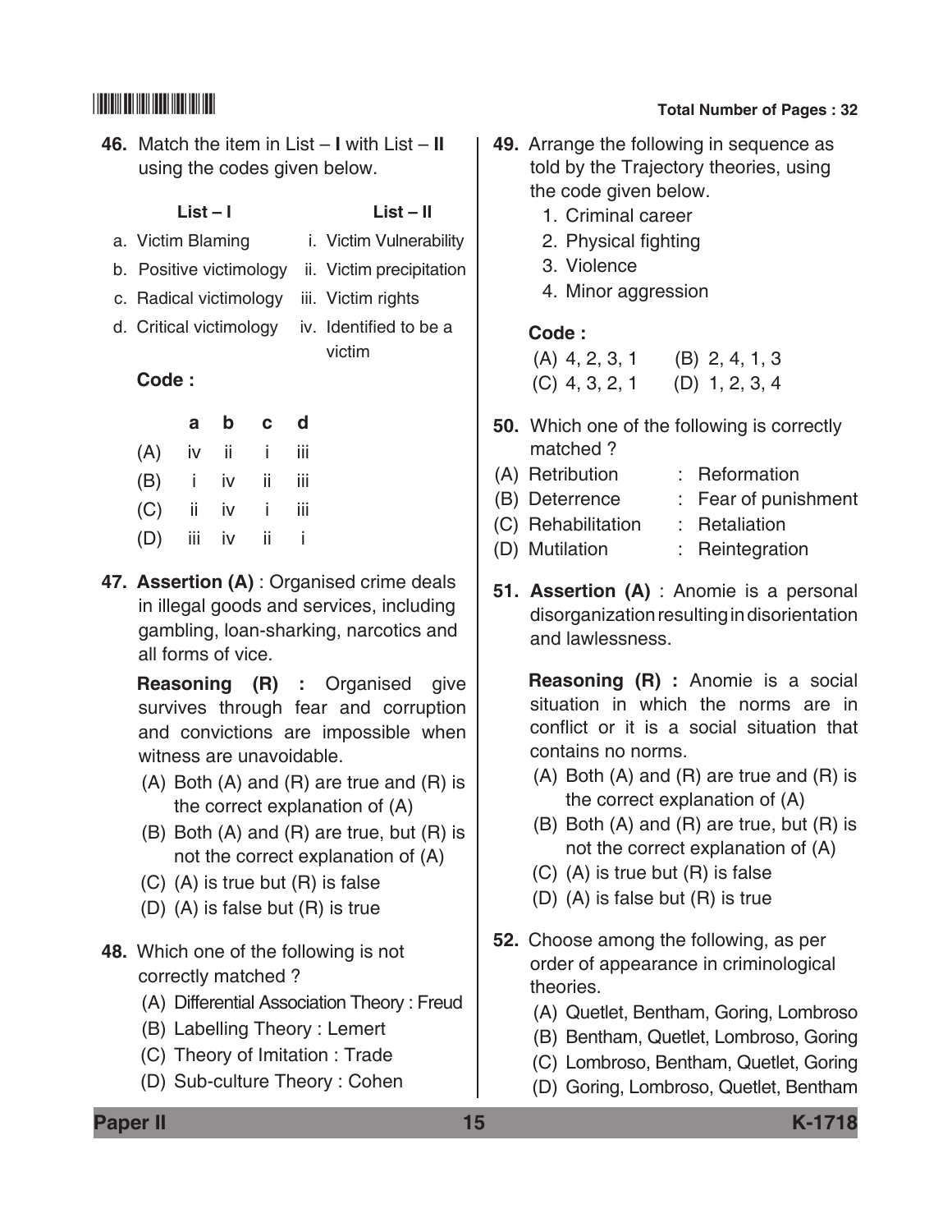46. Match the item in List – **I** with List – **II** using the codes given below.

| List – I | List – II |
|---|---|
| a. Victim Blaming | i. Victim Vulnerability |
| b. Positive victimology | ii. Victim precipitation |
| c. Radical victimology | iii. Victim rights |
| d. Critical victimology | iv. Identified to be a victim |

**Code :**

| | a | b | c | d |
|---|---|---|---|---|
| (A) | iv | ii | i | iii |
| (B) | i | iv | ii | iii |
| (C) | ii | iv | i | iii |
| (D) | iii | iv | ii | i |

47. **Assertion (A)** : Organised crime deals in illegal goods and services, including gambling, loan-sharking, narcotics and all forms of vice.

**Reasoning (R) :** Organised give survives through fear and corruption and convictions are impossible when witness are unavoidable.

(A) Both (A) and (R) are true and (R) is the correct explanation of (A)
(B) Both (A) and (R) are true, but (R) is not the correct explanation of (A)
(C) (A) is true but (R) is false
(D) (A) is false but (R) is true

48. Which one of the following is not correctly matched ?

(A) Differential Association Theory : Freud
(B) Labelling Theory : Lemert
(C) Theory of Imitation : Trade
(D) Sub-culture Theory : Cohen

49. Arrange the following in sequence as told by the Trajectory theories, using the code given below.

1. Criminal career
2. Physical fighting
3. Violence
4. Minor aggression

**Code :**

(A) 4, 2, 3, 1
(B) 2, 4, 1, 3
(C) 4, 3, 2, 1
(D) 1, 2, 3, 4

50. Which one of the following is correctly matched ?

(A) Retribution : Reformation
(B) Deterrence : Fear of punishment
(C) Rehabilitation : Retaliation
(D) Mutilation : Reintegration

51. **Assertion (A)** : Anomie is a personal disorganization resulting in disorientation and lawlessness.

**Reasoning (R) :** Anomie is a social situation in which the norms are in conflict or it is a social situation that contains no norms.

(A) Both (A) and (R) are true and (R) is the correct explanation of (A)
(B) Both (A) and (R) are true, but (R) is not the correct explanation of (A)
(C) (A) is true but (R) is false
(D) (A) is false but (R) is true

52. Choose among the following, as per order of appearance in criminological theories.

(A) Quetlet, Bentham, Goring, Lombroso
(B) Bentham, Quetlet, Lombroso, Goring
(C) Lombroso, Bentham, Quetlet, Goring
(D) Goring, Lombroso, Quetlet, Bentham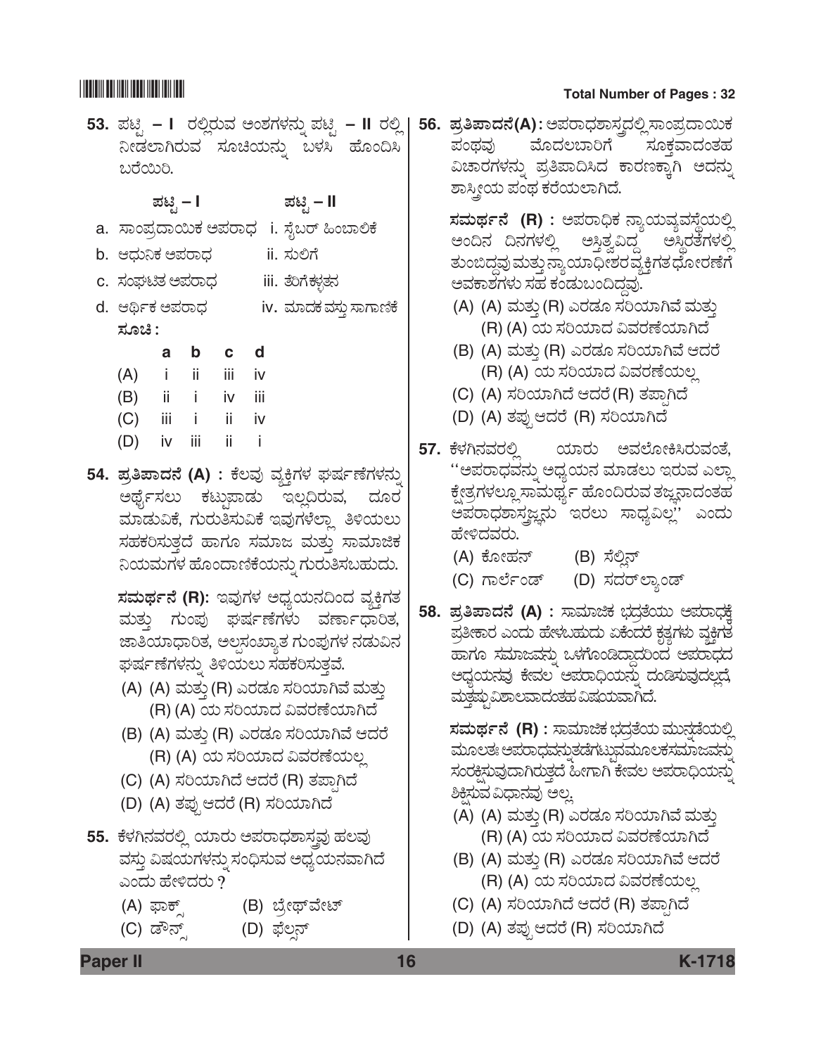**53.** ಪಟ್ಟಿ – I ರಲ್ಲಿರುವ ಅಂಶಗಳನ್ನು ಪಟ್ಟಿ – II ರಲ್ಲಿ ನೀಡಲಾಗಿರುವ ಸೂಚಿಯನ್ನು ಬಳಸಿ ಹೊಂದಿಸಿ ಬರೆಯಿರಿ.

| ಪಟ್ಟಿ – I | ಪಟ್ಟಿ – II |
|---|---|
| a. ಸಾಂಪ್ರದಾಯಿಕ ಅಪರಾಧ | i. ಸೈಬರ್ ಹಿಂಬಾಲಿಕೆ |
| b. ಆಧುನಿಕ ಅಪರಾಧ | ii. ಸುಲಿಗೆ |
| c. ಸಂಘಟಿತ ಅಪರಾಧ | iii. ತೆರಿಗೆಕಳ್ಳತನ |
| d. ಆರ್ಥಿಕ ಅಪರಾಧ | iv. ಮಾದಕ ವಸ್ತು ಸಾಗಾಣಿಕೆ |

**ಸೂಚಿ :**

| | a | b | c | d |
|---|---|---|---|---|
| (A) | i | ii | iii | iv |
| (B) | ii | i | iv | iii |
| (C) | iii | i | ii | iv |
| (D) | iv | iii | ii | i |

**54. ಪ್ರತಿಪಾದನೆ (A) :** ಕೆಲವು ವ್ಯಕ್ತಿಗಳ ಘರ್ಷಣೆಗಳನ್ನು ಅರ್ಥೈಸಲು ಕಟ್ಟುಪಾಡು ಇಲ್ಲದಿರುವ, ದೂರ ಮಾಡುವಿಕೆ, ಗುರುತಿಸುವಿಕೆ ಇವುಗಳೆಲ್ಲಾ ತಿಳಿಯಲು ಸಹಕರಿಸುತ್ತದೆ ಹಾಗೂ ಸಮಾಜ ಮತ್ತು ಸಾಮಾಜಿಕ ನಿಯಮಗಳ ಹೊಂದಾಣಿಕೆಯನ್ನು ಗುರುತಿಸಬಹುದು.

**ಸಮರ್ಥನೆ (R):** ಇವುಗಳ ಅಧ್ಯಯನದಿಂದ ವ್ಯಕ್ತಿಗತ ಮತ್ತು ಗುಂಪು ಘರ್ಷಣೆಗಳು ವರ್ಣಾಧಾರಿತ, ಜಾತಿಯಾಧಾರಿತ, ಅಲ್ಪಸಂಖ್ಯಾತ ಗುಂಪುಗಳ ನಡುವಿನ ಘರ್ಷಣೆಗಳನ್ನು ತಿಳಿಯಲು ಸಹಕರಿಸುತ್ತವೆ.

(A) (A) ಮತ್ತು (R) ಎರಡೂ ಸರಿಯಾಗಿವೆ ಮತ್ತು (R) (A) ಯ ಸರಿಯಾದ ವಿವರಣೆಯಾಗಿದೆ

(B) (A) ಮತ್ತು (R) ಎರಡೂ ಸರಿಯಾಗಿವೆ ಆದರೆ (R) (A) ಯ ಸರಿಯಾದ ವಿವರಣೆಯಲ್ಲ

(C) (A) ಸರಿಯಾಗಿದೆ ಆದರೆ (R) ತಪ್ಪಾಗಿದೆ

(D) (A) ತಪ್ಪು ಆದರೆ (R) ಸರಿಯಾಗಿದೆ

**55.** ಕೆಳಗಿನವರಲ್ಲಿ ಯಾರು ಅಪರಾಧಶಾಸ್ತ್ರವು ಹಲವು ವಸ್ತು ವಿಷಯಗಳನ್ನು ಸಂಧಿಸುವ ಅಧ್ಯಯನವಾಗಿದೆ ಎಂದು ಹೇಳಿದರು ?

(A) ಫಾಕ್ಸ್ (B) ಬ್ರೇಥ್‌ವೇಟ್

(C) ಡೌನ್ಸ್ (D) ಫೆಲ್ಸನ್

**56. ಪ್ರತಿಪಾದನೆ(A) :** ಅಪರಾಧಶಾಸ್ತ್ರದಲ್ಲಿ ಸಾಂಪ್ರದಾಯಿಕ ಪಂಥವು ಮೊದಲಬಾರಿಗೆ ಸೂಕ್ತವಾದಂತಹ ವಿಚಾರಗಳನ್ನು ಪ್ರತಿಪಾದಿಸಿದ ಕಾರಣಕ್ಕಾಗಿ ಅದನ್ನು ಶಾಸ್ತ್ರೀಯ ಪಂಥ ಕರೆಯಲಾಗಿದೆ.

**ಸಮರ್ಥನೆ (R) :** ಅಪರಾಧಿಕ ನ್ಯಾಯವ್ಯವಸ್ಥೆಯಲ್ಲಿ ಅಂದಿನ ದಿನಗಳಲ್ಲಿ ಅಸ್ತಿತ್ವವಿದ್ದ ಅಸ್ಥಿರತೆಗಳಲ್ಲಿ ತುಂಬಿದ್ದವು ಮತ್ತು ನ್ಯಾಯಾಧೀಶರವ್ಯಕ್ತಿಗತಧೋರಣೆಗೆ ಅವಕಾಶಗಳು ಸಹ ಕಂಡುಬಂದಿದ್ದವು.

(A) (A) ಮತ್ತು (R) ಎರಡೂ ಸರಿಯಾಗಿವೆ ಮತ್ತು (R) (A) ಯ ಸರಿಯಾದ ವಿವರಣೆಯಾಗಿದೆ

(B) (A) ಮತ್ತು (R) ಎರಡೂ ಸರಿಯಾಗಿವೆ ಆದರೆ (R) (A) ಯ ಸರಿಯಾದ ವಿವರಣೆಯಲ್ಲ

(C) (A) ಸರಿಯಾಗಿದೆ ಆದರೆ (R) ತಪ್ಪಾಗಿದೆ

(D) (A) ತಪ್ಪು ಆದರೆ (R) ಸರಿಯಾಗಿದೆ

**57.** ಕೆಳಗಿನವರಲ್ಲಿ ಯಾರು ಅವಲೋಕಿಸಿರುವಂತೆ, "ಅಪರಾಧವನ್ನು ಅಧ್ಯಯನ ಮಾಡಲು ಇರುವ ಎಲ್ಲಾ ಕ್ಷೇತ್ರಗಳಲ್ಲೂ ಸಾಮರ್ಥ್ಯ ಹೊಂದಿರುವ ತಜ್ಞನಾದಂತಹ ಅಪರಾಧಶಾಸ್ತ್ರಜ್ಞನು ಇರಲು ಸಾಧ್ಯವಿಲ್ಲ" ಎಂದು ಹೇಳಿದವರು.

(A) ಕೋಹನ್ (B) ಸೆಲ್ಲಿನ್

(C) ಗಾರ್ಲೆಂಡ್ (D) ಸದರ್‌ಲ್ಯಾಂಡ್

**58. ಪ್ರತಿಪಾದನೆ (A) :** ಸಾಮಾಜಿಕ ಭದ್ರತೆಯು ಅಪರಾಧಕ್ಕೆ ಪ್ರತೀಕಾರ ಎಂದು ಹೇಳಬಹುದು ಏಕೆಂದರೆ ಕೃತ್ಯಗಳು ವ್ಯಕ್ತಿಗತ ಹಾಗೂ ಸಮಾಜವನ್ನು ಒಳಗೊಂಡಿದ್ದಾದರಿಂದ ಅಪರಾಧದ ಅಧ್ಯಯನವು ಕೇವಲ ಅಪರಾಧಿಯನ್ನು ದಂಡಿಸುವುದಲ್ಲದೆ ಮತ್ತಷ್ಟುವಿಶಾಲವಾದಂತಹ ವಿಷಯವಾಗಿದೆ.

**ಸಮರ್ಥನೆ (R) :** ಸಾಮಾಜಿಕ ಭದ್ರತೆಯ ಮುನ್ನಡೆಯಲ್ಲಿ ಮೂಲತಃ ಅಪರಾಧವನ್ನುತಡೆಗಟ್ಟುವಮೂಲಕಸಮಾಜವನ್ನು ಸಂರಕ್ಷಿಸುವುದಾಗಿರುತ್ತದೆ ಹೀಗಾಗಿ ಕೇವಲ ಅಪರಾಧಿಯನ್ನು ಶಿಕ್ಷಿಸುವ ವಿಧಾನವು ಅಲ್ಲ.

(A) (A) ಮತ್ತು (R) ಎರಡೂ ಸರಿಯಾಗಿವೆ ಮತ್ತು (R) (A) ಯ ಸರಿಯಾದ ವಿವರಣೆಯಾಗಿದೆ

(B) (A) ಮತ್ತು (R) ಎರಡೂ ಸರಿಯಾಗಿವೆ ಆದರೆ (R) (A) ಯ ಸರಿಯಾದ ವಿವರಣೆಯಲ್ಲ

(C) (A) ಸರಿಯಾಗಿದೆ ಆದರೆ (R) ತಪ್ಪಾಗಿದೆ

(D) (A) ತಪ್ಪು ಆದರೆ (R) ಸರಿಯಾಗಿದೆ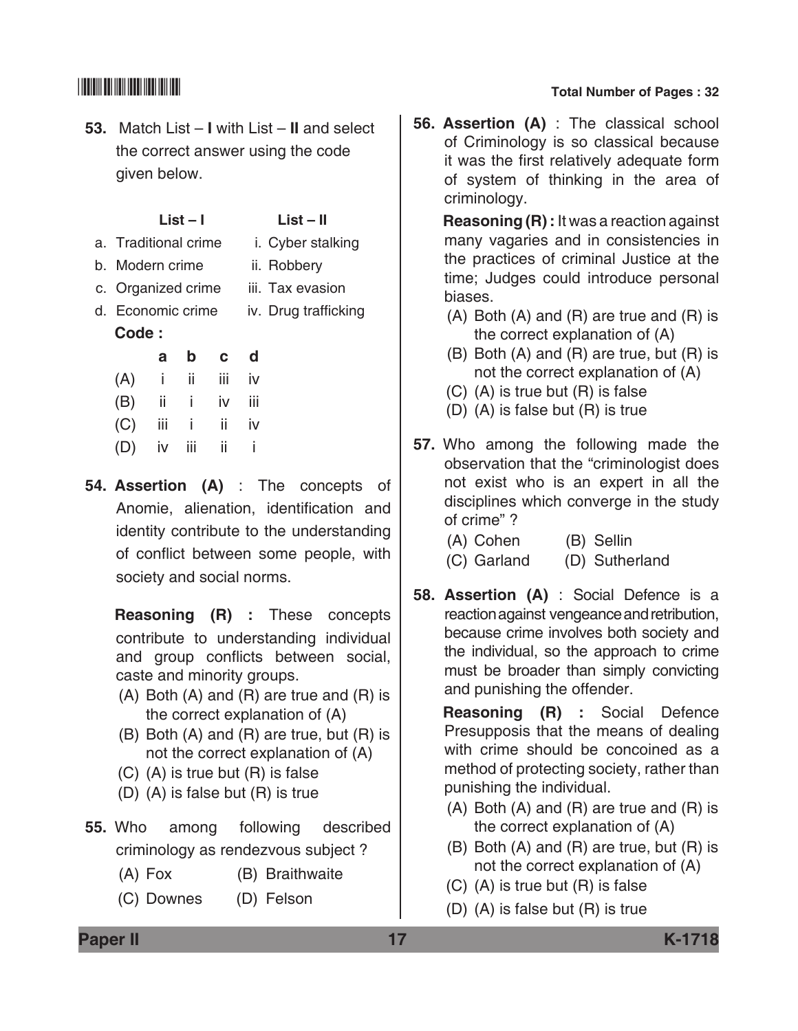53. Match List – **I** with List – **II** and select the correct answer using the code given below.

| List – I | List – II |
|---|---|
| a. Traditional crime | i. Cyber stalking |
| b. Modern crime | ii. Robbery |
| c. Organized crime | iii. Tax evasion |
| d. Economic crime | iv. Drug trafficking |

**Code :**

| | a | b | c | d |
|---|---|---|---|---|
| (A) | i | ii | iii | iv |
| (B) | ii | i | iv | iii |
| (C) | iii | i | ii | iv |
| (D) | iv | iii | ii | i |

**54. Assertion (A)** : The concepts of Anomie, alienation, identification and identity contribute to the understanding of conflict between some people, with society and social norms.

**Reasoning (R) :** These concepts contribute to understanding individual and group conflicts between social, caste and minority groups.

(A) Both (A) and (R) are true and (R) is the correct explanation of (A)
(B) Both (A) and (R) are true, but (R) is not the correct explanation of (A)
(C) (A) is true but (R) is false
(D) (A) is false but (R) is true

**55.** Who among following described criminology as rendezvous subject ?

(A) Fox
(B) Braithwaite
(C) Downes
(D) Felson

**56. Assertion (A)** : The classical school of Criminology is so classical because it was the first relatively adequate form of system of thinking in the area of criminology.

**Reasoning (R) :** It was a reaction against many vagaries and in consistencies in the practices of criminal Justice at the time; Judges could introduce personal biases.

(A) Both (A) and (R) are true and (R) is the correct explanation of (A)
(B) Both (A) and (R) are true, but (R) is not the correct explanation of (A)
(C) (A) is true but (R) is false
(D) (A) is false but (R) is true

**57.** Who among the following made the observation that the "criminologist does not exist who is an expert in all the disciplines which converge in the study of crime" ?

(A) Cohen
(B) Sellin
(C) Garland
(D) Sutherland

**58. Assertion (A)** : Social Defence is a reaction against vengeance and retribution, because crime involves both society and the individual, so the approach to crime must be broader than simply convicting and punishing the offender.

**Reasoning (R) :** Social Defence Presupposis that the means of dealing with crime should be concoined as a method of protecting society, rather than punishing the individual.

(A) Both (A) and (R) are true and (R) is the correct explanation of (A)
(B) Both (A) and (R) are true, but (R) is not the correct explanation of (A)
(C) (A) is true but (R) is false
(D) (A) is false but (R) is true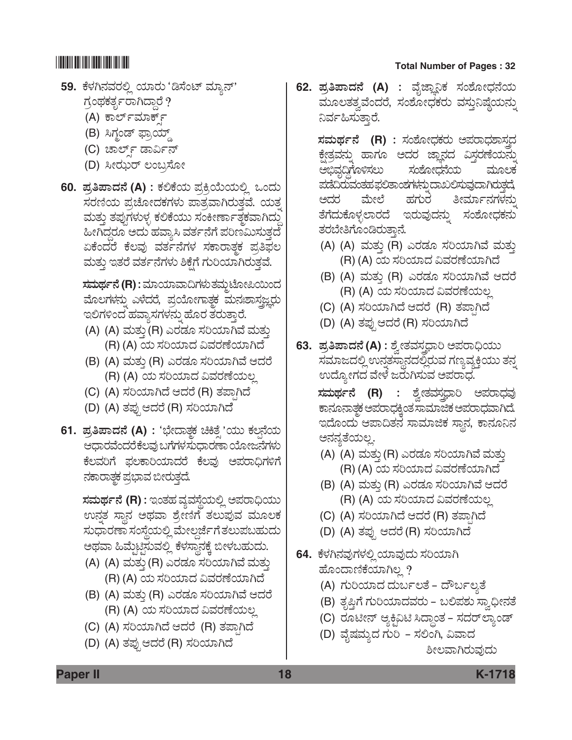59. ಕೆಳಗಿನವರಲ್ಲಿ ಯಾರು 'ಡಿಸೆಂಟ್ ಮ್ಯಾನ್' ಗ್ರಂಥಕರ್ತರಾಗಿದ್ದಾರೆ ?
   (A) ಕಾರ್ಲ್‌ಮಾರ್ಕ್ಸ್
   (B) ಸಿಗ್ಮಂಡ್ ಫ್ರಾಯ್ಡ್
   (C) ಚಾರ್ಲ್ಸ್ ಡಾರ್ವಿನ್
   (D) ಸೀಝರ್ ಲಂಬ್ರಸೋ

60. **ಪ್ರತಿಪಾದನೆ (A) :** ಕಲಿಕೆಯ ಪ್ರಕ್ರಿಯೆಯಲ್ಲಿ ಒಂದು ಸರಣಿಯ ಪ್ರಚೋದಕಗಳು ಪಾತ್ರವಾಗಿರುತ್ತವೆ. ಯತ್ನ ಮತ್ತು ತಪ್ಪುಗಳುಳ್ಳ ಕಲಿಕೆಯು ಸಂಕೀರ್ಣಾತ್ಮಕವಾಗಿದ್ದು ಹೀಗಿದ್ದರೂ ಅದು ಹವ್ಯಾಸಿ ವರ್ತನೆಗೆ ಪರಿಣಮಿಸುತ್ತದೆ ಏಕೆಂದರೆ ಕೆಲವು ವರ್ತನೆಗಳ ಸಕಾರಾತ್ಮಕ ಪ್ರತಿಫಲ ಮತ್ತು ಇತರೆ ವರ್ತನೆಗಳು ಶಿಕ್ಷೆಗೆ ಗುರಿಯಾಗಿರುತ್ತವೆ.

   **ಸಮರ್ಥನೆ (R) :** ಮಾಯಾವಾದಿಗಳು ತಮ್ಮ ಟೋಪಿಯಿಂದ ಮೊಲಗಳನ್ನು ಎಳೆದರೆ, ಪ್ರಯೋಗಾತ್ಮಕ ಮನಃಶಾಸ್ತ್ರಜ್ಞರು ಇಲಿಗಳಿಂದ ಹವ್ಯಾಸಗಳನ್ನು ಹೊರ ತರುತ್ತಾರೆ.
   (A) (A) ಮತ್ತು (R) ಎರಡೂ ಸರಿಯಾಗಿವೆ ಮತ್ತು (R) (A) ಯ ಸರಿಯಾದ ವಿವರಣೆಯಾಗಿದೆ
   (B) (A) ಮತ್ತು (R) ಎರಡೂ ಸರಿಯಾಗಿವೆ ಆದರೆ (R) (A) ಯ ಸರಿಯಾದ ವಿವರಣೆಯಲ್ಲ
   (C) (A) ಸರಿಯಾಗಿದೆ ಆದರೆ (R) ತಪ್ಪಾಗಿದೆ
   (D) (A) ತಪ್ಪು ಆದರೆ (R) ಸರಿಯಾಗಿದೆ

61. **ಪ್ರತಿಪಾದನೆ (A) :** 'ಭೇದಾತ್ಮಕ ಚಿಕಿತ್ಸೆ 'ಯು ಕಲ್ಪನೆಯ ಆಧಾರವೆಂದರೆ ಕೆಲವು ಬಗೆಗಳ ಸುಧಾರಣಾ ಯೋಜನೆಗಳು ಕೆಲವರಿಗೆ ಫಲಕಾರಿಯಾದರೆ ಕೆಲವು ಅಪರಾಧಿಗಳಿಗೆ ನಕಾರಾತ್ಮಕ ಪ್ರಭಾವ ಬೀರುತ್ತದೆ.

   **ಸಮರ್ಥನೆ (R) :** ಇಂತಹ ವ್ಯವಸ್ಥೆಯಲ್ಲಿ ಅಪರಾಧಿಯು ಉನ್ನತ ಸ್ಥಾನ ಅಥವಾ ಶ್ರೇಣಿಗೆ ತಲುಪುವ ಮೂಲಕ ಸುಧಾರಣಾ ಸಂಸ್ಥೆಯಲ್ಲಿ ಮೇಲ್ದರ್ಜೆಗೆ ತಲುಪಬಹುದು ಅಥವಾ ಹಿಮ್ಮೆಟ್ಟಿಸುವಲ್ಲಿ ಕೆಳಸ್ಥಾನಕ್ಕೆ ಬೀಳಬಹುದು.
   (A) (A) ಮತ್ತು (R) ಎರಡೂ ಸರಿಯಾಗಿವೆ ಮತ್ತು (R) (A) ಯ ಸರಿಯಾದ ವಿವರಣೆಯಾಗಿದೆ
   (B) (A) ಮತ್ತು (R) ಎರಡೂ ಸರಿಯಾಗಿವೆ ಆದರೆ (R) (A) ಯ ಸರಿಯಾದ ವಿವರಣೆಯಲ್ಲ
   (C) (A) ಸರಿಯಾಗಿದೆ ಆದರೆ (R) ತಪ್ಪಾಗಿದೆ
   (D) (A) ತಪ್ಪು ಆದರೆ (R) ಸರಿಯಾಗಿದೆ

62. **ಪ್ರತಿಪಾದನೆ (A) :** ವೈಜ್ಞಾನಿಕ ಸಂಶೋಧನೆಯ ಮೂಲತತ್ವವೆಂದರೆ, ಸಂಶೋಧಕರು ವಸ್ತುನಿಷ್ಠೆಯನ್ನು ನಿರ್ವಹಿಸುತ್ತಾರೆ.

   **ಸಮರ್ಥನೆ (R) :** ಸಂಶೋಧಕರು ಅಪರಾಧಶಾಸ್ತ್ರದ ಕ್ಷೇತ್ರವನ್ನು ಹಾಗೂ ಅದರ ಜ್ಞಾನದ ವಿಸ್ತರಣೆಯನ್ನು ಅಭಿವೃದ್ಧಿಗೊಳಿಸಲು ಸಂಶೋಧನೆಯ ಮೂಲಕ ಪಡೆದಿರುವಂತಹ ಫಲಿತಾಂಶಗಳನ್ನು ದಾಖಲಿಸುವುದಾಗಿರುತ್ತದೆ ಅದರ ಮೇಲೆ ಹಗುರ ತೀರ್ಮಾನಗಳನ್ನು ತೆಗೆದುಕೊಳ್ಳಲಾರದೆ ಇರುವುದನ್ನು ಸಂಶೋಧಕನು ತರಬೇತಿಗೊಂಡಿರುತ್ತಾನೆ.
   (A) (A) ಮತ್ತು (R) ಎರಡೂ ಸರಿಯಾಗಿವೆ ಮತ್ತು (R) (A) ಯ ಸರಿಯಾದ ವಿವರಣೆಯಾಗಿದೆ
   (B) (A) ಮತ್ತು (R) ಎರಡೂ ಸರಿಯಾಗಿವೆ ಆದರೆ (R) (A) ಯ ಸರಿಯಾದ ವಿವರಣೆಯಲ್ಲ
   (C) (A) ಸರಿಯಾಗಿದೆ ಆದರೆ (R) ತಪ್ಪಾಗಿದೆ
   (D) (A) ತಪ್ಪು ಆದರೆ (R) ಸರಿಯಾಗಿದೆ

63. **ಪ್ರತಿಪಾದನೆ (A) :** ಶ್ವೇತವಸ್ತ್ರಧಾರಿ ಅಪರಾಧಿಯು ಸಮಾಜದಲ್ಲಿ ಉನ್ನತಸ್ಥಾನದಲ್ಲಿರುವ ಗಣ್ಯವ್ಯಕ್ತಿಯು ತನ್ನ ಉದ್ಯೋಗದ ವೇಳೆ ಜರುಗಿಸುವ ಅಪರಾಧ.

   **ಸಮರ್ಥನೆ (R) :** ಶ್ವೇತವಸ್ತ್ರಧಾರಿ ಅಪರಾಧವು ಕಾನೂನಾತ್ಮಕ ಅಪರಾಧಕ್ಕಿಂತ ಸಾಮಾಜಿಕ ಅಪರಾಧವಾಗಿದೆ. ಇದೊಂದು ಆಪಾದಿತನ ಸಾಮಾಜಿಕ ಸ್ಥಾನ, ಕಾನೂನಿನ ಅನನ್ಯತೆಯಲ್ಲ.
   (A) (A) ಮತ್ತು (R) ಎರಡೂ ಸರಿಯಾಗಿವೆ ಮತ್ತು (R) (A) ಯ ಸರಿಯಾದ ವಿವರಣೆಯಾಗಿದೆ
   (B) (A) ಮತ್ತು (R) ಎರಡೂ ಸರಿಯಾಗಿವೆ ಆದರೆ (R) (A) ಯ ಸರಿಯಾದ ವಿವರಣೆಯಲ್ಲ
   (C) (A) ಸರಿಯಾಗಿದೆ ಆದರೆ (R) ತಪ್ಪಾಗಿದೆ
   (D) (A) ತಪ್ಪು ಆದರೆ (R) ಸರಿಯಾಗಿದೆ

64. ಕೆಳಗಿನವುಗಳಲ್ಲಿ ಯಾವುದು ಸರಿಯಾಗಿ ಹೊಂದಾಣಿಕೆಯಾಗಿಲ್ಲ ?
   (A) ಗುರಿಯಾದ ದುರ್ಬಲತೆ – ದೌರ್ಬಲ್ಯತೆ
   (B) ತೃಪ್ತಿಗೆ ಗುರಿಯಾದವರು – ಬಲಿಪಶು ಸ್ವಾಧೀನತೆ
   (C) ರೂಟೀನ್ ಆ್ಯಕ್ಟಿವಿಟಿ ಸಿದ್ಧಾಂತ – ಸದರ್‌ಲ್ಯಾಂಡ್
   (D) ವೈಷಮ್ಯದ ಗುರಿ – ಸಲಿಂಗಿ, ವಿವಾದ ಶೀಲವಾಗಿರುವುದು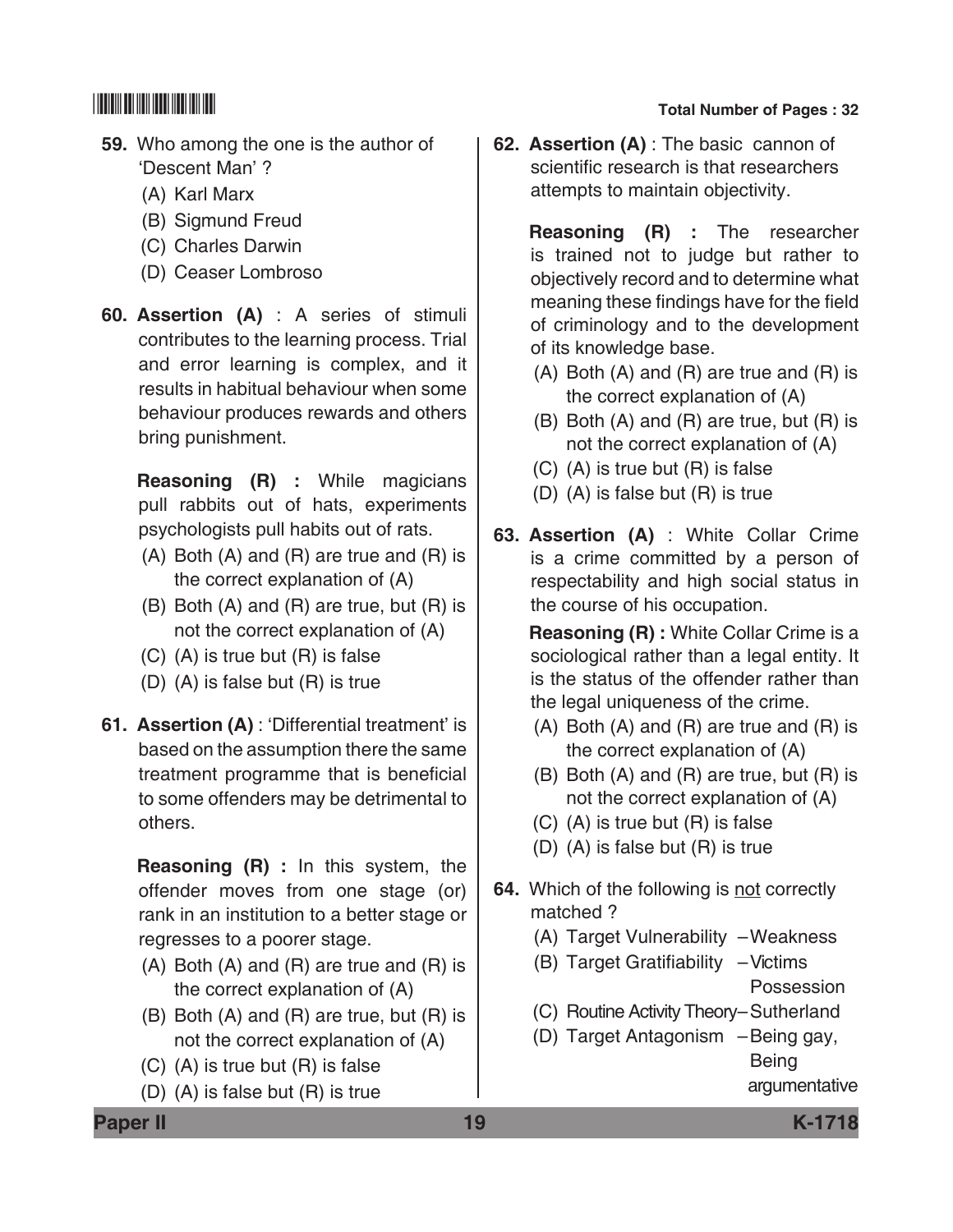59. Who among the one is the author of 'Descent Man' ?

   (A) Karl Marx
   (B) Sigmund Freud
   (C) Charles Darwin
   (D) Ceaser Lombroso

60. **Assertion (A)** : A series of stimuli contributes to the learning process. Trial and error learning is complex, and it results in habitual behaviour when some behaviour produces rewards and others bring punishment.

   **Reasoning (R) :** While magicians pull rabbits out of hats, experiments psychologists pull habits out of rats.

   (A) Both (A) and (R) are true and (R) is the correct explanation of (A)
   (B) Both (A) and (R) are true, but (R) is not the correct explanation of (A)
   (C) (A) is true but (R) is false
   (D) (A) is false but (R) is true

61. **Assertion (A)** : 'Differential treatment' is based on the assumption there the same treatment programme that is beneficial to some offenders may be detrimental to others.

   **Reasoning (R) :** In this system, the offender moves from one stage (or) rank in an institution to a better stage or regresses to a poorer stage.

   (A) Both (A) and (R) are true and (R) is the correct explanation of (A)
   (B) Both (A) and (R) are true, but (R) is not the correct explanation of (A)
   (C) (A) is true but (R) is false
   (D) (A) is false but (R) is true

62. **Assertion (A)** : The basic cannon of scientific research is that researchers attempts to maintain objectivity.

   **Reasoning (R) :** The researcher is trained not to judge but rather to objectively record and to determine what meaning these findings have for the field of criminology and to the development of its knowledge base.

   (A) Both (A) and (R) are true and (R) is the correct explanation of (A)
   (B) Both (A) and (R) are true, but (R) is not the correct explanation of (A)
   (C) (A) is true but (R) is false
   (D) (A) is false but (R) is true

63. **Assertion (A)** : White Collar Crime is a crime committed by a person of respectability and high social status in the course of his occupation.

   **Reasoning (R) :** White Collar Crime is a sociological rather than a legal entity. It is the status of the offender rather than the legal uniqueness of the crime.

   (A) Both (A) and (R) are true and (R) is the correct explanation of (A)
   (B) Both (A) and (R) are true, but (R) is not the correct explanation of (A)
   (C) (A) is true but (R) is false
   (D) (A) is false but (R) is true

64. Which of the following is <u>not</u> correctly matched ?

   (A) Target Vulnerability – Weakness
   (B) Target Gratifiability – Victims Possession
   (C) Routine Activity Theory – Sutherland
   (D) Target Antagonism – Being gay, Being argumentative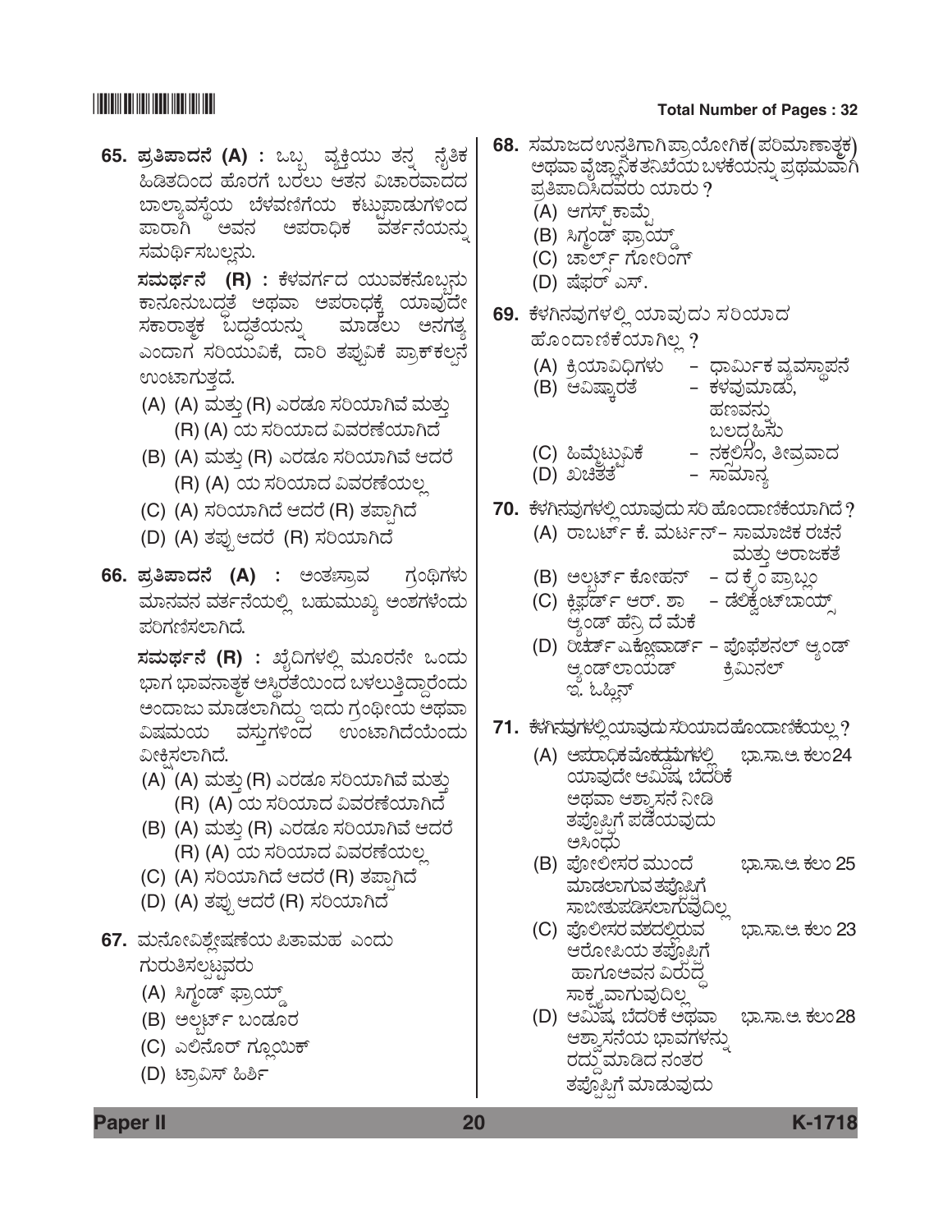65. **ಪ್ರತಿಪಾದನೆ (A) :** ಒಬ್ಬ ವ್ಯಕ್ತಿಯು ತನ್ನ ನೈತಿಕ ಹಿಡಿತದಿಂದ ಹೊರಗೆ ಬರಲು ಆತನ ವಿಚಾರವಾದದ ಬಾಲ್ಯಾವಸ್ಥೆಯ ಬೆಳವಣಿಗೆಯ ಕಟ್ಟುಪಾಡುಗಳಿಂದ ಪಾರಾಗಿ ಅವನ ಅಪರಾಧಿಕ ವರ್ತನೆಯನ್ನು ಸಮರ್ಥಿಸಬಲ್ಲನು.

**ಸಮರ್ಥನೆ (R) :** ಕೆಳವರ್ಗದ ಯುವಕನೊಬ್ಬನು ಕಾನೂನುಬದ್ಧತೆ ಅಥವಾ ಅಪರಾಧಕ್ಕೆ ಯಾವುದೇ ಸಕಾರಾತ್ಮಕ ಬದ್ಧತೆಯನ್ನು ಮಾಡಲು ಅನಗತ್ಯ ಎಂದಾಗ ಸರಿಯುವಿಕೆ, ದಾರಿ ತಪ್ಪುವಿಕೆ ಪ್ರಾಕ್‌ಕಲ್ಪನೆ ಉಂಟಾಗುತ್ತದೆ.

(A) (A) ಮತ್ತು (R) ಎರಡೂ ಸರಿಯಾಗಿವೆ ಮತ್ತು (R) (A) ಯ ಸರಿಯಾದ ವಿವರಣೆಯಾಗಿದೆ
(B) (A) ಮತ್ತು (R) ಎರಡೂ ಸರಿಯಾಗಿವೆ ಆದರೆ (R) (A) ಯ ಸರಿಯಾದ ವಿವರಣೆಯಲ್ಲ
(C) (A) ಸರಿಯಾಗಿದೆ ಆದರೆ (R) ತಪ್ಪಾಗಿದೆ
(D) (A) ತಪ್ಪು ಆದರೆ (R) ಸರಿಯಾಗಿದೆ

66. **ಪ್ರತಿಪಾದನೆ (A) :** ಅಂತಃಸ್ರಾವ ಗ್ರಂಥಿಗಳು ಮಾನವನ ವರ್ತನೆಯಲ್ಲಿ ಬಹುಮುಖ್ಯ ಅಂಶಗಳೆಂದು ಪರಿಗಣಿಸಲಾಗಿದೆ.

**ಸಮರ್ಥನೆ (R) :** ಖೈದಿಗಳಲ್ಲಿ ಮೂರನೇ ಒಂದು ಭಾಗ ಭಾವನಾತ್ಮಕ ಅಸ್ಥಿರತೆಯಿಂದ ಬಳಲುತ್ತಿದ್ದಾರೆಂದು ಅಂದಾಜು ಮಾಡಲಾಗಿದ್ದು ಇದು ಗ್ರಂಥಿಯ ಅಥವಾ ವಿಷಮಯ ವಸ್ತುಗಳಿಂದ ಉಂಟಾಗಿದೆಯೆಂದು ವೀಕ್ಷಿಸಲಾಗಿದೆ.

(A) (A) ಮತ್ತು (R) ಎರಡೂ ಸರಿಯಾಗಿವೆ ಮತ್ತು (R) (A) ಯ ಸರಿಯಾದ ವಿವರಣೆಯಾಗಿದೆ
(B) (A) ಮತ್ತು (R) ಎರಡೂ ಸರಿಯಾಗಿವೆ ಆದರೆ (R) (A) ಯ ಸರಿಯಾದ ವಿವರಣೆಯಲ್ಲ
(C) (A) ಸರಿಯಾಗಿದೆ ಆದರೆ (R) ತಪ್ಪಾಗಿದೆ
(D) (A) ತಪ್ಪು ಆದರೆ (R) ಸರಿಯಾಗಿದೆ

67. ಮನೋವಿಶ್ಲೇಷಣೆಯ ಪಿತಾಮಹ ಎಂದು ಗುರುತಿಸಲ್ಪಟ್ಟವರು
(A) ಸಿಗ್ಮಂಡ್ ಫ್ರಾಯ್ಡ್
(B) ಅಲ್ಬರ್ಟ್ ಬಂಡೂರ
(C) ಎಲಿನೊರ್ ಗ್ಲೂಯಿಕ್
(D) ಟ್ರಾವಿಸ್ ಹಿರ್ಶಿ

68. ಸಮಾಜದ ಉನ್ನತಿಗಾಗಿ ಪ್ರಾಯೋಗಿಕ (ಪರಿಮಾಣಾತ್ಮಕ) ಅಥವಾ ವೈಜ್ಞಾನಿಕ ತನಿಖೆಯ ಬಳಕೆಯನ್ನು ಪ್ರಥಮವಾಗಿ ಪ್ರತಿಪಾದಿಸಿದವರು ಯಾರು ?
(A) ಆಗಸ್ಟ್ ಕಾಮ್ಟೆ
(B) ಸಿಗ್ಮಂಡ್ ಫ್ರಾಯ್ಡ್
(C) ಚಾರ್ಲ್ಸ್ ಗೋರಿಂಗ್
(D) ಷೆಫರ್ ಎಸ್.

69. ಕೆಳಗಿನವುಗಳಲ್ಲಿ ಯಾವುದು ಸರಿಯಾದ ಹೊಂದಾಣಿಕೆಯಾಗಿಲ್ಲ ?
(A) ಕ್ರಿಯಾವಿಧಿಗಳು – ಧಾರ್ಮಿಕ ವ್ಯವಸ್ಥಾಪನೆ
(B) ಆವಿಷ್ಕಾರತೆ – ಕಳವುಮಾಡು, ಹಣವನ್ನು ಬಲದಿಂದ ಹಿಸು
(C) ಹಿಮ್ಮೆಟ್ಟುವಿಕೆ – ನಕಲಿಸಂ, ತೀವ್ರವಾದ
(D) ಖಚಿತತೆ – ಸಾಮಾನ್ಯ

70. ಕೆಳಗಿನವುಗಳಲ್ಲಿ ಯಾವುದು ಸರಿ ಹೊಂದಾಣಿಕೆಯಾಗಿದೆ ?
(A) ರಾಬರ್ಟ್ ಕೆ. ಮರ್ಟನ್ – ಸಾಮಾಜಿಕ ರಚನೆ ಮತ್ತು ಅರಾಜಕತೆ
(B) ಅಲ್ಬರ್ಟ್ ಕೋಹನ್ – ದ ಕ್ರೈಂ ಪ್ರಾಬ್ಲಂ
(C) ಕ್ಲಿಫರ್ಡ್ ಆರ್. ಶಾ ಆ್ಯಂಡ್ ಹೆನ್ರಿ ದೆ ಮೆಕೆ – ಡೆಲಿಕ್ವೆಂಟ್‌ಬಾಯ್ಸ್
(D) ರಿಚರ್ಡ್ ಎಕ್ಲೋವಾರ್ಡ್ ಆ್ಯಂಡ್ ಲಾಯಡ್ ಇ. ಓಹ್ಲಿನ್ – ಪ್ರೊಫೆಶನಲ್ ಆ್ಯಂಡ್ ಕ್ರಿಮಿನಲ್

71. ಕೆಳಗಿನವುಗಳಲ್ಲಿ ಯಾವುದು ಸರಿಯಾದ ಹೊಂದಾಣಿಕೆಯಲ್ಲ ?
(A) ಅಪರಾಧಿಕ ಮೊಕದ್ದಮೆಗಳಲ್ಲಿ ಯಾವುದೇ ಆಮಿಷ, ಬೆದರಿಕೆ ಅಥವಾ ಆಶ್ವಾಸನೆ ನೀಡಿ ತಪ್ಪೊಪ್ಪಿಗೆ ಪಡೆಯುವುದು ಅಸಿಂಧು – ಭಾ.ಸಾ.ಅ. ಕಲಂ 24
(B) ಪೋಲೀಸರ ಮುಂದೆ ಮಾಡಲಾಗುವ ತಪ್ಪೊಪ್ಪಿಗೆ ಸಾಬೀತುಪಡಿಸಲಾಗುವುದಿಲ್ಲ – ಭಾ.ಸಾ.ಅ. ಕಲಂ 25
(C) ಪೊಲೀಸರ ವಶದಲ್ಲಿರುವ ಆರೋಪಿಯ ತಪ್ಪೊಪ್ಪಿಗೆ ಹಾಗೂ ಅವನ ವಿರುದ್ಧ ಸಾಕ್ಷ್ಯವಾಗುವುದಿಲ್ಲ – ಭಾ.ಸಾ.ಅ. ಕಲಂ 23
(D) ಆಮಿಷ, ಬೆದರಿಕೆ ಅಥವಾ ಆಶ್ವಾಸನೆಯ ಭಾವಗಳನ್ನು ರದ್ದು ಮಾಡಿದ ನಂತರ ತಪ್ಪೊಪ್ಪಿಗೆ ಮಾಡುವುದು – ಭಾ.ಸಾ.ಅ. ಕಲಂ 28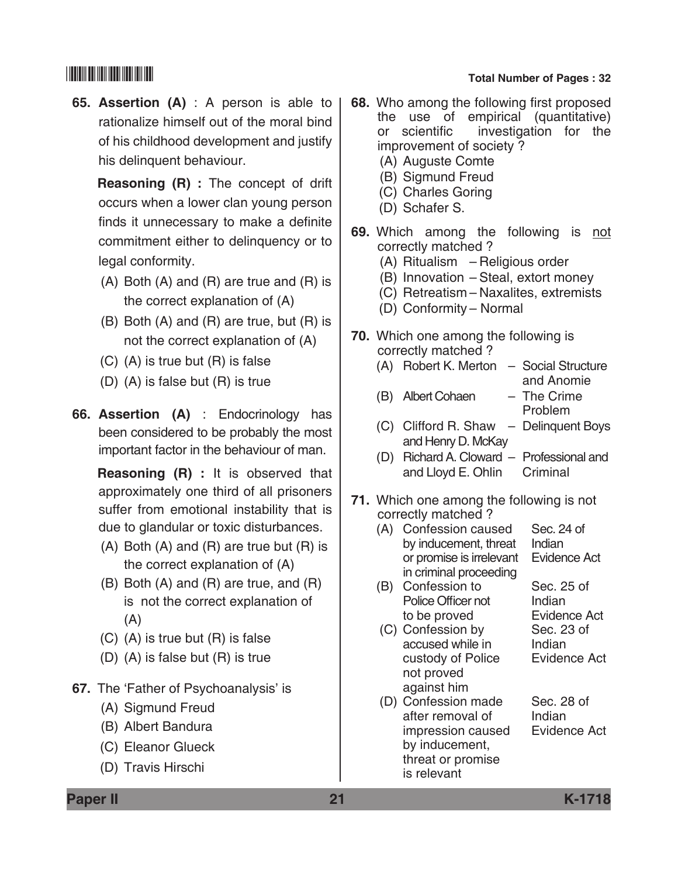**65. Assertion (A)** : A person is able to rationalize himself out of the moral bind of his childhood development and justify his delinquent behaviour.

**Reasoning (R) :** The concept of drift occurs when a lower clan young person finds it unnecessary to make a definite commitment either to delinquency or to legal conformity.

(A) Both (A) and (R) are true and (R) is the correct explanation of (A)

(B) Both (A) and (R) are true, but (R) is not the correct explanation of (A)

(C) (A) is true but (R) is false

(D) (A) is false but (R) is true

**66. Assertion (A)** : Endocrinology has been considered to be probably the most important factor in the behaviour of man.

**Reasoning (R) :** It is observed that approximately one third of all prisoners suffer from emotional instability that is due to glandular or toxic disturbances.

(A) Both (A) and (R) are true but (R) is the correct explanation of (A)

(B) Both (A) and (R) are true, and (R) is not the correct explanation of (A)

(C) (A) is true but (R) is false

(D) (A) is false but (R) is true

**67.** The 'Father of Psychoanalysis' is

(A) Sigmund Freud

(B) Albert Bandura

(C) Eleanor Glueck

(D) Travis Hirschi

**68.** Who among the following first proposed the use of empirical (quantitative) or scientific investigation for the improvement of society ?

(A) Auguste Comte

(B) Sigmund Freud

(C) Charles Goring

(D) Schafer S.

**69.** Which among the following is not correctly matched ?

(A) Ritualism – Religious order

(B) Innovation – Steal, extort money

(C) Retreatism – Naxalites, extremists

(D) Conformity – Normal

**70.** Which one among the following is correctly matched ?

(A) Robert K. Merton – Social Structure and Anomie

(B) Albert Cohaen – The Crime Problem

(C) Clifford R. Shaw and Henry D. McKay – Delinquent Boys

(D) Richard A. Cloward and Lloyd E. Ohlin – Professional and Criminal

**71.** Which one among the following is not correctly matched ?

(A) Confession caused by inducement, threat or promise is irrelevant in criminal proceeding – Sec. 24 of Indian Evidence Act

(B) Confession to Police Officer not to be proved – Sec. 25 of Indian Evidence Act

(C) Confession by accused while in custody of Police not proved against him – Sec. 23 of Indian Evidence Act

(D) Confession made after removal of impression caused by inducement, threat or promise is relevant – Sec. 28 of Indian Evidence Act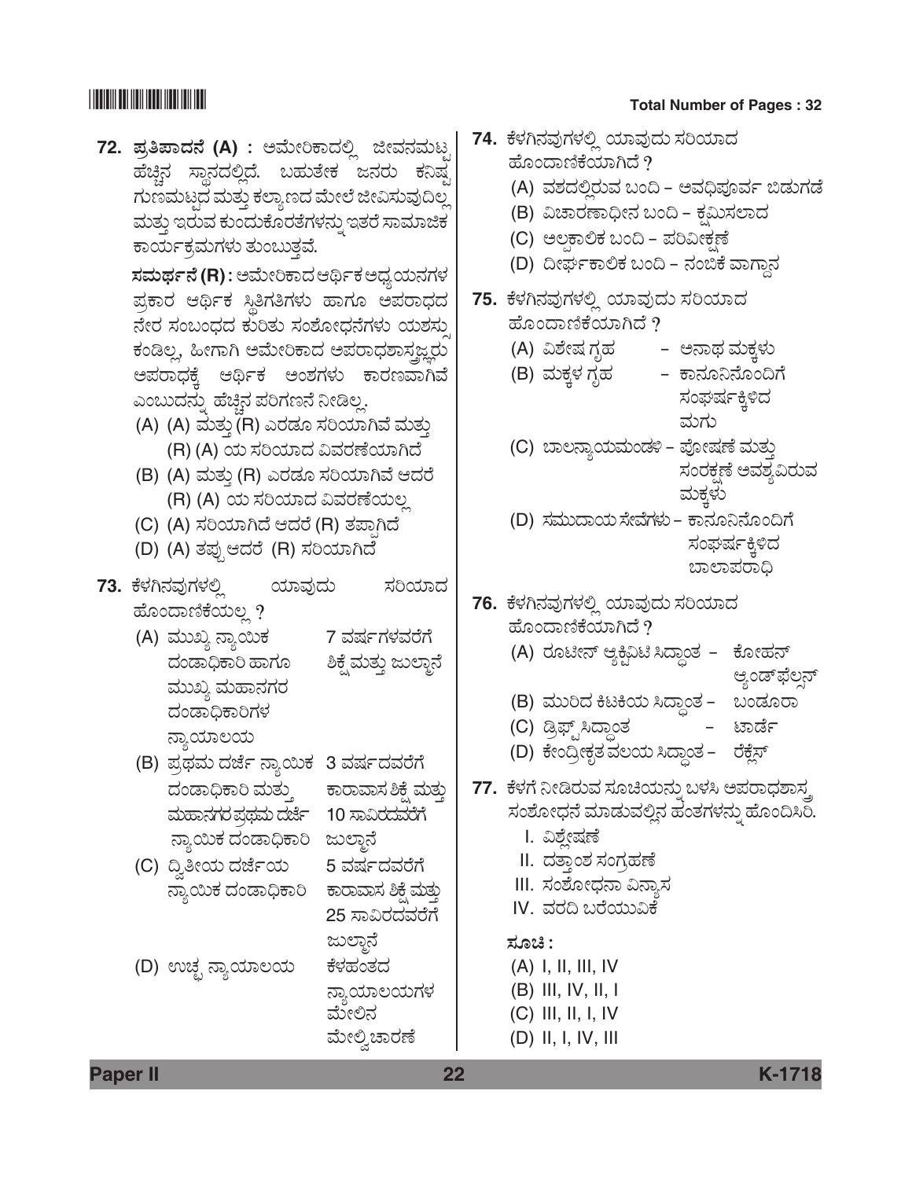**72.** **ಪ್ರತಿಪಾದನೆ (A) :** ಅಮೇರಿಕಾದಲ್ಲಿ ಜೀವನಮಟ್ಟ ಹೆಚ್ಚಿನ ಸ್ಥಾನದಲ್ಲಿದೆ. ಬಹುತೇಕ ಜನರು ಕನಿಷ್ಟ ಗುಣಮಟ್ಟದ ಮತ್ತು ಕಲ್ಯಾಣದ ಮೇಲೆ ಜೀವಿಸುವುದಿಲ್ಲ ಮತ್ತು ಇರುವ ಕುಂದುಕೊರತೆಗಳನ್ನು ಇತರೆ ಸಾಮಾಜಿಕ ಕಾರ್ಯಕ್ರಮಗಳು ತುಂಬುತ್ತವೆ.

**ಸಮರ್ಥನೆ (R) :** ಅಮೇರಿಕಾದ ಆರ್ಥಿಕ ಅಧ್ಯಯನಗಳ ಪ್ರಕಾರ ಆರ್ಥಿಕ ಸ್ಥಿತಿಗತಿಗಳು ಹಾಗೂ ಅಪರಾಧದ ನೇರ ಸಂಬಂಧದ ಕುರಿತು ಸಂಶೋಧನೆಗಳು ಯಶಸ್ಸು ಕಂಡಿಲ್ಲ, ಹೀಗಾಗಿ ಅಮೇರಿಕಾದ ಅಪರಾಧಶಾಸ್ತ್ರಜ್ಞರು ಅಪರಾಧಕ್ಕೆ ಆರ್ಥಿಕ ಅಂಶಗಳು ಕಾರಣವಾಗಿವೆ ಎಂಬುದನ್ನು ಹೆಚ್ಚಿನ ಪರಿಗಣನೆ ನೀಡಿಲ್ಲ.

(A) (A) ಮತ್ತು (R) ಎರಡೂ ಸರಿಯಾಗಿವೆ ಮತ್ತು (R) (A) ಯ ಸರಿಯಾದ ವಿವರಣೆಯಾಗಿದೆ

(B) (A) ಮತ್ತು (R) ಎರಡೂ ಸರಿಯಾಗಿವೆ ಆದರೆ (R) (A) ಯ ಸರಿಯಾದ ವಿವರಣೆಯಲ್ಲ

(C) (A) ಸರಿಯಾಗಿದೆ ಆದರೆ (R) ತಪ್ಪಾಗಿದೆ

(D) (A) ತಪ್ಪು ಆದರೆ (R) ಸರಿಯಾಗಿದೆ

**73.** ಕೆಳಗಿನವುಗಳಲ್ಲಿ ಯಾವುದು ಸರಿಯಾದ ಹೊಂದಾಣಿಕೆಯಲ್ಲ ?

(A) ಮುಖ್ಯ ನ್ಯಾಯಿಕ ದಂಡಾಧಿಕಾರಿ ಹಾಗೂ ಮುಖ್ಯ ಮಹಾನಗರ ದಂಡಾಧಿಕಾರಿಗಳ ನ್ಯಾಯಾಲಯ – 7 ವರ್ಷಗಳವರೆಗೆ ಶಿಕ್ಷೆ ಮತ್ತು ಜುಲ್ಮಾನೆ

(B) ಪ್ರಥಮ ದರ್ಜೆ ನ್ಯಾಯಿಕ ದಂಡಾಧಿಕಾರಿ ಮತ್ತು ಮಹಾನಗರ ಪ್ರಥಮ ದರ್ಜೆ ನ್ಯಾಯಿಕ ದಂಡಾಧಿಕಾರಿ – 3 ವರ್ಷದವರೆಗೆ ಕಾರಾವಾಸ ಶಿಕ್ಷೆ ಮತ್ತು 10 ಸಾವಿರದವರೆಗೆ ಜುಲ್ಮಾನೆ

(C) ದ್ವಿತೀಯ ದರ್ಜೆಯ ನ್ಯಾಯಿಕ ದಂಡಾಧಿಕಾರಿ – 5 ವರ್ಷದವರೆಗೆ ಕಾರಾವಾಸ ಶಿಕ್ಷೆ ಮತ್ತು 25 ಸಾವಿರದವರೆಗೆ ಜುಲ್ಮಾನೆ

(D) ಉಚ್ಚ ನ್ಯಾಯಾಲಯ – ಕೆಳಹಂತದ ನ್ಯಾಯಾಲಯಗಳ ಮೇಲಿನ ಮೇಲ್ವಿಚಾರಣೆ

**74.** ಕೆಳಗಿನವುಗಳಲ್ಲಿ ಯಾವುದು ಸರಿಯಾದ ಹೊಂದಾಣಿಕೆಯಾಗಿದೆ ?

(A) ವಶದಲ್ಲಿರುವ ಬಂದಿ – ಅವಧಿಪೂರ್ವ ಬಿಡುಗಡೆ

(B) ವಿಚಾರಣಾಧೀನ ಬಂದಿ – ಕ್ಷಮಿಸಲಾದ

(C) ಅಲ್ಪಕಾಲಿಕ ಬಂದಿ – ಪರಿವೀಕ್ಷಣೆ

(D) ದೀರ್ಘಕಾಲಿಕ ಬಂದಿ – ನಂಬಿಕೆ ವಾಗ್ದಾನ

**75.** ಕೆಳಗಿನವುಗಳಲ್ಲಿ ಯಾವುದು ಸರಿಯಾದ ಹೊಂದಾಣಿಕೆಯಾಗಿದೆ ?

(A) ವಿಶೇಷ ಗೃಹ – ಅನಾಥ ಮಕ್ಕಳು

(B) ಮಕ್ಕಳ ಗೃಹ – ಕಾನೂನಿನೊಂದಿಗೆ ಸಂಘರ್ಷಕ್ಕಿಳಿದ ಮಗು

(C) ಬಾಲನ್ಯಾಯಮಂಡಳಿ – ಪೋಷಣೆ ಮತ್ತು ಸಂರಕ್ಷಣೆ ಅವಶ್ಯವಿರುವ ಮಕ್ಕಳು

(D) ಸಮುದಾಯ ಸೇವೆಗಳು – ಕಾನೂನಿನೊಂದಿಗೆ ಸಂಘರ್ಷಕ್ಕಿಳಿದ ಬಾಲಾಪರಾಧಿ

**76.** ಕೆಳಗಿನವುಗಳಲ್ಲಿ ಯಾವುದು ಸರಿಯಾದ ಹೊಂದಾಣಿಕೆಯಾಗಿದೆ ?

(A) ರೂಟೀನ್ ಆ್ಯಕ್ಟಿವಿಟಿ ಸಿದ್ಧಾಂತ – ಕೋಹನ್ ಆ್ಯಂಡ್‌ಫೆಲ್ಸನ್

(B) ಮುರಿದ ಕಿಟಕಿಯ ಸಿದ್ಧಾಂತ – ಬಂಡೂರಾ

(C) ಡ್ರಿಫ್ಟ್ ಸಿದ್ಧಾಂತ – ಟಾರ್ಡೆ

(D) ಕೇಂದ್ರೀಕೃತ ವಲಯ ಸಿದ್ಧಾಂತ – ರೆಕ್ಲೆಸ್

**77.** ಕೆಳಗೆ ನೀಡಿರುವ ಸೂಚಿಯನ್ನು ಬಳಸಿ ಅಪರಾಧಶಾಸ್ತ್ರ ಸಂಶೋಧನೆ ಮಾಡುವಲ್ಲಿನ ಹಂತಗಳನ್ನು ಹೊಂದಿಸಿರಿ.

I. ವಿಶ್ಲೇಷಣೆ

II. ದತ್ತಾಂಶ ಸಂಗ್ರಹಣೆ

III. ಸಂಶೋಧನಾ ವಿನ್ಯಾಸ

IV. ವರದಿ ಬರೆಯುವಿಕೆ

**ಸೂಚಿ :**

(A) I, II, III, IV

(B) III, IV, II, I

(C) III, II, I, IV

(D) II, I, IV, III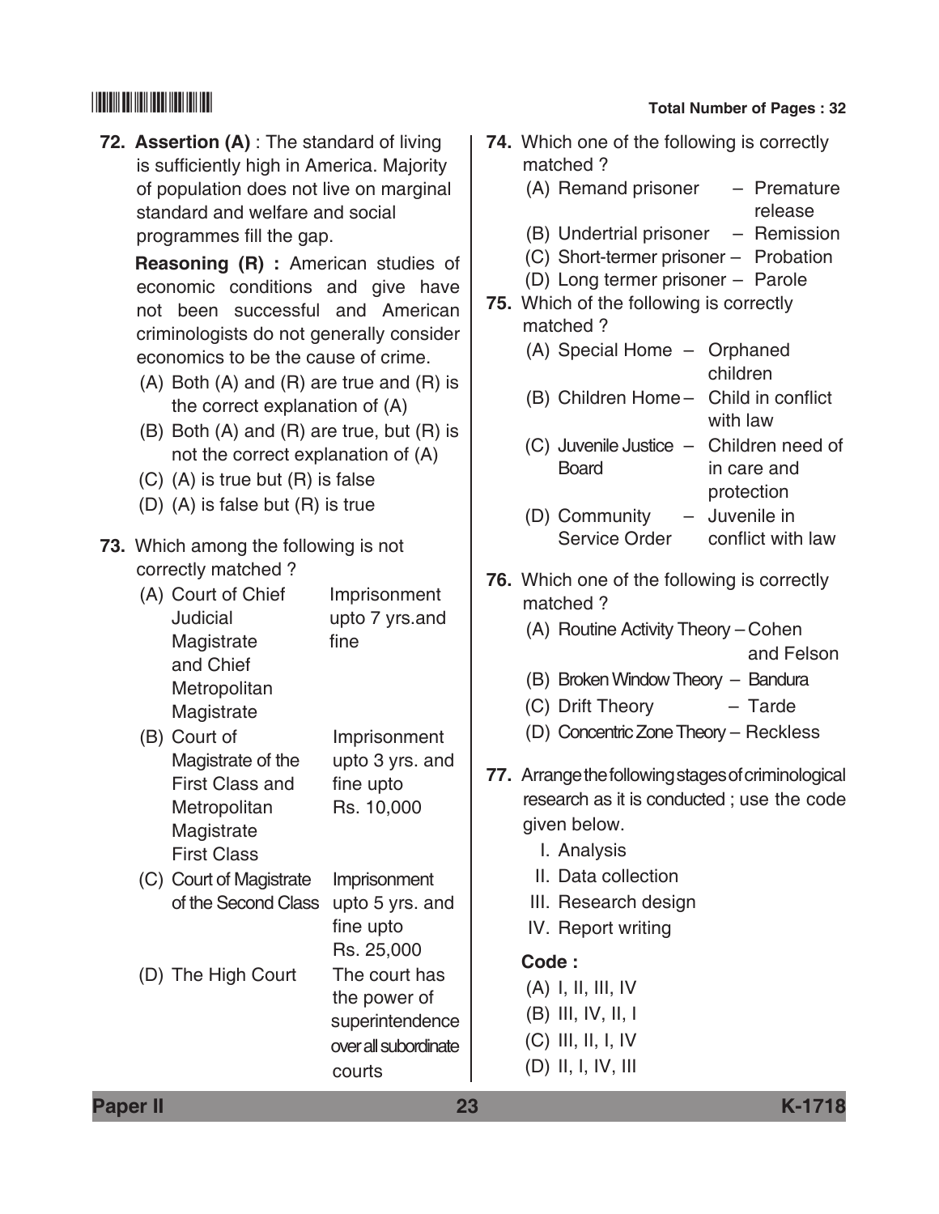**72. Assertion (A)** : The standard of living is sufficiently high in America. Majority of population does not live on marginal standard and welfare and social programmes fill the gap.

**Reasoning (R) :** American studies of economic conditions and give have not been successful and American criminologists do not generally consider economics to be the cause of crime.

(A) Both (A) and (R) are true and (R) is the correct explanation of (A)

(B) Both (A) and (R) are true, but (R) is not the correct explanation of (A)

(C) (A) is true but (R) is false

(D) (A) is false but (R) is true

**73.** Which among the following is not correctly matched ?

(A) Court of Chief Judicial Magistrate and Chief Metropolitan Magistrate – Imprisonment upto 7 yrs.and fine

(B) Court of Magistrate of the First Class and Metropolitan Magistrate First Class – Imprisonment upto 3 yrs. and fine upto Rs. 10,000

(C) Court of Magistrate of the Second Class – Imprisonment upto 5 yrs. and fine upto Rs. 25,000

(D) The High Court – The court has the power of superintendence over all subordinate courts

**74.** Which one of the following is correctly matched ?

(A) Remand prisoner – Premature release

(B) Undertrial prisoner – Remission

(C) Short-termer prisoner – Probation

(D) Long termer prisoner – Parole

**75.** Which of the following is correctly matched ?

(A) Special Home – Orphaned children

(B) Children Home – Child in conflict with law

(C) Juvenile Justice Board – Children need of in care and protection

(D) Community Service Order – Juvenile in conflict with law

**76.** Which one of the following is correctly matched ?

(A) Routine Activity Theory – Cohen and Felson

(B) Broken Window Theory – Bandura

(C) Drift Theory – Tarde

(D) Concentric Zone Theory – Reckless

**77.** Arrange the following stages of criminological research as it is conducted ; use the code given below.

I. Analysis

II. Data collection

III. Research design

IV. Report writing

**Code :**

(A) I, II, III, IV

(B) III, IV, II, I

(C) III, II, I, IV

(D) II, I, IV, III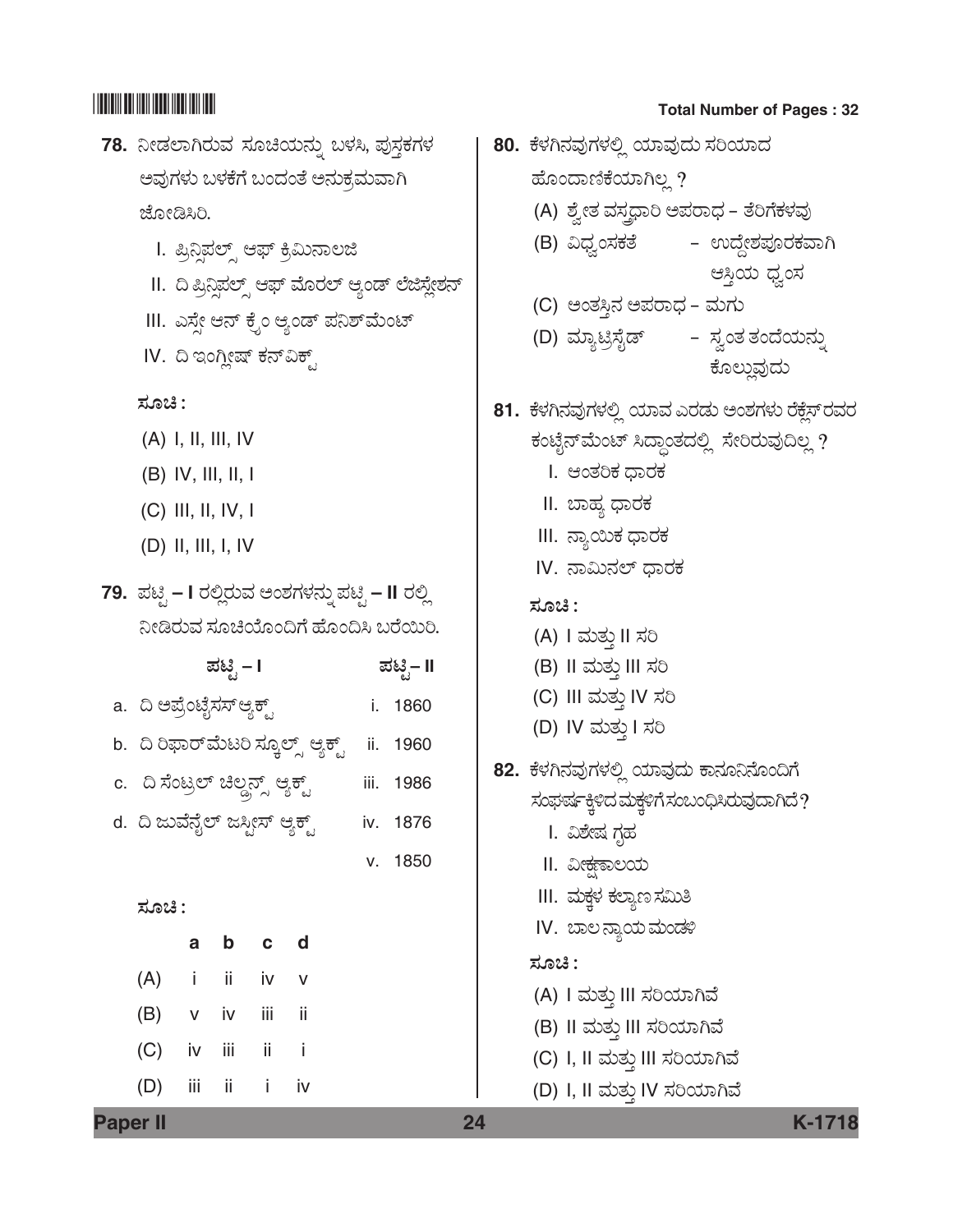78. ನೀಡಲಾಗಿರುವ ಸೂಚಿಯನ್ನು ಬಳಸಿ, ಪುಸ್ತಕಗಳ ಅವುಗಳು ಬಳಕೆಗೆ ಬಂದಂತೆ ಅನುಕ್ರಮವಾಗಿ ಜೋಡಿಸಿರಿ.

I. ಪ್ರಿನ್ಸಿಪಲ್ಸ್ ಆಫ್ ಕ್ರಿಮಿನಾಲಜಿ

II. ದಿ ಪ್ರಿನ್ಸಿಪಲ್ಸ್ ಆಫ್ ಮೊರಲ್ ಆ್ಯಂಡ್ ಲೆಜಿಸ್ಲೇಶನ್

III. ಎಸ್ಸೇ ಆನ್ ಕ್ರೈಂ ಆ್ಯಂಡ್ ಪನಿಶ್‌ಮೆಂಟ್

IV. ದಿ ಇಂಗ್ಲೀಷ್ ಕನ್‌ವಿಕ್ಟ್

**ಸೂಚಿ :**

(A) I, II, III, IV

(B) IV, III, II, I

(C) III, II, IV, I

(D) II, III, I, IV

79. ಪಟ್ಟಿ – I ರಲ್ಲಿರುವ ಅಂಶಗಳನ್ನು ಪಟ್ಟಿ – II ರಲ್ಲಿ ನೀಡಿರುವ ಸೂಚಿಯೊಂದಿಗೆ ಹೊಂದಿಸಿ ಬರೆಯಿರಿ.

| ಪಟ್ಟಿ – I | ಪಟ್ಟಿ – II |
|---|---|
| a. ದಿ ಅಪ್ರೆಂಟೈಸಸ್ ಆ್ಯಕ್ಟ್ | i. 1860 |
| b. ದಿ ರಿಫಾರ್‌ಮೆಟರಿ ಸ್ಕೂಲ್ಸ್ ಆ್ಯಕ್ಟ್ | ii. 1960 |
| c. ದಿ ಸೆಂಟ್ರಲ್ ಚಿಲ್ಡ್ರನ್ಸ್ ಆ್ಯಕ್ಟ್ | iii. 1986 |
| d. ದಿ ಜುವೆನೈಲ್ ಜಸ್ಟೀಸ್ ಆ್ಯಕ್ಟ್ | iv. 1876 |
| | v. 1850 |

**ಸೂಚಿ :**

| | a | b | c | d |
|---|---|---|---|---|
| (A) | i | ii | iv | v |
| (B) | v | iv | iii | ii |
| (C) | iv | iii | ii | i |
| (D) | iii | ii | i | iv |

80. ಕೆಳಗಿನವುಗಳಲ್ಲಿ ಯಾವುದು ಸರಿಯಾದ ಹೊಂದಾಣಿಕೆಯಾಗಿಲ್ಲ ?

(A) ಶ್ವೇತ ವಸ್ತ್ರಧಾರಿ ಅಪರಾಧ – ತೆರಿಗೆಕಳವು

(B) ವಿಧ್ವಂಸಕತೆ – ಉದ್ದೇಶಪೂರಕವಾಗಿ ಆಸ್ತಿಯ ಧ್ವಂಸ

(C) ಅಂತಸ್ತಿನ ಅಪರಾಧ – ಮಗು

(D) ಮ್ಯಾಟ್ರಿಸೈಡ್ – ಸ್ವಂತ ತಂದೆಯನ್ನು ಕೊಲ್ಲುವುದು

81. ಕೆಳಗಿನವುಗಳಲ್ಲಿ ಯಾವ ಎರಡು ಅಂಶಗಳು ರೆಕ್ಲೆಸ್‌ರವರ ಕಂಟೈನ್‌ಮೆಂಟ್ ಸಿದ್ಧಾಂತದಲ್ಲಿ ಸೇರಿರುವುದಿಲ್ಲ ?

I. ಆಂತರಿಕ ಧಾರಕ

II. ಬಾಹ್ಯ ಧಾರಕ

III. ನ್ಯಾಯಿಕ ಧಾರಕ

IV. ನಾಮಿನಲ್ ಧಾರಕ

**ಸೂಚಿ :**

(A) I ಮತ್ತು II ಸರಿ

(B) II ಮತ್ತು III ಸರಿ

(C) III ಮತ್ತು IV ಸರಿ

(D) IV ಮತ್ತು I ಸರಿ

82. ಕೆಳಗಿನವುಗಳಲ್ಲಿ ಯಾವುದು ಕಾನೂನಿನೊಂದಿಗೆ ಸಂಘರ್ಷಕ್ಕಿಳಿದ ಮಕ್ಕಳಿಗೆಸಂಬಂಧಿಸಿರುವುದಾಗಿದೆ?

I. ವಿಶೇಷ ಗೃಹ

II. ವೀಕ್ಷಣಾಲಯ

III. ಮಕ್ಕಳ ಕಲ್ಯಾಣ ಸಮಿತಿ

IV. ಬಾಲ ನ್ಯಾಯ ಮಂಡಳಿ

**ಸೂಚಿ :**

(A) I ಮತ್ತು III ಸರಿಯಾಗಿವೆ

(B) II ಮತ್ತು III ಸರಿಯಾಗಿವೆ

(C) I, II ಮತ್ತು III ಸರಿಯಾಗಿವೆ

(D) I, II ಮತ್ತು IV ಸರಿಯಾಗಿವೆ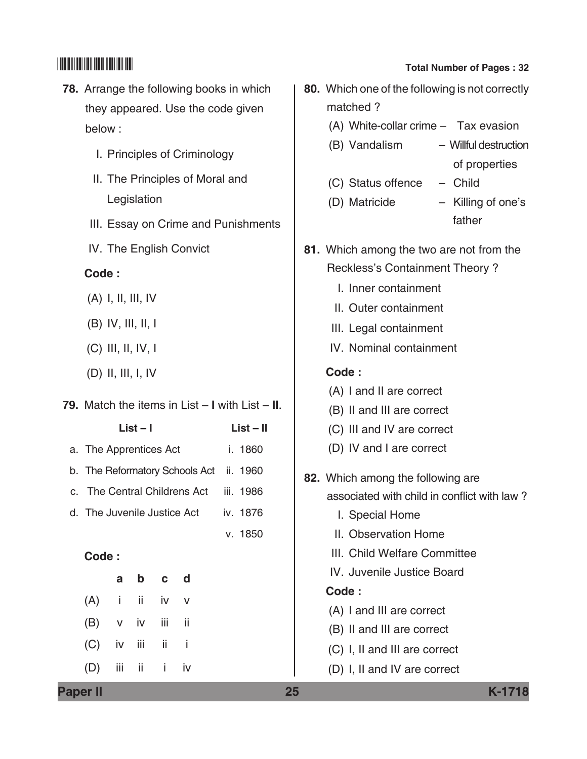78. Arrange the following books in which they appeared. Use the code given below :

I. Principles of Criminology

II. The Principles of Moral and Legislation

III. Essay on Crime and Punishments

IV. The English Convict

**Code :**

(A) I, II, III, IV

(B) IV, III, II, I

(C) III, II, IV, I

(D) II, III, I, IV

79. Match the items in List – **I** with List – **II**.

| List – I | List – II |
|---|---|
| a. The Apprentices Act | i. 1860 |
| b. The Reformatory Schools Act | ii. 1960 |
| c. The Central Childrens Act | iii. 1986 |
| d. The Juvenile Justice Act | iv. 1876 |
| | v. 1850 |

**Code :**

| | a | b | c | d |
|---|---|---|---|---|
| (A) | i | ii | iv | v |
| (B) | v | iv | iii | ii |
| (C) | iv | iii | ii | i |
| (D) | iii | ii | i | iv |

80. Which one of the following is not correctly matched ?

(A) White-collar crime – Tax evasion

(B) Vandalism – Willful destruction of properties

(C) Status offence – Child

(D) Matricide – Killing of one's father

81. Which among the two are not from the Reckless's Containment Theory ?

I. Inner containment

II. Outer containment

III. Legal containment

IV. Nominal containment

**Code :**

(A) I and II are correct

(B) II and III are correct

(C) III and IV are correct

(D) IV and I are correct

82. Which among the following are associated with child in conflict with law ?

I. Special Home

II. Observation Home

III. Child Welfare Committee

IV. Juvenile Justice Board

**Code :**

(A) I and III are correct

(B) II and III are correct

(C) I, II and III are correct

(D) I, II and IV are correct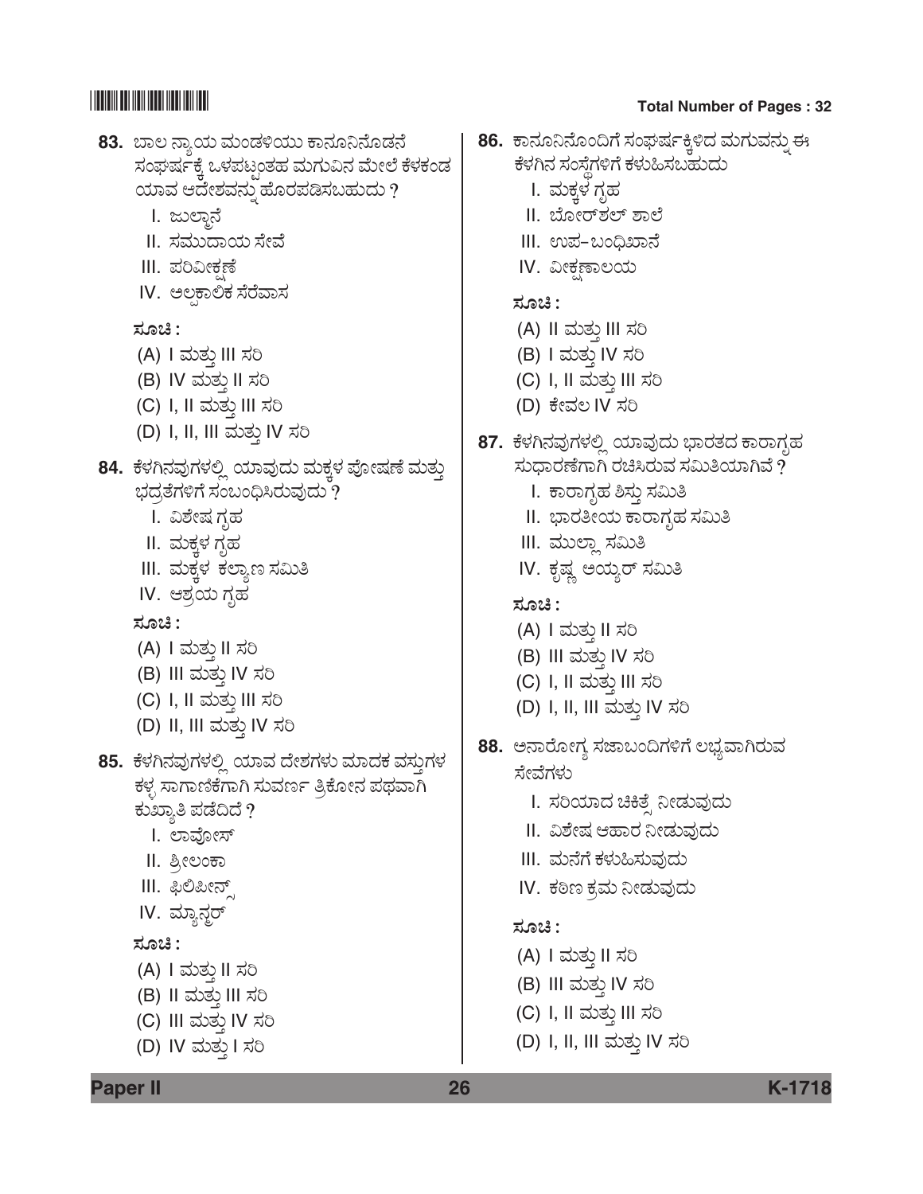83. ಬಾಲ ನ್ಯಾಯ ಮಂಡಳಿಯು ಕಾನೂನಿನೊಡನೆ ಸಂಘರ್ಷಕ್ಕೆ ಒಳಪಟ್ಟಂತಹ ಮಗುವಿನ ಮೇಲೆ ಕೆಳಕಂಡ ಯಾವ ಆದೇಶವನ್ನು ಹೊರಪಡಿಸಬಹುದು ?

I. ಜುಲ್ಮಾನೆ
II. ಸಮುದಾಯ ಸೇವೆ
III. ಪರಿವೀಕ್ಷಣೆ
IV. ಅಲ್ಪಕಾಲಿಕ ಸೆರೆವಾಸ

ಸೂಚಿ :
(A) I ಮತ್ತು III ಸರಿ
(B) IV ಮತ್ತು II ಸರಿ
(C) I, II ಮತ್ತು III ಸರಿ
(D) I, II, III ಮತ್ತು IV ಸರಿ

84. ಕೆಳಗಿನವುಗಳಲ್ಲಿ ಯಾವುದು ಮಕ್ಕಳ ಪೋಷಣೆ ಮತ್ತು ಭದ್ರತೆಗಳಿಗೆ ಸಂಬಂಧಿಸಿರುವುದು ?

I. ವಿಶೇಷ ಗೃಹ
II. ಮಕ್ಕಳ ಗೃಹ
III. ಮಕ್ಕಳ ಕಲ್ಯಾಣ ಸಮಿತಿ
IV. ಆಶ್ರಯ ಗೃಹ

ಸೂಚಿ :
(A) I ಮತ್ತು II ಸರಿ
(B) III ಮತ್ತು IV ಸರಿ
(C) I, II ಮತ್ತು III ಸರಿ
(D) II, III ಮತ್ತು IV ಸರಿ

85. ಕೆಳಗಿನವುಗಳಲ್ಲಿ ಯಾವ ದೇಶಗಳು ಮಾದಕ ವಸ್ತುಗಳ ಕಳ್ಳ ಸಾಗಾಣಿಕೆಗಾಗಿ ಸುವರ್ಣ ತ್ರಿಕೋನ ಪಥವಾಗಿ ಕುಖ್ಯಾತಿ ಪಡೆದಿದೆ ?

I. ಲಾವೋಸ್
II. ಶ್ರೀಲಂಕಾ
III. ಫಿಲಿಪೀನ್ಸ್
IV. ಮ್ಯಾನ್ಮರ್

ಸೂಚಿ :
(A) I ಮತ್ತು II ಸರಿ
(B) II ಮತ್ತು III ಸರಿ
(C) III ಮತ್ತು IV ಸರಿ
(D) IV ಮತ್ತು I ಸರಿ

86. ಕಾನೂನಿನೊಂದಿಗೆ ಸಂಘರ್ಷಕ್ಕಿಳಿದ ಮಗುವನ್ನು ಈ ಕೆಳಗಿನ ಸಂಸ್ಥೆಗಳಿಗೆ ಕಳುಹಿಸಬಹುದು

I. ಮಕ್ಕಳ ಗೃಹ
II. ಬೋರ್‌ಶಲ್ ಶಾಲೆ
III. ಉಪ–ಬಂಧಿಖಾನೆ
IV. ವೀಕ್ಷಣಾಲಯ

ಸೂಚಿ :
(A) II ಮತ್ತು III ಸರಿ
(B) I ಮತ್ತು IV ಸರಿ
(C) I, II ಮತ್ತು III ಸರಿ
(D) ಕೇವಲ IV ಸರಿ

87. ಕೆಳಗಿನವುಗಳಲ್ಲಿ ಯಾವುದು ಭಾರತದ ಕಾರಾಗೃಹ ಸುಧಾರಣೆಗಾಗಿ ರಚಿಸಿರುವ ಸಮಿತಿಯಾಗಿವೆ ?

I. ಕಾರಾಗೃಹ ಶಿಸ್ತು ಸಮಿತಿ
II. ಭಾರತೀಯ ಕಾರಾಗೃಹ ಸಮಿತಿ
III. ಮುಲ್ಲಾ ಸಮಿತಿ
IV. ಕೃಷ್ಣ ಅಯ್ಯರ್ ಸಮಿತಿ

ಸೂಚಿ :
(A) I ಮತ್ತು II ಸರಿ
(B) III ಮತ್ತು IV ಸರಿ
(C) I, II ಮತ್ತು III ಸರಿ
(D) I, II, III ಮತ್ತು IV ಸರಿ

88. ಅನಾರೋಗ್ಯ ಸಜಾಬಂದಿಗಳಿಗೆ ಲಭ್ಯವಾಗಿರುವ ಸೇವೆಗಳು

I. ಸರಿಯಾದ ಚಿಕಿತ್ಸೆ ನೀಡುವುದು
II. ವಿಶೇಷ ಆಹಾರ ನೀಡುವುದು
III. ಮನೆಗೆ ಕಳುಹಿಸುವುದು
IV. ಕಠಿಣ ಕ್ರಮ ನೀಡುವುದು

ಸೂಚಿ :
(A) I ಮತ್ತು II ಸರಿ
(B) III ಮತ್ತು IV ಸರಿ
(C) I, II ಮತ್ತು III ಸರಿ
(D) I, II, III ಮತ್ತು IV ಸರಿ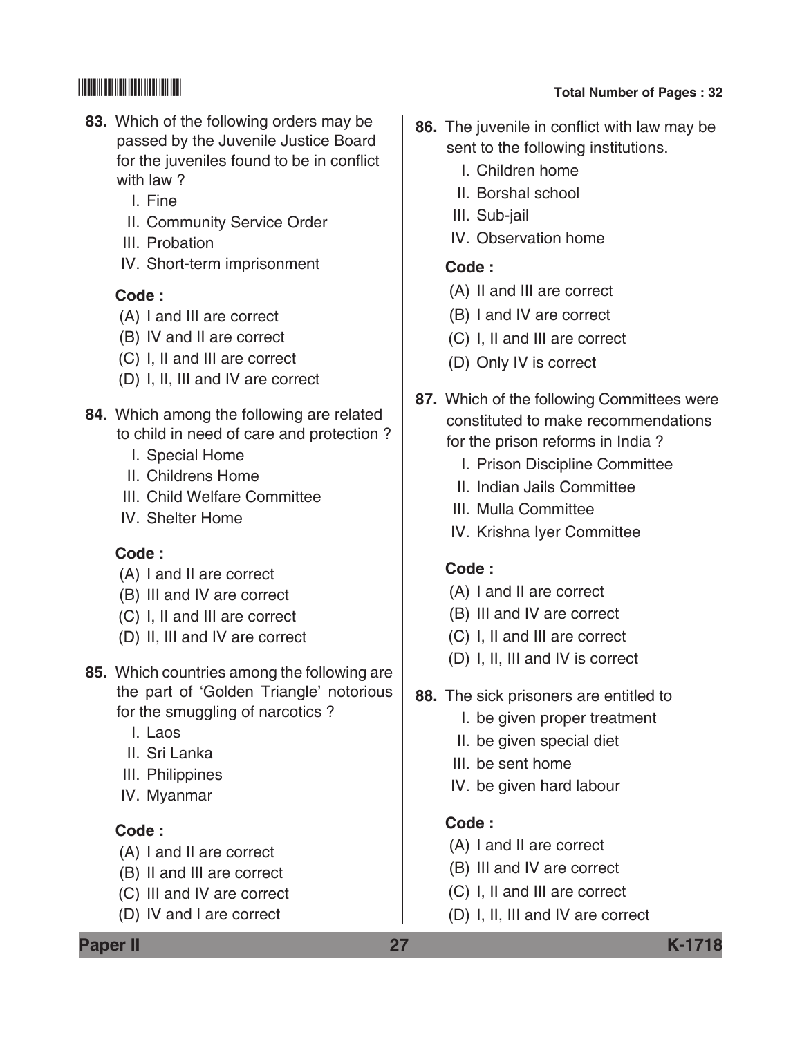83. Which of the following orders may be passed by the Juvenile Justice Board for the juveniles found to be in conflict with law ?

I. Fine
II. Community Service Order
III. Probation
IV. Short-term imprisonment

**Code :**

(A) I and III are correct
(B) IV and II are correct
(C) I, II and III are correct
(D) I, II, III and IV are correct

84. Which among the following are related to child in need of care and protection ?

I. Special Home
II. Childrens Home
III. Child Welfare Committee
IV. Shelter Home

**Code :**

(A) I and II are correct
(B) III and IV are correct
(C) I, II and III are correct
(D) II, III and IV are correct

85. Which countries among the following are the part of 'Golden Triangle' notorious for the smuggling of narcotics ?

I. Laos
II. Sri Lanka
III. Philippines
IV. Myanmar

**Code :**

(A) I and II are correct
(B) II and III are correct
(C) III and IV are correct
(D) IV and I are correct

86. The juvenile in conflict with law may be sent to the following institutions.

I. Children home
II. Borshal school
III. Sub-jail
IV. Observation home

**Code :**

(A) II and III are correct
(B) I and IV are correct
(C) I, II and III are correct
(D) Only IV is correct

87. Which of the following Committees were constituted to make recommendations for the prison reforms in India ?

I. Prison Discipline Committee
II. Indian Jails Committee
III. Mulla Committee
IV. Krishna Iyer Committee

**Code :**

(A) I and II are correct
(B) III and IV are correct
(C) I, II and III are correct
(D) I, II, III and IV is correct

88. The sick prisoners are entitled to

I. be given proper treatment
II. be given special diet
III. be sent home
IV. be given hard labour

**Code :**

(A) I and II are correct
(B) III and IV are correct
(C) I, II and III are correct
(D) I, II, III and IV are correct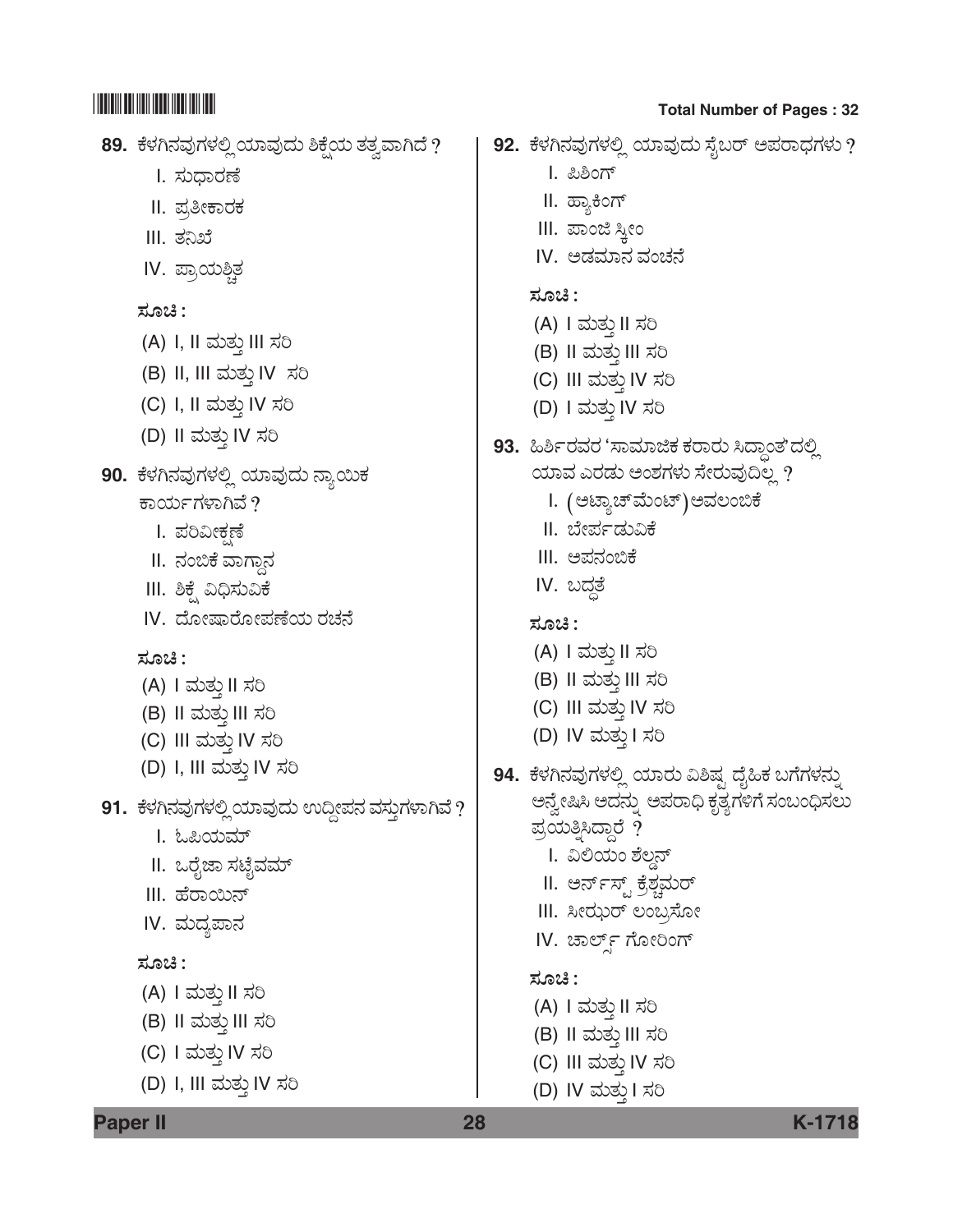**89.** ಕೆಳಗಿನವುಗಳಲ್ಲಿ ಯಾವುದು ಶಿಕ್ಷೆಯ ತತ್ವವಾಗಿದೆ ?

I. ಸುಧಾರಣೆ

II. ಪ್ರತೀಕಾರಕ

III. ತನಿಖೆ

IV. ಪ್ರಾಯಶ್ಚಿತ್ತ

**ಸೂಚಿ :**

(A) I, II ಮತ್ತು III ಸರಿ

(B) II, III ಮತ್ತು IV ಸರಿ

(C) I, II ಮತ್ತು IV ಸರಿ

(D) II ಮತ್ತು IV ಸರಿ

**90.** ಕೆಳಗಿನವುಗಳಲ್ಲಿ ಯಾವುದು ನ್ಯಾಯಿಕ ಕಾರ್ಯಗಳಾಗಿವೆ ?

I. ಪರಿವೀಕ್ಷಣೆ

II. ನಂಬಿಕೆ ವಾಗ್ದಾನ

III. ಶಿಕ್ಷೆ ವಿಧಿಸುವಿಕೆ

IV. ದೋಷಾರೋಪಣೆಯ ರಚನೆ

**ಸೂಚಿ :**

(A) I ಮತ್ತು II ಸರಿ

(B) II ಮತ್ತು III ಸರಿ

(C) III ಮತ್ತು IV ಸರಿ

(D) I, III ಮತ್ತು IV ಸರಿ

**91.** ಕೆಳಗಿನವುಗಳಲ್ಲಿ ಯಾವುದು ಉದ್ದೀಪನ ವಸ್ತುಗಳಾಗಿವೆ ?

I. ಓಪಿಯಮ್

II. ಒರೈಜಾ ಸಟೈವಮ್

III. ಹೆರಾಯಿನ್

IV. ಮದ್ಯಪಾನ

**ಸೂಚಿ :**

(A) I ಮತ್ತು II ಸರಿ

(B) II ಮತ್ತು III ಸರಿ

(C) I ಮತ್ತು IV ಸರಿ

(D) I, III ಮತ್ತು IV ಸರಿ

**92.** ಕೆಳಗಿನವುಗಳಲ್ಲಿ ಯಾವುದು ಸೈಬರ್ ಅಪರಾಧಗಳು ?

I. ಫಿಶಿಂಗ್

II. ಹ್ಯಾಕಿಂಗ್

III. ಪಾಂಜಿ ಸ್ಕೀಂ

IV. ಅಡಮಾನ ವಂಚನೆ

**ಸೂಚಿ :**

(A) I ಮತ್ತು II ಸರಿ

(B) II ಮತ್ತು III ಸರಿ

(C) III ಮತ್ತು IV ಸರಿ

(D) I ಮತ್ತು IV ಸರಿ

**93.** ಹಿರ್ಶಿರವರ 'ಸಾಮಾಜಿಕ ಕರಾರು ಸಿದ್ಧಾಂತ'ದಲ್ಲಿ ಯಾವ ಎರಡು ಅಂಶಗಳು ಸೇರುವುದಿಲ್ಲ ?

I. (ಅಟ್ಯಾಚ್‌ಮೆಂಟ್)ಅವಲಂಬಿಕೆ

II. ಬೇರ್ಪಡುವಿಕೆ

III. ಅಪನಂಬಿಕೆ

IV. ಬದ್ಧತೆ

**ಸೂಚಿ :**

(A) I ಮತ್ತು II ಸರಿ

(B) II ಮತ್ತು III ಸರಿ

(C) III ಮತ್ತು IV ಸರಿ

(D) IV ಮತ್ತು I ಸರಿ

**94.** ಕೆಳಗಿನವುಗಳಲ್ಲಿ ಯಾರು ವಿಶಿಷ್ಟ ದೈಹಿಕ ಬಗೆಗಳನ್ನು ಅನ್ವೇಷಿಸಿ ಅದನ್ನು ಅಪರಾಧಿ ಕೃತ್ಯಗಳಿಗೆ ಸಂಬಂಧಿಸಲು ಪ್ರಯತ್ನಿಸಿದ್ದಾರೆ ?

I. ವಿಲಿಯಂ ಶೆಲ್ಡನ್

II. ಅರ್ನ್‌ಸ್ಟ್ ಕ್ರೆಶ್ಚಮರ್

III. ಸೀಝರ್ ಲಂಬ್ರಸೋ

IV. ಚಾರ್ಲ್ಸ್ ಗೋರಿಂಗ್

**ಸೂಚಿ :**

(A) I ಮತ್ತು II ಸರಿ

(B) II ಮತ್ತು III ಸರಿ

(C) III ಮತ್ತು IV ಸರಿ

(D) IV ಮತ್ತು I ಸರಿ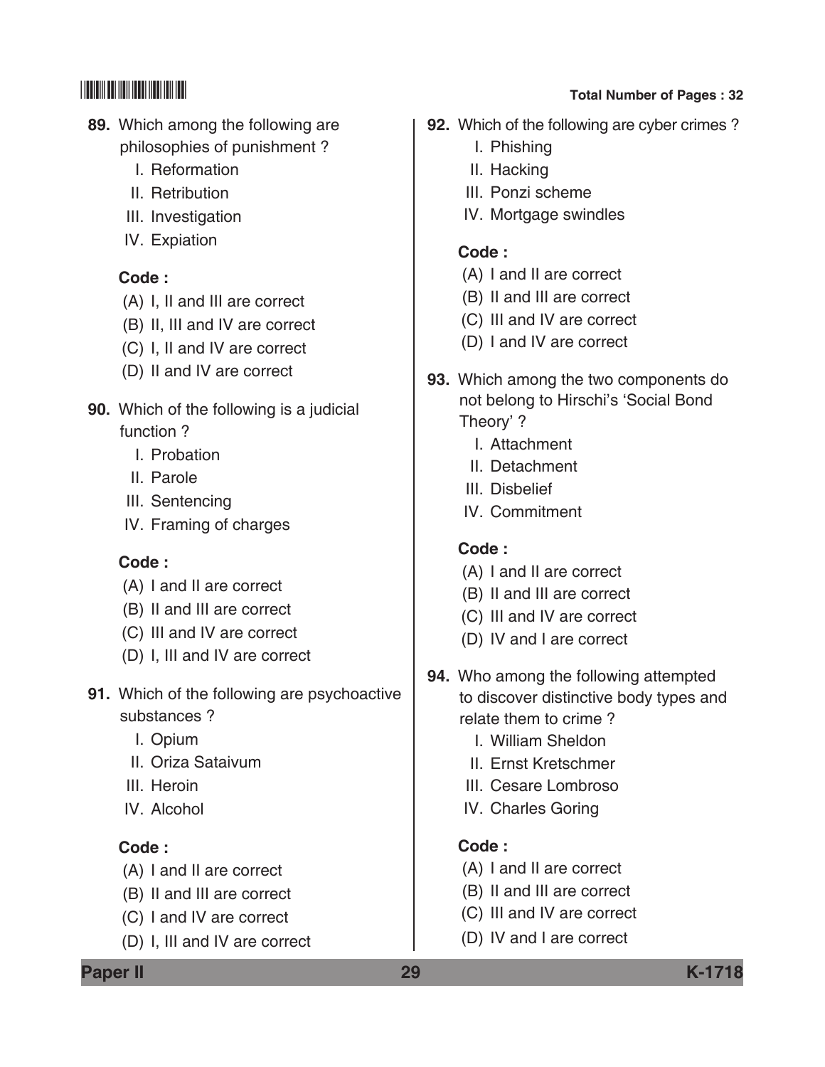89. Which among the following are philosophies of punishment ?

I. Reformation
II. Retribution
III. Investigation
IV. Expiation

**Code :**

(A) I, II and III are correct
(B) II, III and IV are correct
(C) I, II and IV are correct
(D) II and IV are correct

90. Which of the following is a judicial function ?

I. Probation
II. Parole
III. Sentencing
IV. Framing of charges

**Code :**

(A) I and II are correct
(B) II and III are correct
(C) III and IV are correct
(D) I, III and IV are correct

91. Which of the following are psychoactive substances ?

I. Opium
II. Oriza Sataivum
III. Heroin
IV. Alcohol

**Code :**

(A) I and II are correct
(B) II and III are correct
(C) I and IV are correct
(D) I, III and IV are correct

92. Which of the following are cyber crimes ?

I. Phishing
II. Hacking
III. Ponzi scheme
IV. Mortgage swindles

**Code :**

(A) I and II are correct
(B) II and III are correct
(C) III and IV are correct
(D) I and IV are correct

93. Which among the two components do not belong to Hirschi's 'Social Bond Theory' ?

I. Attachment
II. Detachment
III. Disbelief
IV. Commitment

**Code :**

(A) I and II are correct
(B) II and III are correct
(C) III and IV are correct
(D) IV and I are correct

94. Who among the following attempted to discover distinctive body types and relate them to crime ?

I. William Sheldon
II. Ernst Kretschmer
III. Cesare Lombroso
IV. Charles Goring

**Code :**

(A) I and II are correct
(B) II and III are correct
(C) III and IV are correct
(D) IV and I are correct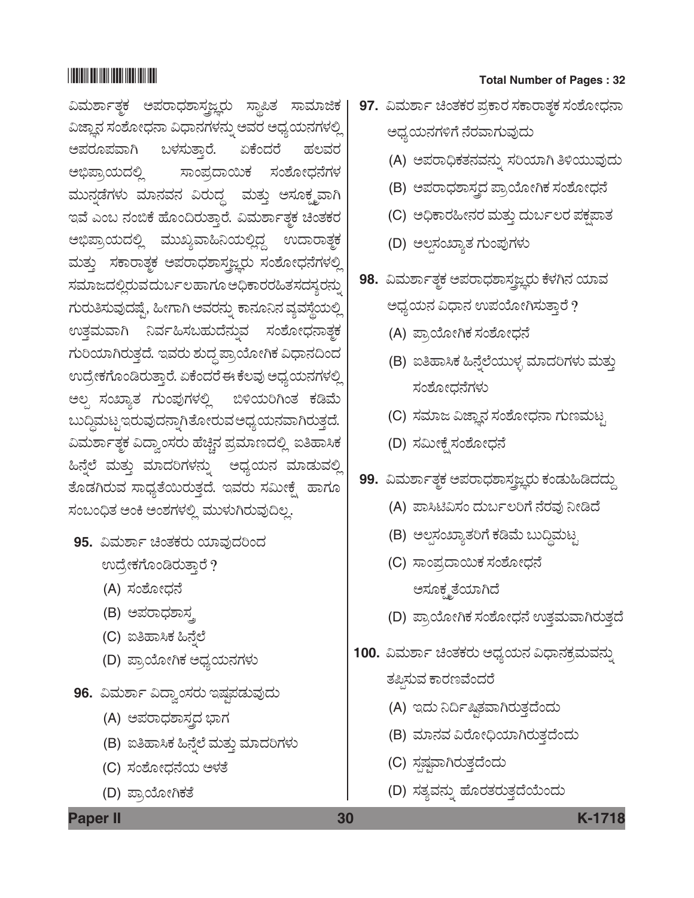ವಿಮರ್ಶಾತ್ಮಕ ಅಪರಾಧಶಾಸ್ತ್ರಜ್ಞರು ಸ್ಥಾಪಿತ ಸಾಮಾಜಿಕ ವಿಜ್ಞಾನ ಸಂಶೋಧನಾ ವಿಧಾನಗಳನ್ನು ಅವರ ಅಧ್ಯಯನಗಳಲ್ಲಿ ಅಪರೂಪವಾಗಿ ಬಳಸುತ್ತಾರೆ. ಏಕೆಂದರೆ ಹಲವರ ಅಭಿಪ್ರಾಯದಲ್ಲಿ ಸಾಂಪ್ರದಾಯಿಕ ಸಂಶೋಧನೆಗಳ ಮುನ್ನಡೆಗಳು ಮಾನವನ ವಿರುದ್ಧ ಮತ್ತು ಅಸೂಕ್ಷ್ಮವಾಗಿ ಇವೆ ಎಂಬ ನಂಬಿಕೆ ಹೊಂದಿರುತ್ತಾರೆ. ವಿಮರ್ಶಾತ್ಮಕ ಚಿಂತಕರ ಅಭಿಪ್ರಾಯದಲ್ಲಿ ಮುಖ್ಯವಾಹಿನಿಯಲ್ಲಿದ್ದ ಉದಾರಾತ್ಮಕ ಮತ್ತು ಸಕಾರಾತ್ಮಕ ಅಪರಾಧಶಾಸ್ತ್ರಜ್ಞರು ಸಂಶೋಧನೆಗಳಲ್ಲಿ ಸಮಾಜದಲ್ಲಿರುವ ದುರ್ಬಲಹಾಗೂ ಅಧಿಕಾರರಹಿತಸದಸ್ಯರನ್ನು ಗುರುತಿಸುವುದಷ್ಟೆ, ಹೀಗಾಗಿ ಅವರನ್ನು ಕಾನೂನಿನ ವ್ಯವಸ್ಥೆಯಲ್ಲಿ ಉತ್ತಮವಾಗಿ ನಿರ್ವಹಿಸಬಹುದೆನ್ನುವ ಸಂಶೋಧನಾತ್ಮಕ ಗುರಿಯಾಗಿರುತ್ತದೆ. ಇವರು ಶುದ್ಧ ಪ್ರಾಯೋಗಿಕ ವಿಧಾನದಿಂದ ಉದ್ರೇಕಗೊಂಡಿರುತ್ತಾರೆ. ಏಕೆಂದರೆ ಈ ಕೆಲವು ಅಧ್ಯಯನಗಳಲ್ಲಿ ಅಲ್ಪ ಸಂಖ್ಯಾತ ಗುಂಪುಗಳಲ್ಲಿ ಬಿಳಿಯರಿಗಿಂತ ಕಡಿಮೆ ಬುದ್ಧಿಮಟ್ಟ ಇರುವುದನ್ನಾಗಿ ತೋರುವ ಅಧ್ಯಯನವಾಗಿರುತ್ತದೆ. ವಿಮರ್ಶಾತ್ಮಕ ವಿದ್ವಾಂಸರು ಹೆಚ್ಚಿನ ಪ್ರಮಾಣದಲ್ಲಿ ಐತಿಹಾಸಿಕ ಹಿನ್ನೆಲೆ ಮತ್ತು ಮಾದರಿಗಳನ್ನು ಅಧ್ಯಯನ ಮಾಡುವಲ್ಲಿ ತೊಡಗಿರುವ ಸಾಧ್ಯತೆಯಿರುತ್ತದೆ. ಇವರು ಸಮೀಕ್ಷೆ ಹಾಗೂ ಸಂಬಂಧಿತ ಅಂಕಿ ಅಂಶಗಳಲ್ಲಿ ಮುಳುಗಿರುವುದಿಲ್ಲ.

**95.** ವಿಮರ್ಶಾ ಚಿಂತಕರು ಯಾವುದರಿಂದ ಉದ್ರೇಕಗೊಂಡಿರುತ್ತಾರೆ ?

(A) ಸಂಶೋಧನೆ

(B) ಅಪರಾಧಶಾಸ್ತ್ರ

(C) ಐತಿಹಾಸಿಕ ಹಿನ್ನೆಲೆ

(D) ಪ್ರಾಯೋಗಿಕ ಅಧ್ಯಯನಗಳು

**96.** ವಿಮರ್ಶಾ ವಿದ್ವಾಂಸರು ಇಷ್ಟಪಡುವುದು

(A) ಅಪರಾಧಶಾಸ್ತ್ರದ ಭಾಗ

(B) ಐತಿಹಾಸಿಕ ಹಿನ್ನೆಲೆ ಮತ್ತು ಮಾದರಿಗಳು

(C) ಸಂಶೋಧನೆಯ ಆಳತೆ

(D) ಪ್ರಾಯೋಗಿಕತೆ

**97.** ವಿಮರ್ಶಾ ಚಿಂತಕರ ಪ್ರಕಾರ ಸಕಾರಾತ್ಮಕ ಸಂಶೋಧನಾ ಅಧ್ಯಯನಗಳಿಗೆ ನೆರವಾಗುವುದು

(A) ಅಪರಾಧಿಕತನವನ್ನು ಸರಿಯಾಗಿ ತಿಳಿಯುವುದು

(B) ಅಪರಾಧಶಾಸ್ತ್ರದ ಪ್ರಾಯೋಗಿಕ ಸಂಶೋಧನೆ

(C) ಅಧಿಕಾರಹೀನರ ಮತ್ತು ದುರ್ಬಲರ ಪಕ್ಷಪಾತ

(D) ಅಲ್ಪಸಂಖ್ಯಾತ ಗುಂಪುಗಳು

**98.** ವಿಮರ್ಶಾತ್ಮಕ ಅಪರಾಧಶಾಸ್ತ್ರಜ್ಞರು ಕೆಳಗಿನ ಯಾವ ಅಧ್ಯಯನ ವಿಧಾನ ಉಪಯೋಗಿಸುತ್ತಾರೆ ?

(A) ಪ್ರಾಯೋಗಿಕ ಸಂಶೋಧನೆ

(B) ಐತಿಹಾಸಿಕ ಹಿನ್ನೆಲೆಯುಳ್ಳ ಮಾದರಿಗಳು ಮತ್ತು ಸಂಶೋಧನೆಗಳು

(C) ಸಮಾಜ ವಿಜ್ಞಾನ ಸಂಶೋಧನಾ ಗುಣಮಟ್ಟ

(D) ಸಮೀಕ್ಷೆ ಸಂಶೋಧನೆ

**99.** ವಿಮರ್ಶಾತ್ಮಕ ಅಪರಾಧಶಾಸ್ತ್ರಜ್ಞರು ಕಂಡುಹಿಡಿದದ್ದು

(A) ಪಾಸಿಟಿವಿಸಂ ದುರ್ಬಲರಿಗೆ ನೆರವು ನೀಡಿದೆ

(B) ಅಲ್ಪಸಂಖ್ಯಾತರಿಗೆ ಕಡಿಮೆ ಬುದ್ಧಿಮಟ್ಟ

(C) ಸಾಂಪ್ರದಾಯಿಕ ಸಂಶೋಧನೆ ಅಸೂಕ್ಷ್ಮತೆಯಾಗಿದೆ

(D) ಪ್ರಾಯೋಗಿಕ ಸಂಶೋಧನೆ ಉತ್ತಮವಾಗಿರುತ್ತದೆ

**100.** ವಿಮರ್ಶಾ ಚಿಂತಕರು ಅಧ್ಯಯನ ವಿಧಾನಕ್ರಮವನ್ನು ತಪ್ಪಿಸುವ ಕಾರಣವೇಂದರೆ

(A) ಇದು ನಿರ್ದಿಷ್ಟವಾಗಿರುತ್ತದೆಂದು

(B) ಮಾನವ ವಿರೋಧಿಯಾಗಿರುತ್ತದೆಂದು

(C) ಸ್ಪಷ್ಟವಾಗಿರುತ್ತದೆಂದು

(D) ಸತ್ಯವನ್ನು ಹೊರತರುತ್ತದೆಯೆಂದು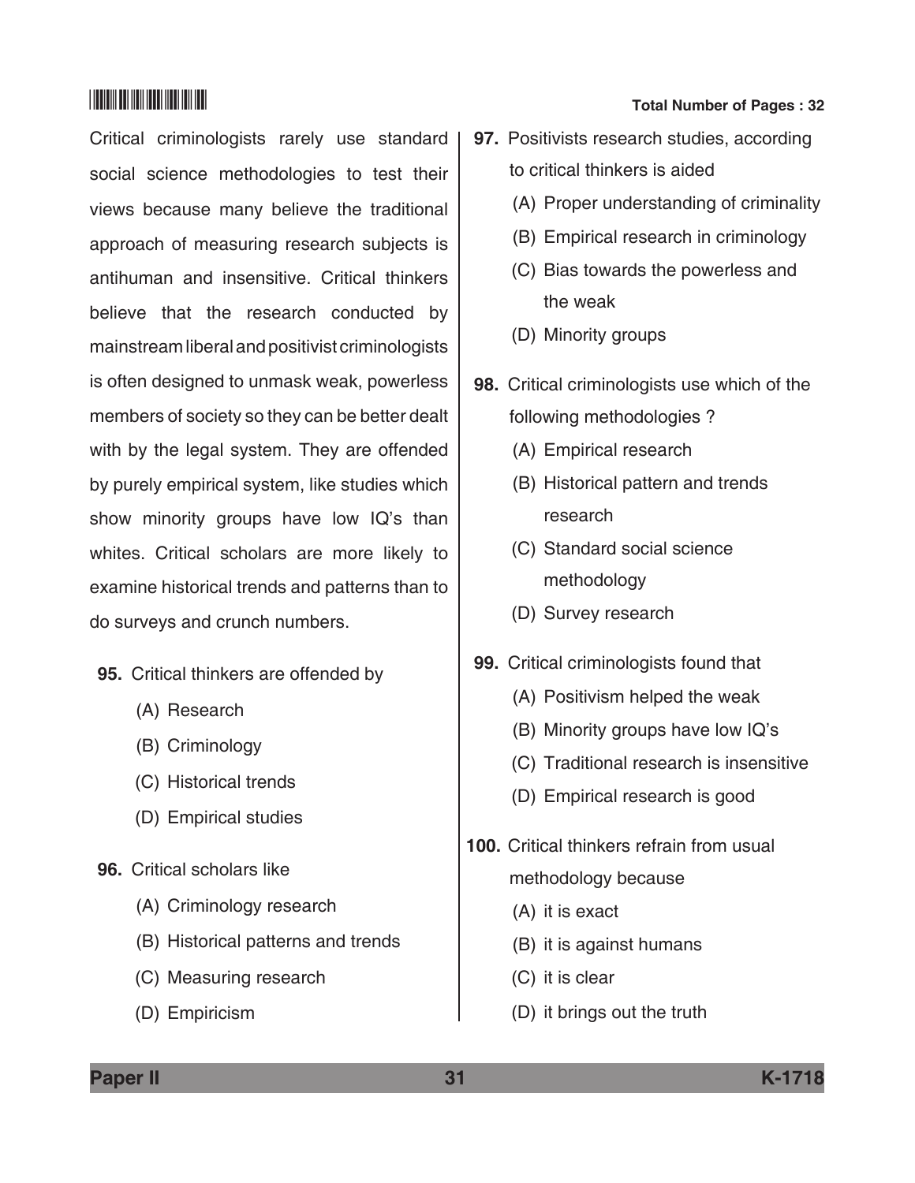Critical criminologists rarely use standard social science methodologies to test their views because many believe the traditional approach of measuring research subjects is antihuman and insensitive. Critical thinkers believe that the research conducted by mainstream liberal and positivist criminologists is often designed to unmask weak, powerless members of society so they can be better dealt with by the legal system. They are offended by purely empirical system, like studies which show minority groups have low IQ's than whites. Critical scholars are more likely to examine historical trends and patterns than to do surveys and crunch numbers.

**95.** Critical thinkers are offended by

(A) Research

(B) Criminology

(C) Historical trends

(D) Empirical studies

**96.** Critical scholars like

(A) Criminology research

(B) Historical patterns and trends

(C) Measuring research

(D) Empiricism

**97.** Positivists research studies, according to critical thinkers is aided

(A) Proper understanding of criminality

(B) Empirical research in criminology

(C) Bias towards the powerless and the weak

(D) Minority groups

**98.** Critical criminologists use which of the following methodologies ?

(A) Empirical research

(B) Historical pattern and trends research

(C) Standard social science methodology

(D) Survey research

**99.** Critical criminologists found that

(A) Positivism helped the weak

(B) Minority groups have low IQ's

(C) Traditional research is insensitive

(D) Empirical research is good

**100.** Critical thinkers refrain from usual methodology because

(A) it is exact

(B) it is against humans

(C) it is clear

(D) it brings out the truth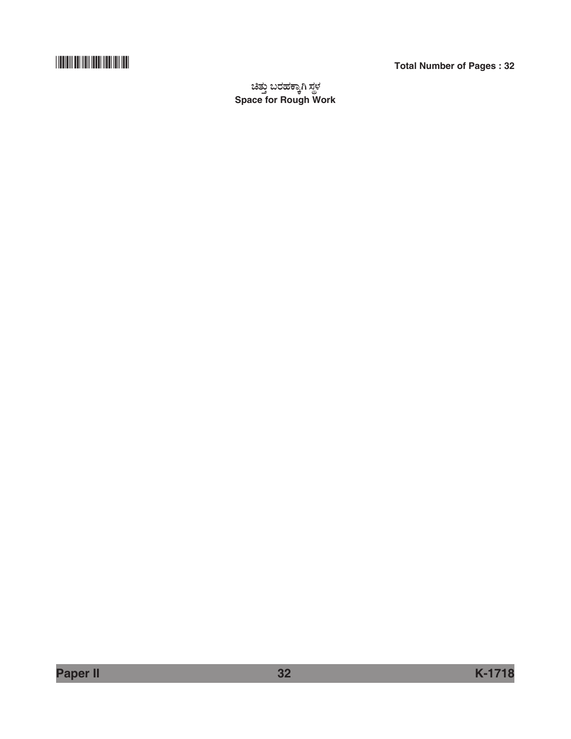Total Number of Pages : 32

ಚಿತ್ತು ಬರಹಕ್ಕಾಗಿ ಸ್ಥಳ
**Space for Rough Work**